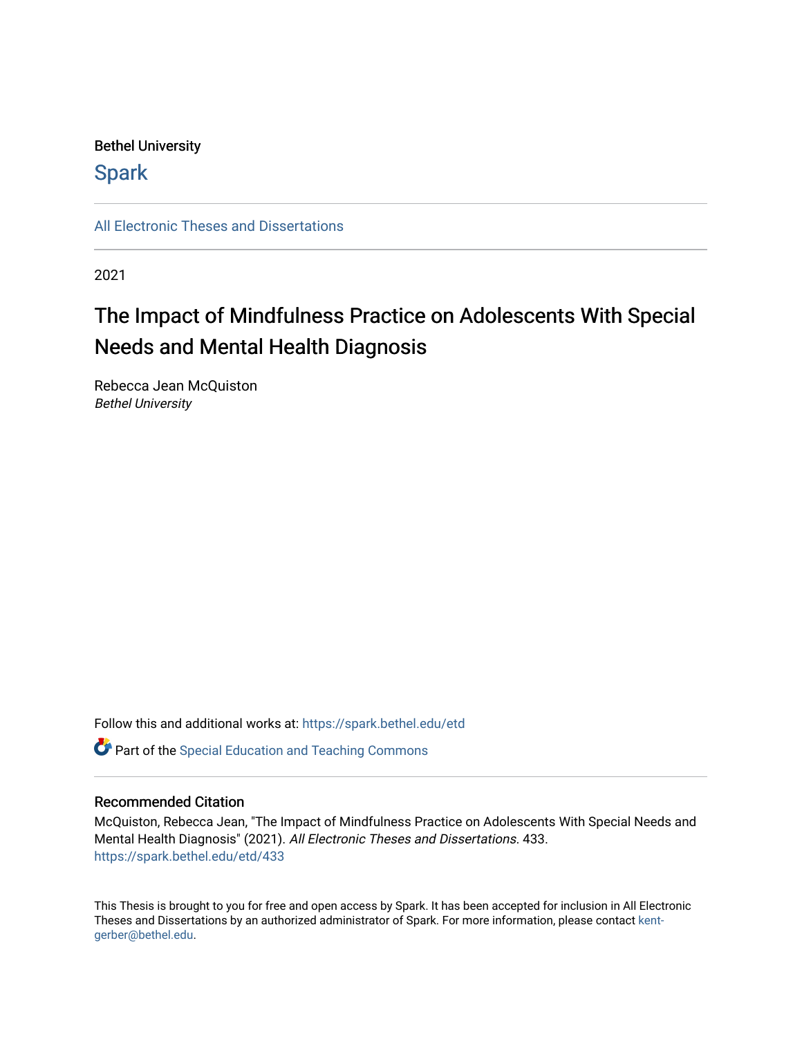Bethel University

Spark

All Electronic Theses and Dissertations

2021

# The Impact of Mindfulness Practice on Adolescents With Special Needs and Mental Health Diagnosis

Rebecca Jean McQuiston
*Bethel University*

Follow this and additional works at: https://spark.bethel.edu/etd

Part of the Special Education and Teaching Commons

### Recommended Citation

McQuiston, Rebecca Jean, "The Impact of Mindfulness Practice on Adolescents With Special Needs and Mental Health Diagnosis" (2021). *All Electronic Theses and Dissertations*. 433.
https://spark.bethel.edu/etd/433

This Thesis is brought to you for free and open access by Spark. It has been accepted for inclusion in All Electronic Theses and Dissertations by an authorized administrator of Spark. For more information, please contact kent-gerber@bethel.edu.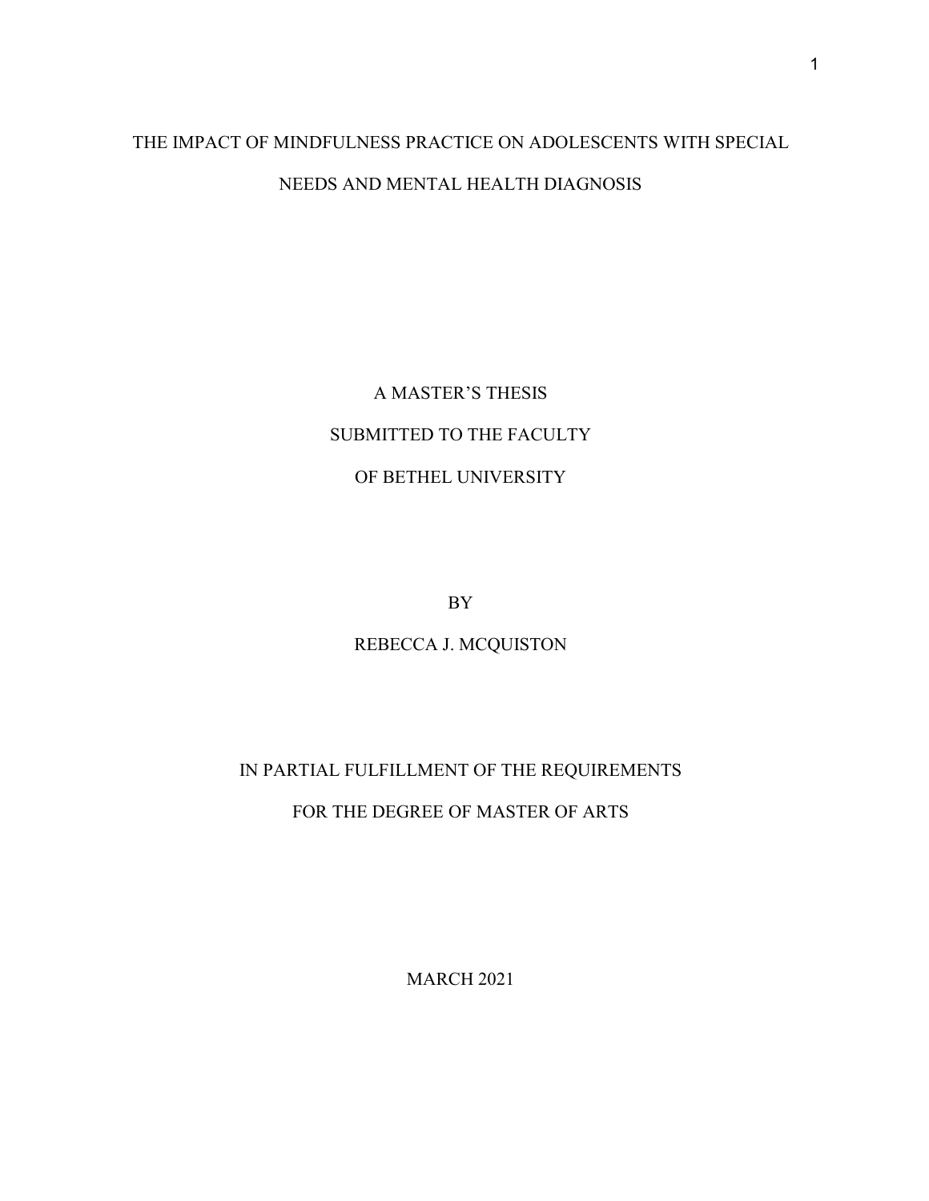# THE IMPACT OF MINDFULNESS PRACTICE ON ADOLESCENTS WITH SPECIAL NEEDS AND MENTAL HEALTH DIAGNOSIS

A MASTER'S THESIS

SUBMITTED TO THE FACULTY

OF BETHEL UNIVERSITY

BY

REBECCA J. MCQUISTON

IN PARTIAL FULFILLMENT OF THE REQUIREMENTS

FOR THE DEGREE OF MASTER OF ARTS

MARCH 2021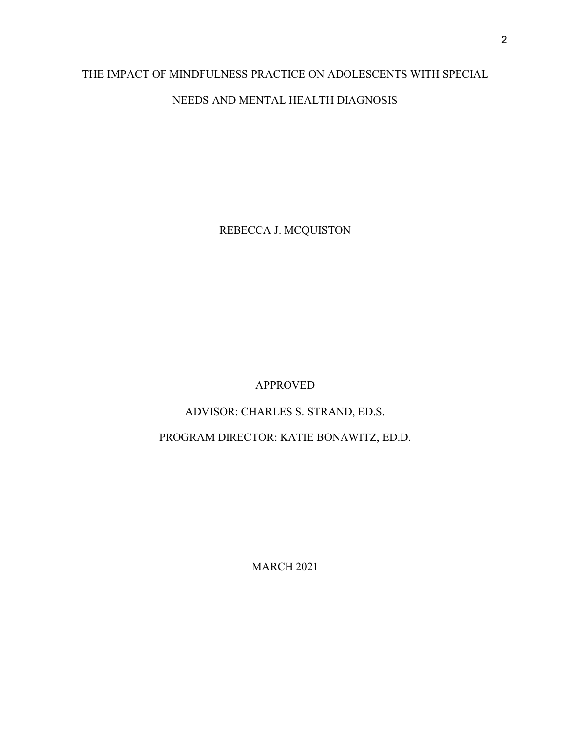THE IMPACT OF MINDFULNESS PRACTICE ON ADOLESCENTS WITH SPECIAL NEEDS AND MENTAL HEALTH DIAGNOSIS

REBECCA J. MCQUISTON

APPROVED

ADVISOR: CHARLES S. STRAND, ED.S.

PROGRAM DIRECTOR: KATIE BONAWITZ, ED.D.

MARCH 2021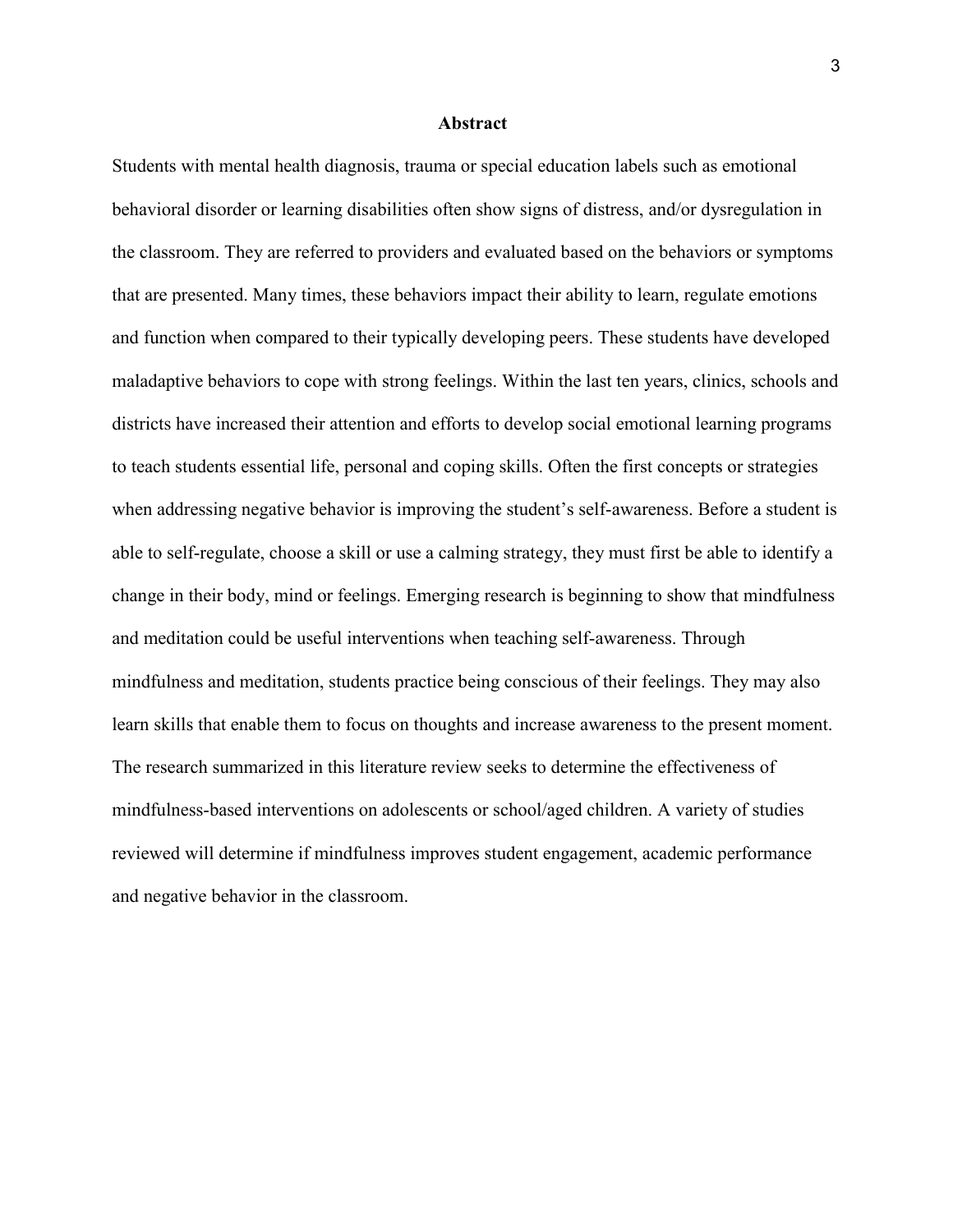# Abstract

Students with mental health diagnosis, trauma or special education labels such as emotional behavioral disorder or learning disabilities often show signs of distress, and/or dysregulation in the classroom. They are referred to providers and evaluated based on the behaviors or symptoms that are presented. Many times, these behaviors impact their ability to learn, regulate emotions and function when compared to their typically developing peers. These students have developed maladaptive behaviors to cope with strong feelings. Within the last ten years, clinics, schools and districts have increased their attention and efforts to develop social emotional learning programs to teach students essential life, personal and coping skills. Often the first concepts or strategies when addressing negative behavior is improving the student's self-awareness. Before a student is able to self-regulate, choose a skill or use a calming strategy, they must first be able to identify a change in their body, mind or feelings. Emerging research is beginning to show that mindfulness and meditation could be useful interventions when teaching self-awareness. Through mindfulness and meditation, students practice being conscious of their feelings. They may also learn skills that enable them to focus on thoughts and increase awareness to the present moment. The research summarized in this literature review seeks to determine the effectiveness of mindfulness-based interventions on adolescents or school/aged children. A variety of studies reviewed will determine if mindfulness improves student engagement, academic performance and negative behavior in the classroom.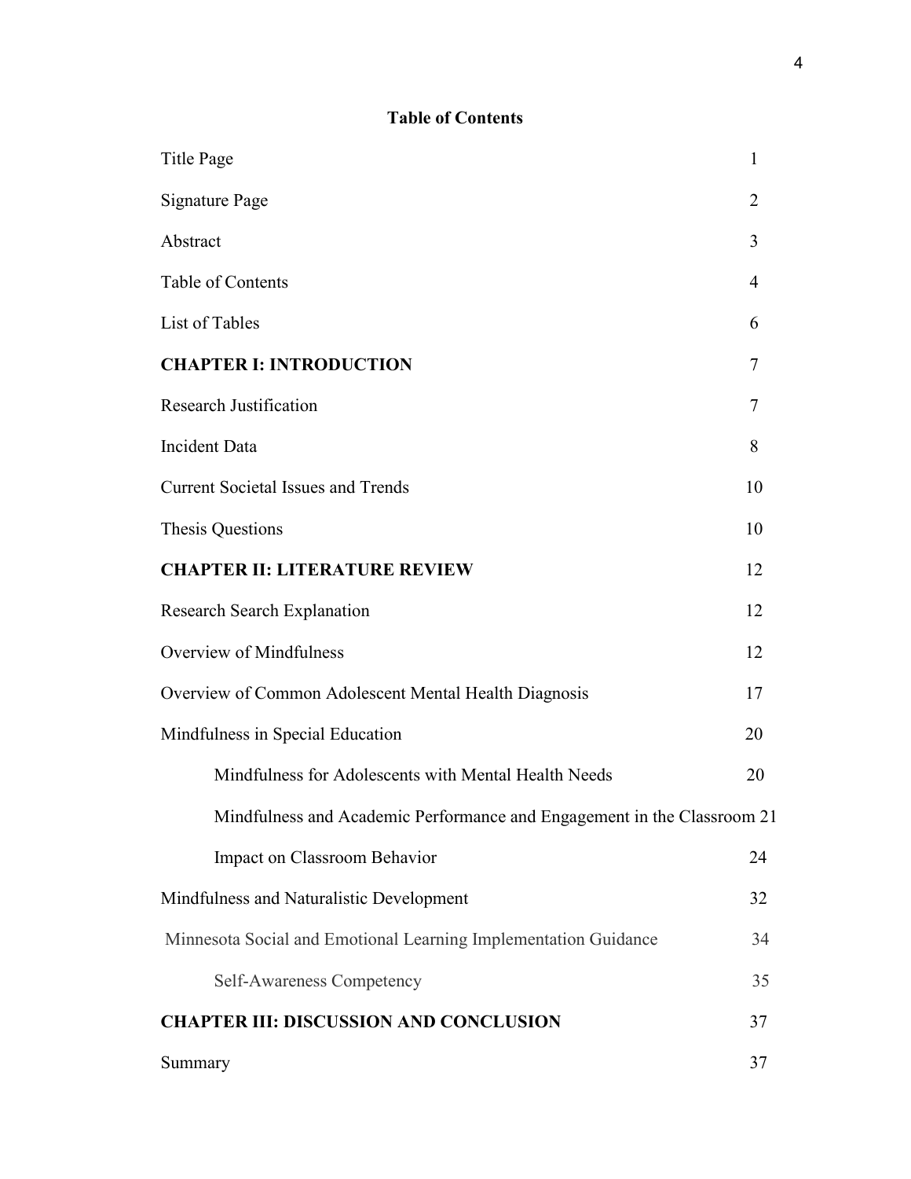**Table of Contents**

| | |
|---|---|
| Title Page | 1 |
| Signature Page | 2 |
| Abstract | 3 |
| Table of Contents | 4 |
| List of Tables | 6 |
| **CHAPTER I: INTRODUCTION** | 7 |
| Research Justification | 7 |
| Incident Data | 8 |
| Current Societal Issues and Trends | 10 |
| Thesis Questions | 10 |
| **CHAPTER II: LITERATURE REVIEW** | 12 |
| Research Search Explanation | 12 |
| Overview of Mindfulness | 12 |
| Overview of Common Adolescent Mental Health Diagnosis | 17 |
| Mindfulness in Special Education | 20 |
| &nbsp;&nbsp;&nbsp;&nbsp;Mindfulness for Adolescents with Mental Health Needs | 20 |
| &nbsp;&nbsp;&nbsp;&nbsp;Mindfulness and Academic Performance and Engagement in the Classroom | 21 |
| &nbsp;&nbsp;&nbsp;&nbsp;Impact on Classroom Behavior | 24 |
| Mindfulness and Naturalistic Development | 32 |
| Minnesota Social and Emotional Learning Implementation Guidance | 34 |
| &nbsp;&nbsp;&nbsp;&nbsp;Self-Awareness Competency | 35 |
| **CHAPTER III: DISCUSSION AND CONCLUSION** | 37 |
| Summary | 37 |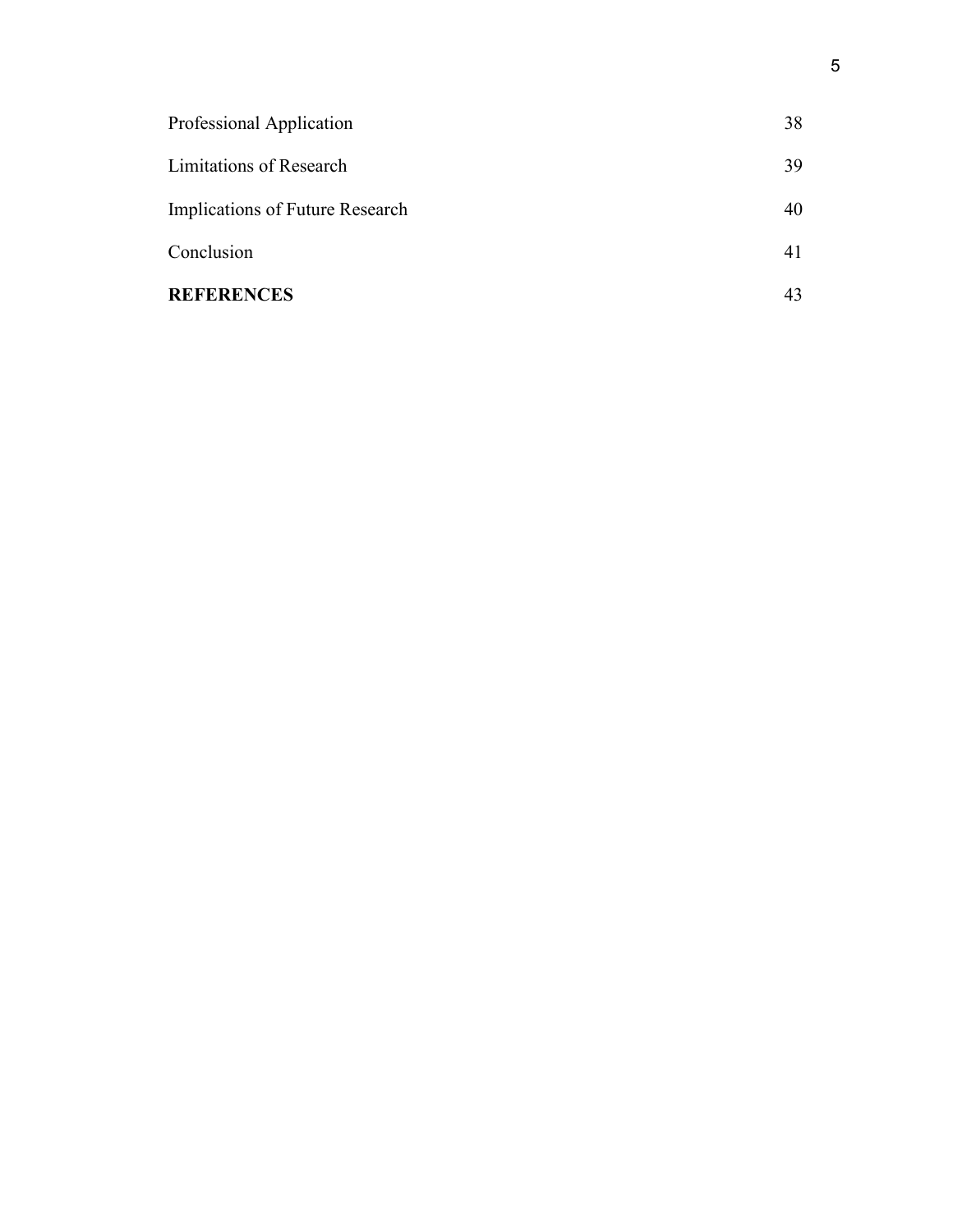| | |
|---|---|
| Professional Application | 38 |
| Limitations of Research | 39 |
| Implications of Future Research | 40 |
| Conclusion | 41 |
| **REFERENCES** | 43 |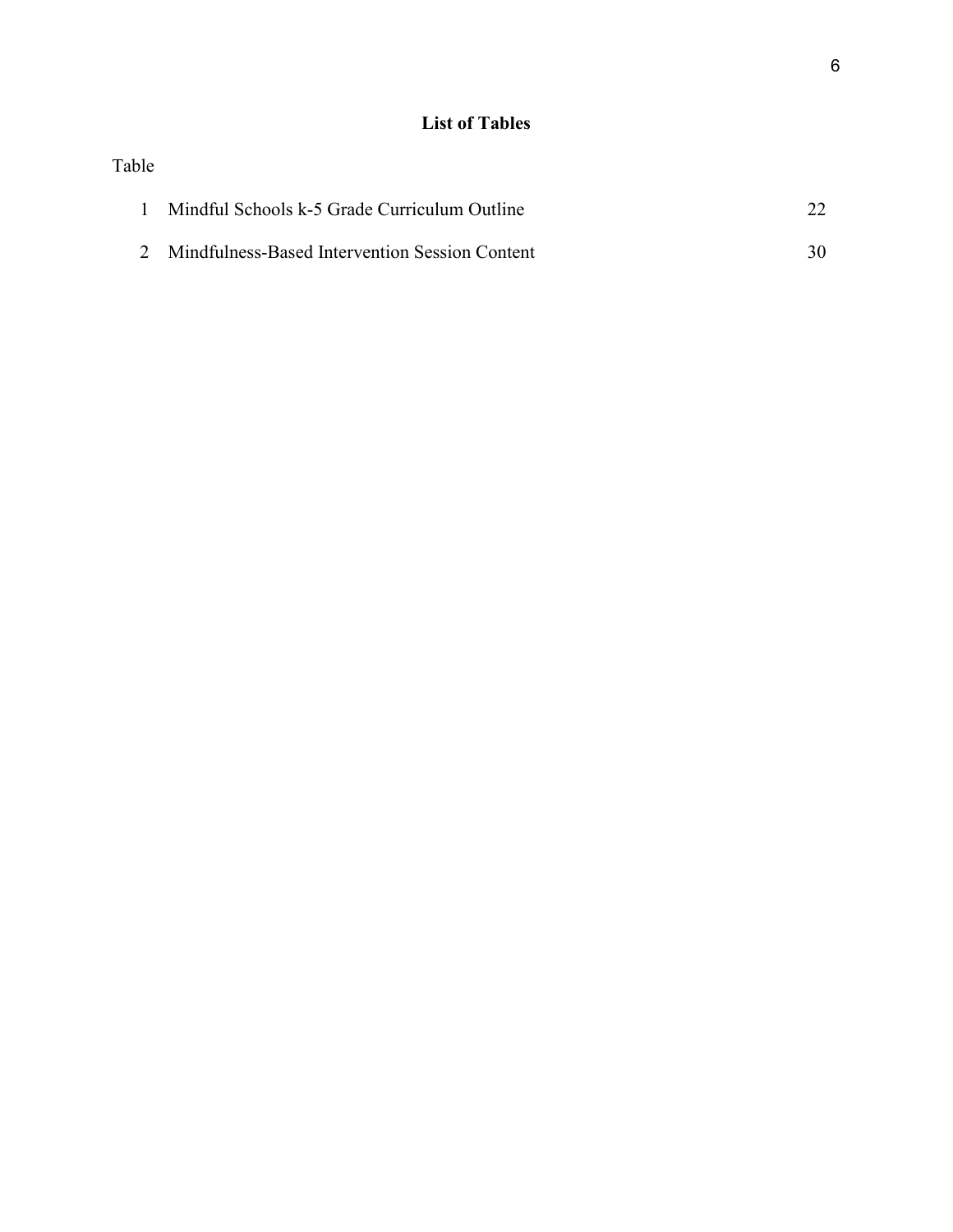## List of Tables

| Table | | |
|---|---|---|
| 1 | Mindful Schools k-5 Grade Curriculum Outline | 22 |
| 2 | Mindfulness-Based Intervention Session Content | 30 |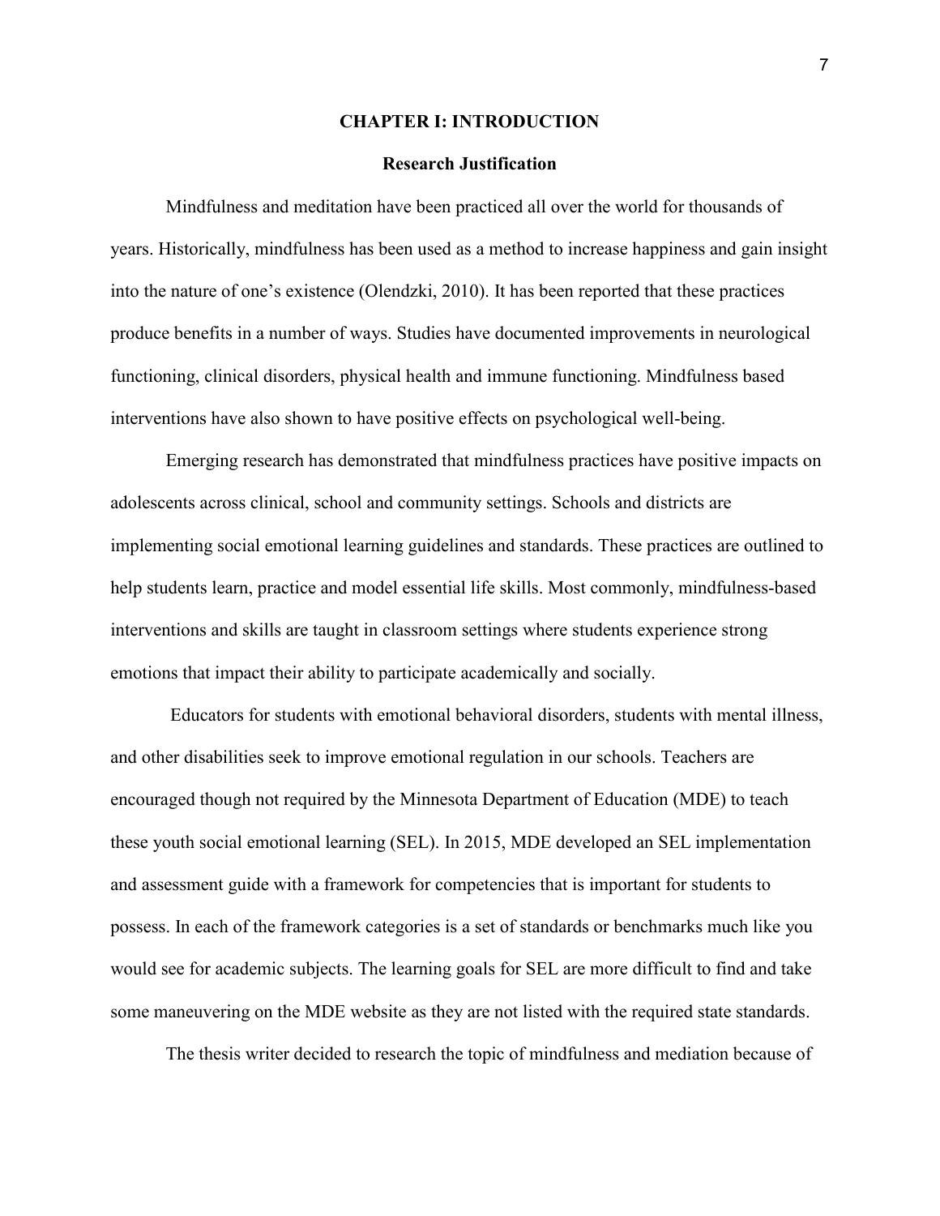# CHAPTER I: INTRODUCTION

## Research Justification

Mindfulness and meditation have been practiced all over the world for thousands of years. Historically, mindfulness has been used as a method to increase happiness and gain insight into the nature of one's existence (Olendzki, 2010). It has been reported that these practices produce benefits in a number of ways. Studies have documented improvements in neurological functioning, clinical disorders, physical health and immune functioning. Mindfulness based interventions have also shown to have positive effects on psychological well-being.

Emerging research has demonstrated that mindfulness practices have positive impacts on adolescents across clinical, school and community settings. Schools and districts are implementing social emotional learning guidelines and standards. These practices are outlined to help students learn, practice and model essential life skills. Most commonly, mindfulness-based interventions and skills are taught in classroom settings where students experience strong emotions that impact their ability to participate academically and socially.

Educators for students with emotional behavioral disorders, students with mental illness, and other disabilities seek to improve emotional regulation in our schools. Teachers are encouraged though not required by the Minnesota Department of Education (MDE) to teach these youth social emotional learning (SEL). In 2015, MDE developed an SEL implementation and assessment guide with a framework for competencies that is important for students to possess. In each of the framework categories is a set of standards or benchmarks much like you would see for academic subjects. The learning goals for SEL are more difficult to find and take some maneuvering on the MDE website as they are not listed with the required state standards.

The thesis writer decided to research the topic of mindfulness and mediation because of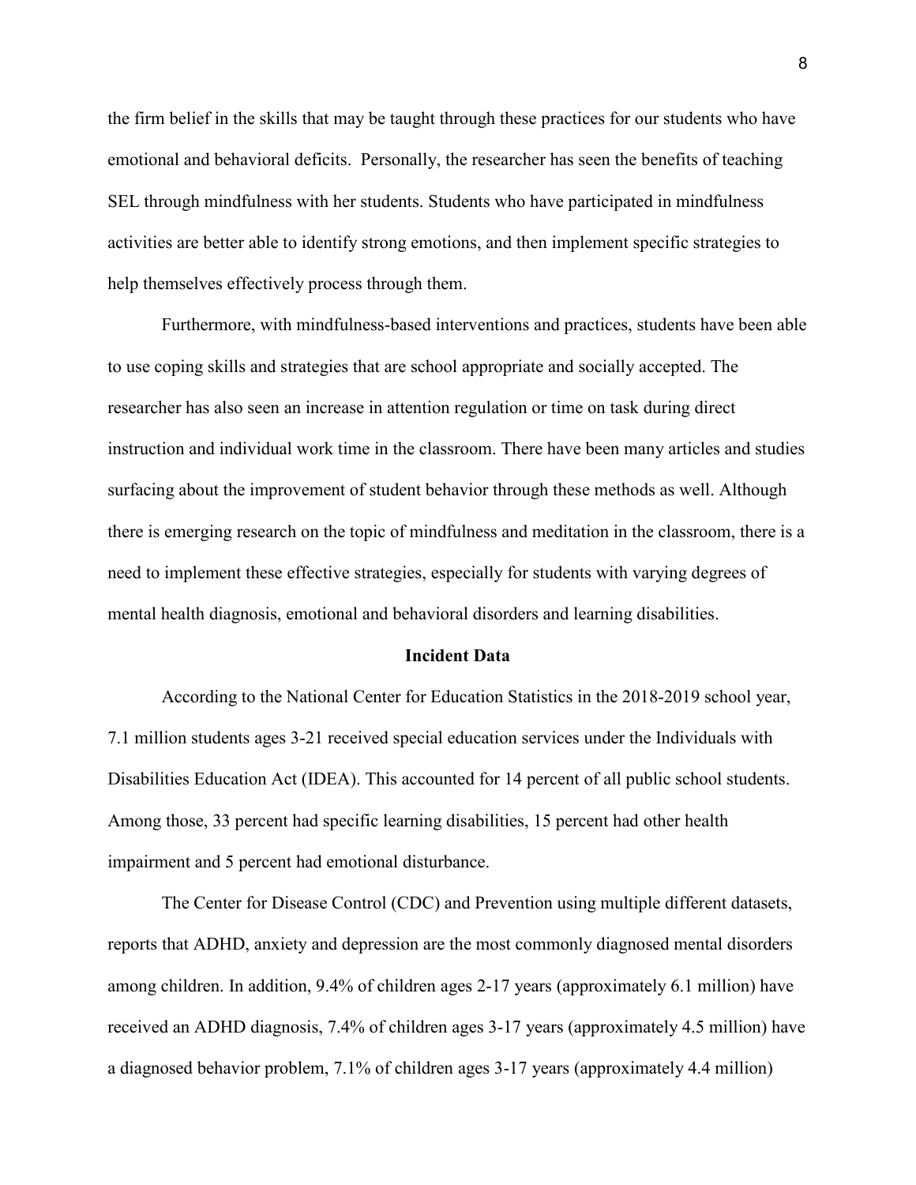the firm belief in the skills that may be taught through these practices for our students who have emotional and behavioral deficits. Personally, the researcher has seen the benefits of teaching SEL through mindfulness with her students. Students who have participated in mindfulness activities are better able to identify strong emotions, and then implement specific strategies to help themselves effectively process through them.

Furthermore, with mindfulness-based interventions and practices, students have been able to use coping skills and strategies that are school appropriate and socially accepted. The researcher has also seen an increase in attention regulation or time on task during direct instruction and individual work time in the classroom. There have been many articles and studies surfacing about the improvement of student behavior through these methods as well. Although there is emerging research on the topic of mindfulness and meditation in the classroom, there is a need to implement these effective strategies, especially for students with varying degrees of mental health diagnosis, emotional and behavioral disorders and learning disabilities.

## Incident Data

According to the National Center for Education Statistics in the 2018-2019 school year, 7.1 million students ages 3-21 received special education services under the Individuals with Disabilities Education Act (IDEA). This accounted for 14 percent of all public school students. Among those, 33 percent had specific learning disabilities, 15 percent had other health impairment and 5 percent had emotional disturbance.

The Center for Disease Control (CDC) and Prevention using multiple different datasets, reports that ADHD, anxiety and depression are the most commonly diagnosed mental disorders among children. In addition, 9.4% of children ages 2-17 years (approximately 6.1 million) have received an ADHD diagnosis, 7.4% of children ages 3-17 years (approximately 4.5 million) have a diagnosed behavior problem, 7.1% of children ages 3-17 years (approximately 4.4 million)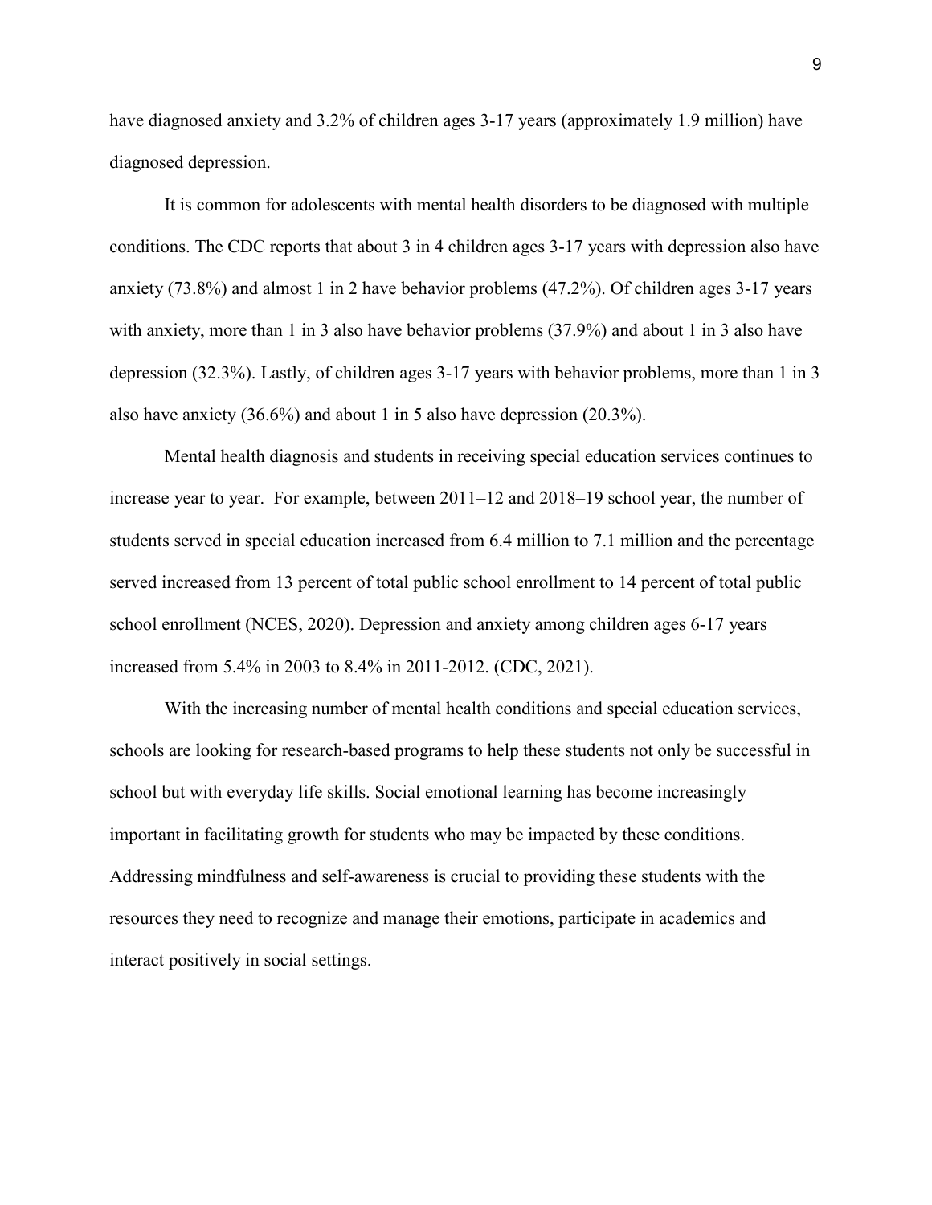have diagnosed anxiety and 3.2% of children ages 3-17 years (approximately 1.9 million) have diagnosed depression.

It is common for adolescents with mental health disorders to be diagnosed with multiple conditions. The CDC reports that about 3 in 4 children ages 3-17 years with depression also have anxiety (73.8%) and almost 1 in 2 have behavior problems (47.2%). Of children ages 3-17 years with anxiety, more than 1 in 3 also have behavior problems (37.9%) and about 1 in 3 also have depression (32.3%). Lastly, of children ages 3-17 years with behavior problems, more than 1 in 3 also have anxiety (36.6%) and about 1 in 5 also have depression (20.3%).

Mental health diagnosis and students in receiving special education services continues to increase year to year. For example, between 2011–12 and 2018–19 school year, the number of students served in special education increased from 6.4 million to 7.1 million and the percentage served increased from 13 percent of total public school enrollment to 14 percent of total public school enrollment (NCES, 2020). Depression and anxiety among children ages 6-17 years increased from 5.4% in 2003 to 8.4% in 2011-2012. (CDC, 2021).

With the increasing number of mental health conditions and special education services, schools are looking for research-based programs to help these students not only be successful in school but with everyday life skills. Social emotional learning has become increasingly important in facilitating growth for students who may be impacted by these conditions. Addressing mindfulness and self-awareness is crucial to providing these students with the resources they need to recognize and manage their emotions, participate in academics and interact positively in social settings.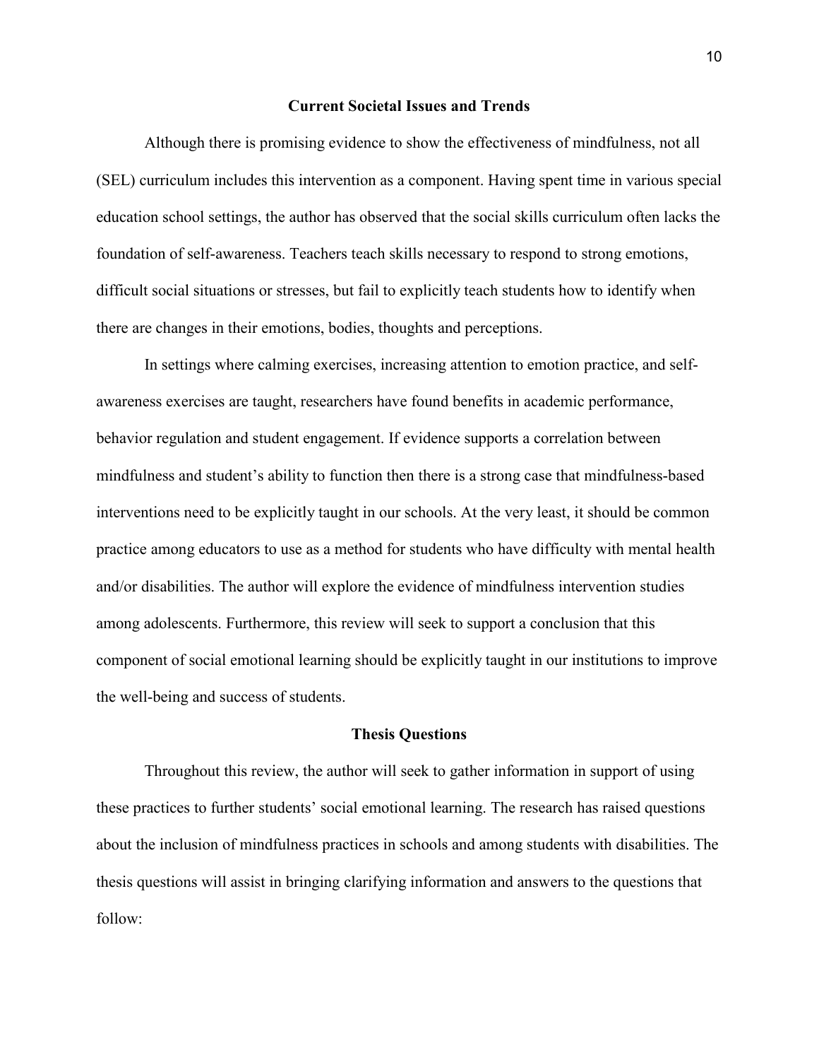## Current Societal Issues and Trends

Although there is promising evidence to show the effectiveness of mindfulness, not all (SEL) curriculum includes this intervention as a component. Having spent time in various special education school settings, the author has observed that the social skills curriculum often lacks the foundation of self-awareness. Teachers teach skills necessary to respond to strong emotions, difficult social situations or stresses, but fail to explicitly teach students how to identify when there are changes in their emotions, bodies, thoughts and perceptions.

In settings where calming exercises, increasing attention to emotion practice, and self-awareness exercises are taught, researchers have found benefits in academic performance, behavior regulation and student engagement. If evidence supports a correlation between mindfulness and student's ability to function then there is a strong case that mindfulness-based interventions need to be explicitly taught in our schools. At the very least, it should be common practice among educators to use as a method for students who have difficulty with mental health and/or disabilities. The author will explore the evidence of mindfulness intervention studies among adolescents. Furthermore, this review will seek to support a conclusion that this component of social emotional learning should be explicitly taught in our institutions to improve the well-being and success of students.

## Thesis Questions

Throughout this review, the author will seek to gather information in support of using these practices to further students' social emotional learning. The research has raised questions about the inclusion of mindfulness practices in schools and among students with disabilities. The thesis questions will assist in bringing clarifying information and answers to the questions that follow: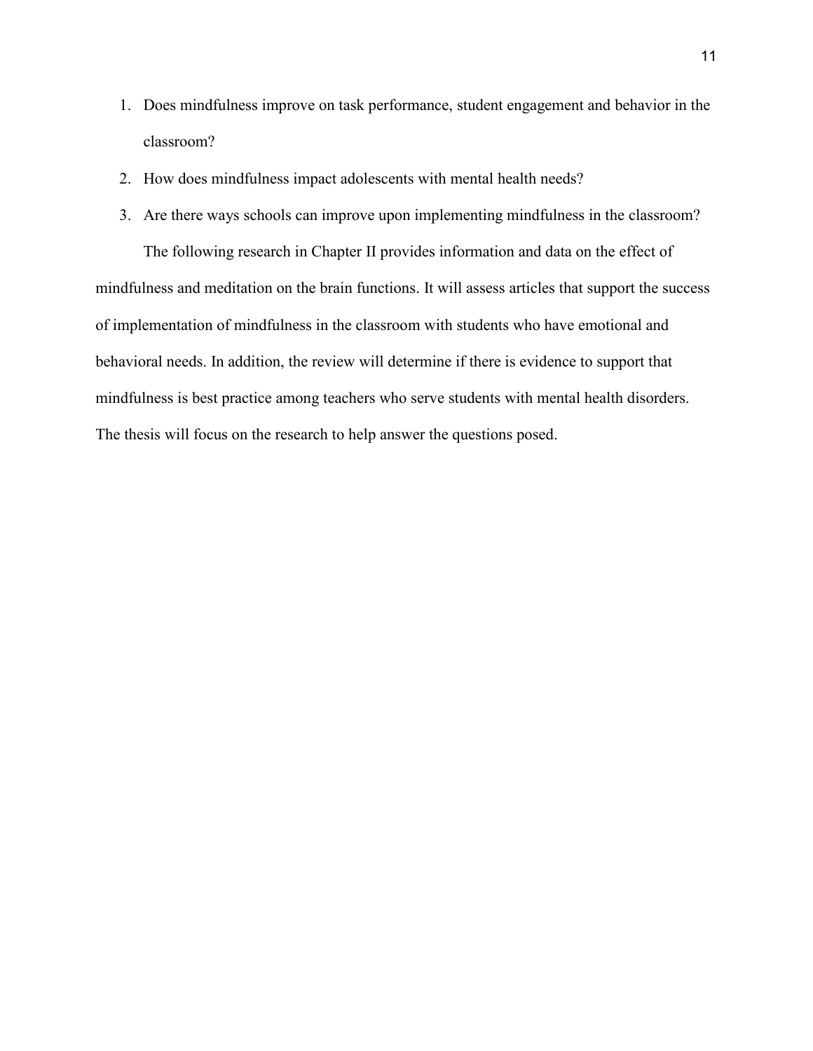1. Does mindfulness improve on task performance, student engagement and behavior in the classroom?
2. How does mindfulness impact adolescents with mental health needs?
3. Are there ways schools can improve upon implementing mindfulness in the classroom?

The following research in Chapter II provides information and data on the effect of mindfulness and meditation on the brain functions. It will assess articles that support the success of implementation of mindfulness in the classroom with students who have emotional and behavioral needs. In addition, the review will determine if there is evidence to support that mindfulness is best practice among teachers who serve students with mental health disorders. The thesis will focus on the research to help answer the questions posed.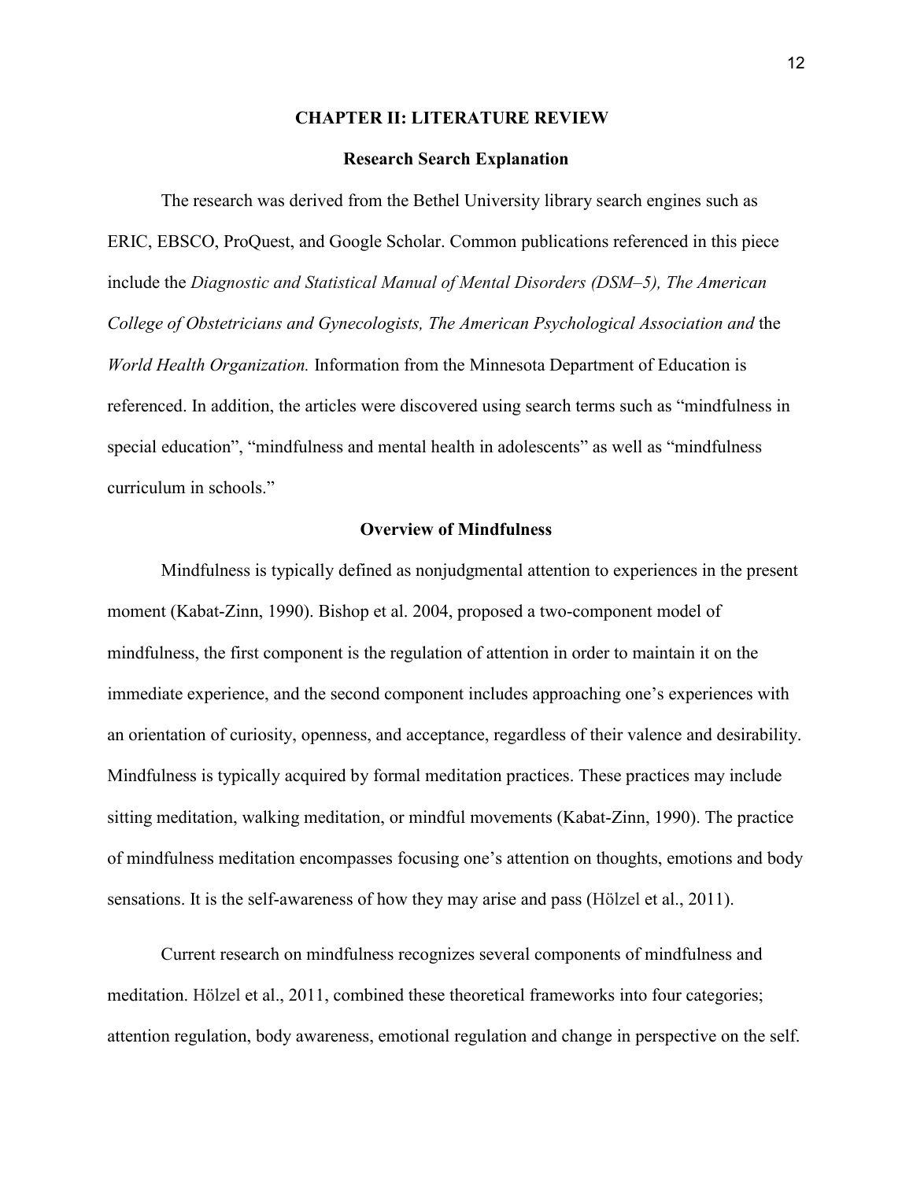# CHAPTER II: LITERATURE REVIEW

## Research Search Explanation

The research was derived from the Bethel University library search engines such as ERIC, EBSCO, ProQuest, and Google Scholar. Common publications referenced in this piece include the *Diagnostic and Statistical Manual of Mental Disorders (DSM–5), The American College of Obstetricians and Gynecologists, The American Psychological Association and* the *World Health Organization.* Information from the Minnesota Department of Education is referenced. In addition, the articles were discovered using search terms such as "mindfulness in special education", "mindfulness and mental health in adolescents" as well as "mindfulness curriculum in schools."

## Overview of Mindfulness

Mindfulness is typically defined as nonjudgmental attention to experiences in the present moment (Kabat-Zinn, 1990). Bishop et al. 2004, proposed a two-component model of mindfulness, the first component is the regulation of attention in order to maintain it on the immediate experience, and the second component includes approaching one's experiences with an orientation of curiosity, openness, and acceptance, regardless of their valence and desirability. Mindfulness is typically acquired by formal meditation practices. These practices may include sitting meditation, walking meditation, or mindful movements (Kabat-Zinn, 1990). The practice of mindfulness meditation encompasses focusing one's attention on thoughts, emotions and body sensations. It is the self-awareness of how they may arise and pass (Hölzel et al., 2011).

Current research on mindfulness recognizes several components of mindfulness and meditation. Hölzel et al., 2011, combined these theoretical frameworks into four categories; attention regulation, body awareness, emotional regulation and change in perspective on the self.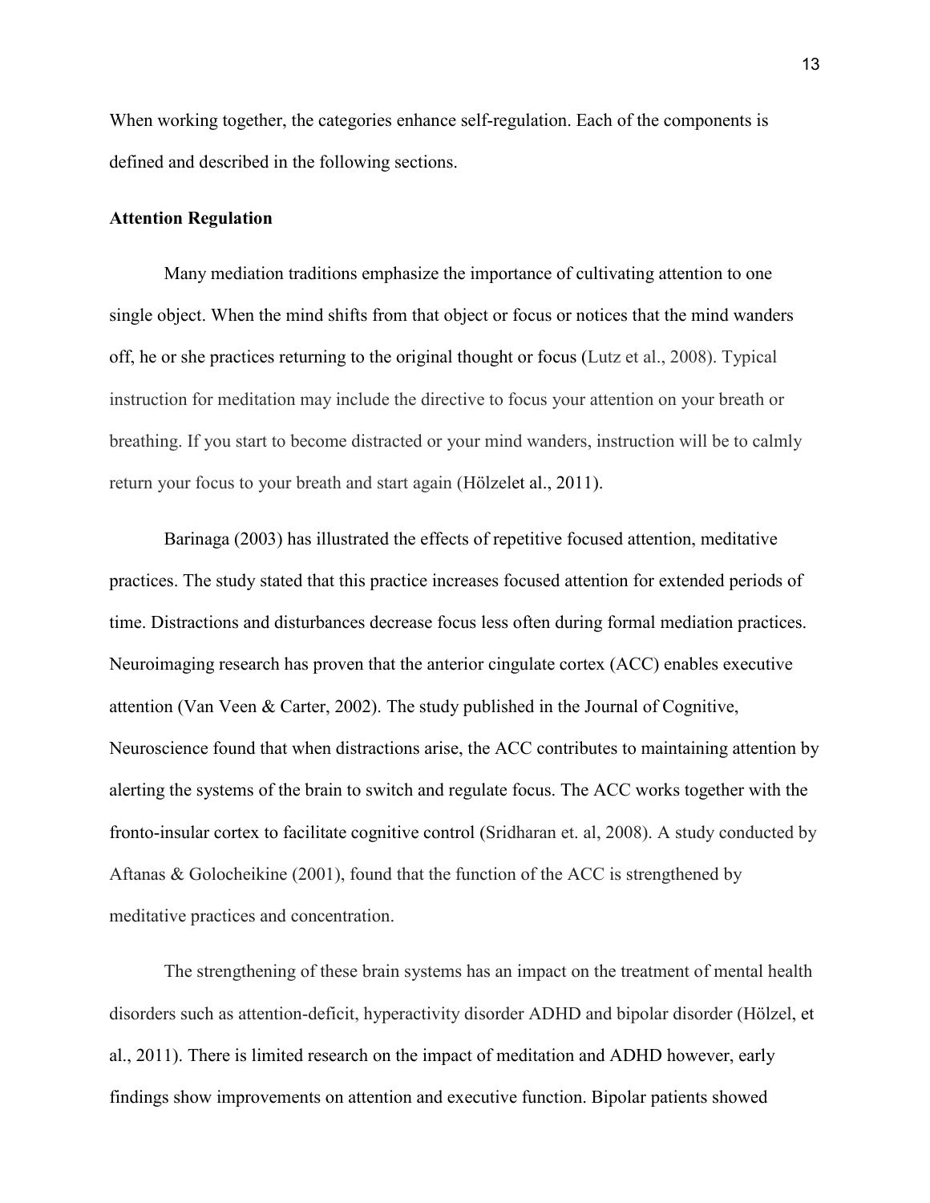When working together, the categories enhance self-regulation. Each of the components is defined and described in the following sections.

**Attention Regulation**

Many mediation traditions emphasize the importance of cultivating attention to one single object. When the mind shifts from that object or focus or notices that the mind wanders off, he or she practices returning to the original thought or focus (Lutz et al., 2008). Typical instruction for meditation may include the directive to focus your attention on your breath or breathing. If you start to become distracted or your mind wanders, instruction will be to calmly return your focus to your breath and start again (Hölzelet al., 2011).

Barinaga (2003) has illustrated the effects of repetitive focused attention, meditative practices. The study stated that this practice increases focused attention for extended periods of time. Distractions and disturbances decrease focus less often during formal mediation practices. Neuroimaging research has proven that the anterior cingulate cortex (ACC) enables executive attention (Van Veen & Carter, 2002). The study published in the Journal of Cognitive, Neuroscience found that when distractions arise, the ACC contributes to maintaining attention by alerting the systems of the brain to switch and regulate focus. The ACC works together with the fronto-insular cortex to facilitate cognitive control (Sridharan et. al, 2008). A study conducted by Aftanas & Golocheikine (2001), found that the function of the ACC is strengthened by meditative practices and concentration.

The strengthening of these brain systems has an impact on the treatment of mental health disorders such as attention-deficit, hyperactivity disorder ADHD and bipolar disorder (Hölzel, et al., 2011). There is limited research on the impact of meditation and ADHD however, early findings show improvements on attention and executive function. Bipolar patients showed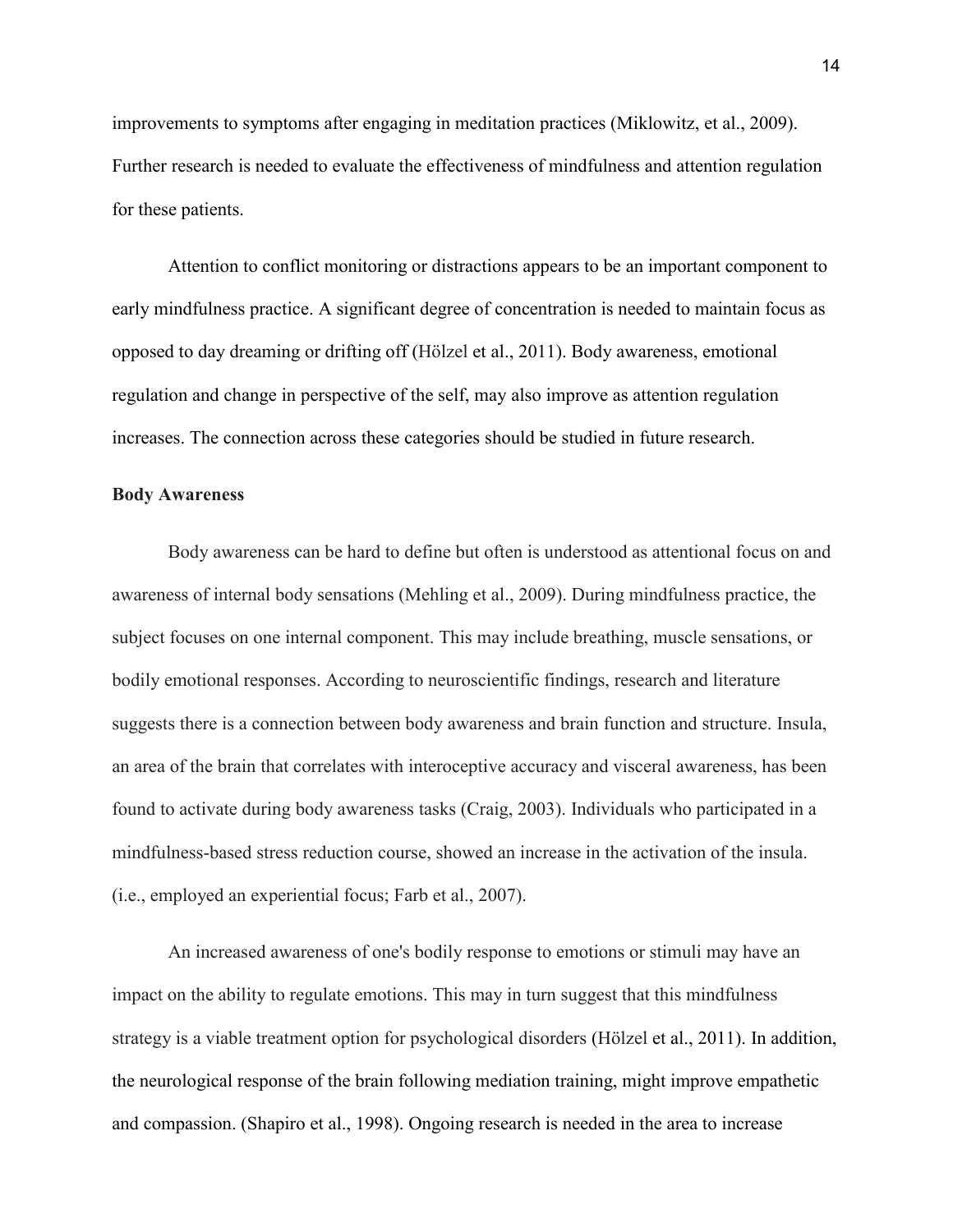improvements to symptoms after engaging in meditation practices (Miklowitz, et al., 2009). Further research is needed to evaluate the effectiveness of mindfulness and attention regulation for these patients.

Attention to conflict monitoring or distractions appears to be an important component to early mindfulness practice. A significant degree of concentration is needed to maintain focus as opposed to day dreaming or drifting off (Hölzel et al., 2011). Body awareness, emotional regulation and change in perspective of the self, may also improve as attention regulation increases. The connection across these categories should be studied in future research.

**Body Awareness**

Body awareness can be hard to define but often is understood as attentional focus on and awareness of internal body sensations (Mehling et al., 2009). During mindfulness practice, the subject focuses on one internal component. This may include breathing, muscle sensations, or bodily emotional responses. According to neuroscientific findings, research and literature suggests there is a connection between body awareness and brain function and structure. Insula, an area of the brain that correlates with interoceptive accuracy and visceral awareness, has been found to activate during body awareness tasks (Craig, 2003). Individuals who participated in a mindfulness-based stress reduction course, showed an increase in the activation of the insula. (i.e., employed an experiential focus; Farb et al., 2007).

An increased awareness of one's bodily response to emotions or stimuli may have an impact on the ability to regulate emotions. This may in turn suggest that this mindfulness strategy is a viable treatment option for psychological disorders (Hölzel et al., 2011). In addition, the neurological response of the brain following mediation training, might improve empathetic and compassion. (Shapiro et al., 1998). Ongoing research is needed in the area to increase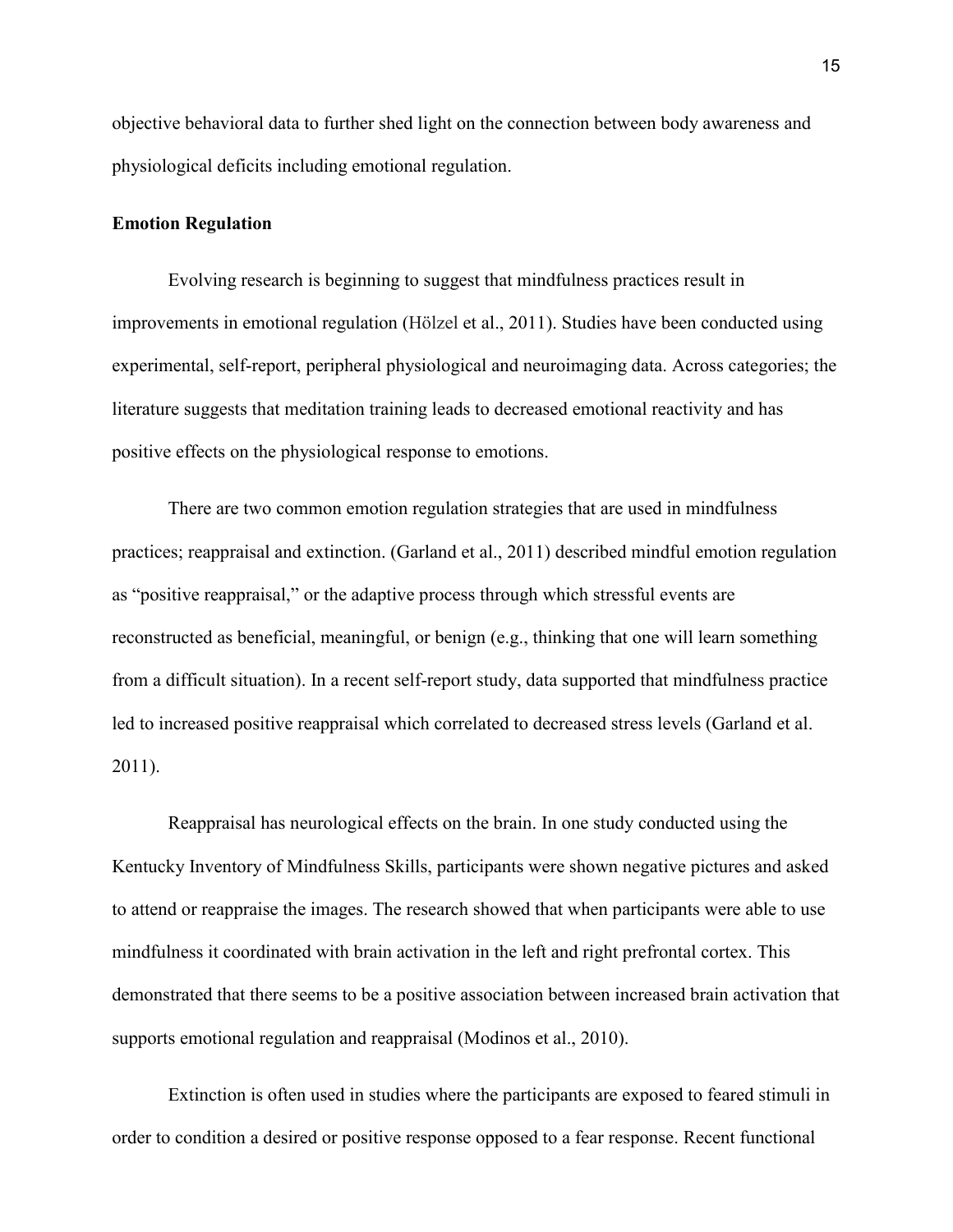objective behavioral data to further shed light on the connection between body awareness and physiological deficits including emotional regulation.

**Emotion Regulation**

Evolving research is beginning to suggest that mindfulness practices result in improvements in emotional regulation (Hölzel et al., 2011). Studies have been conducted using experimental, self-report, peripheral physiological and neuroimaging data. Across categories; the literature suggests that meditation training leads to decreased emotional reactivity and has positive effects on the physiological response to emotions.

There are two common emotion regulation strategies that are used in mindfulness practices; reappraisal and extinction. (Garland et al., 2011) described mindful emotion regulation as "positive reappraisal," or the adaptive process through which stressful events are reconstructed as beneficial, meaningful, or benign (e.g., thinking that one will learn something from a difficult situation). In a recent self-report study, data supported that mindfulness practice led to increased positive reappraisal which correlated to decreased stress levels (Garland et al. 2011).

Reappraisal has neurological effects on the brain. In one study conducted using the Kentucky Inventory of Mindfulness Skills, participants were shown negative pictures and asked to attend or reappraise the images. The research showed that when participants were able to use mindfulness it coordinated with brain activation in the left and right prefrontal cortex. This demonstrated that there seems to be a positive association between increased brain activation that supports emotional regulation and reappraisal (Modinos et al., 2010).

Extinction is often used in studies where the participants are exposed to feared stimuli in order to condition a desired or positive response opposed to a fear response. Recent functional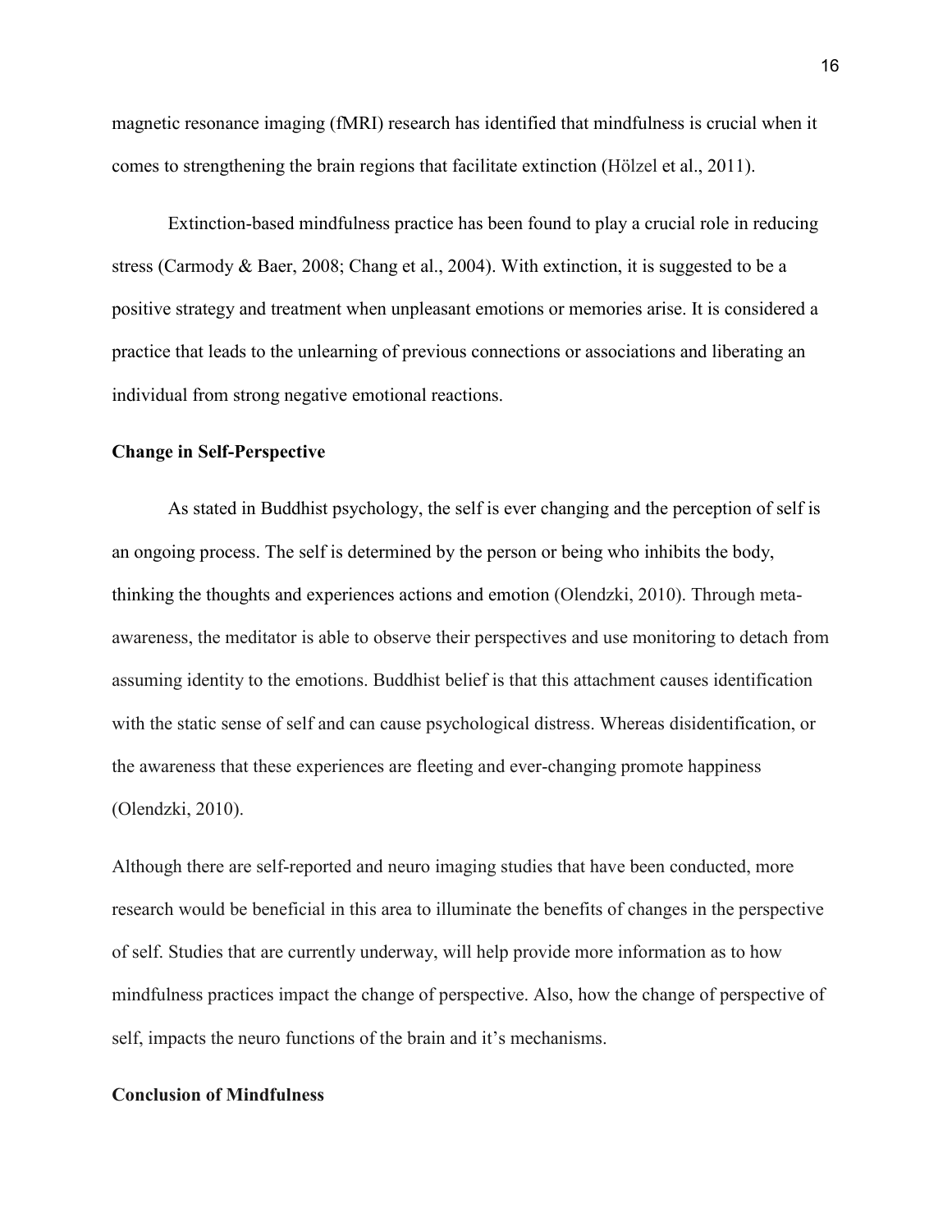magnetic resonance imaging (fMRI) research has identified that mindfulness is crucial when it comes to strengthening the brain regions that facilitate extinction (Hölzel et al., 2011).

Extinction-based mindfulness practice has been found to play a crucial role in reducing stress (Carmody & Baer, 2008; Chang et al., 2004). With extinction, it is suggested to be a positive strategy and treatment when unpleasant emotions or memories arise. It is considered a practice that leads to the unlearning of previous connections or associations and liberating an individual from strong negative emotional reactions.

**Change in Self-Perspective**

As stated in Buddhist psychology, the self is ever changing and the perception of self is an ongoing process. The self is determined by the person or being who inhibits the body, thinking the thoughts and experiences actions and emotion (Olendzki, 2010). Through meta-awareness, the meditator is able to observe their perspectives and use monitoring to detach from assuming identity to the emotions. Buddhist belief is that this attachment causes identification with the static sense of self and can cause psychological distress. Whereas disidentification, or the awareness that these experiences are fleeting and ever-changing promote happiness (Olendzki, 2010).

Although there are self-reported and neuro imaging studies that have been conducted, more research would be beneficial in this area to illuminate the benefits of changes in the perspective of self. Studies that are currently underway, will help provide more information as to how mindfulness practices impact the change of perspective. Also, how the change of perspective of self, impacts the neuro functions of the brain and it's mechanisms.

**Conclusion of Mindfulness**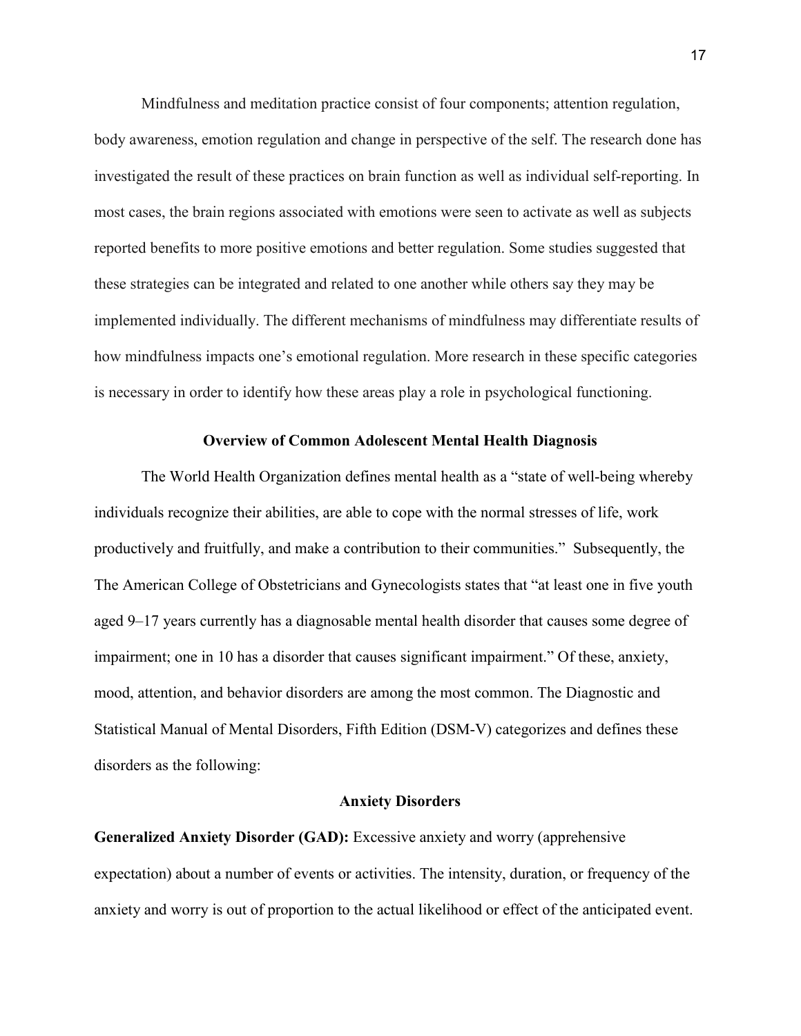Mindfulness and meditation practice consist of four components; attention regulation, body awareness, emotion regulation and change in perspective of the self. The research done has investigated the result of these practices on brain function as well as individual self-reporting. In most cases, the brain regions associated with emotions were seen to activate as well as subjects reported benefits to more positive emotions and better regulation. Some studies suggested that these strategies can be integrated and related to one another while others say they may be implemented individually. The different mechanisms of mindfulness may differentiate results of how mindfulness impacts one's emotional regulation. More research in these specific categories is necessary in order to identify how these areas play a role in psychological functioning.

## Overview of Common Adolescent Mental Health Diagnosis

The World Health Organization defines mental health as a "state of well-being whereby individuals recognize their abilities, are able to cope with the normal stresses of life, work productively and fruitfully, and make a contribution to their communities." Subsequently, the The American College of Obstetricians and Gynecologists states that "at least one in five youth aged 9–17 years currently has a diagnosable mental health disorder that causes some degree of impairment; one in 10 has a disorder that causes significant impairment." Of these, anxiety, mood, attention, and behavior disorders are among the most common. The Diagnostic and Statistical Manual of Mental Disorders, Fifth Edition (DSM-V) categorizes and defines these disorders as the following:

### Anxiety Disorders

**Generalized Anxiety Disorder (GAD):** Excessive anxiety and worry (apprehensive expectation) about a number of events or activities. The intensity, duration, or frequency of the anxiety and worry is out of proportion to the actual likelihood or effect of the anticipated event.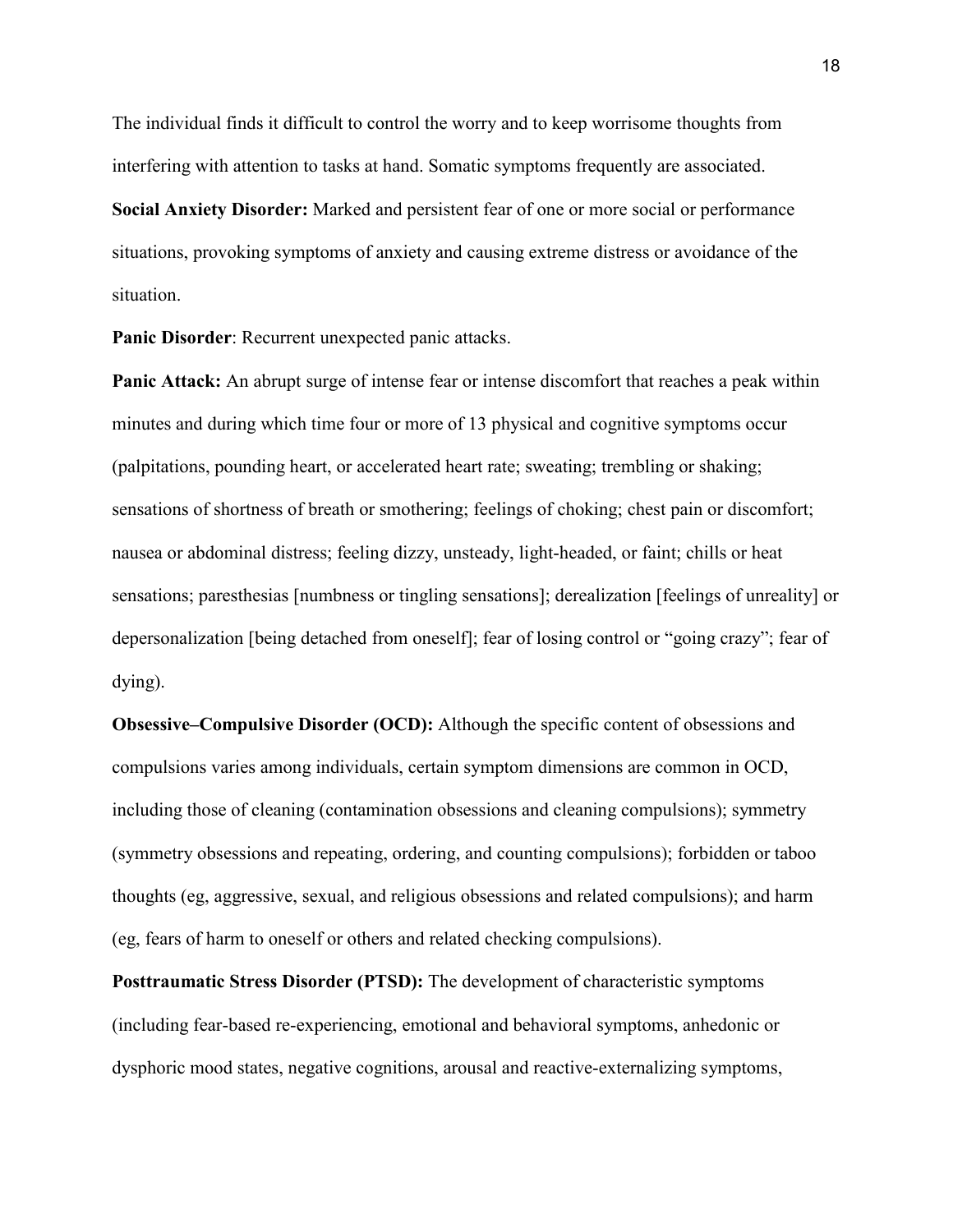The individual finds it difficult to control the worry and to keep worrisome thoughts from interfering with attention to tasks at hand. Somatic symptoms frequently are associated.

**Social Anxiety Disorder:** Marked and persistent fear of one or more social or performance situations, provoking symptoms of anxiety and causing extreme distress or avoidance of the situation.

**Panic Disorder**: Recurrent unexpected panic attacks.

**Panic Attack:** An abrupt surge of intense fear or intense discomfort that reaches a peak within minutes and during which time four or more of 13 physical and cognitive symptoms occur (palpitations, pounding heart, or accelerated heart rate; sweating; trembling or shaking; sensations of shortness of breath or smothering; feelings of choking; chest pain or discomfort; nausea or abdominal distress; feeling dizzy, unsteady, light-headed, or faint; chills or heat sensations; paresthesias [numbness or tingling sensations]; derealization [feelings of unreality] or depersonalization [being detached from oneself]; fear of losing control or "going crazy"; fear of dying).

**Obsessive–Compulsive Disorder (OCD):** Although the specific content of obsessions and compulsions varies among individuals, certain symptom dimensions are common in OCD, including those of cleaning (contamination obsessions and cleaning compulsions); symmetry (symmetry obsessions and repeating, ordering, and counting compulsions); forbidden or taboo thoughts (eg, aggressive, sexual, and religious obsessions and related compulsions); and harm (eg, fears of harm to oneself or others and related checking compulsions).

**Posttraumatic Stress Disorder (PTSD):** The development of characteristic symptoms (including fear-based re-experiencing, emotional and behavioral symptoms, anhedonic or dysphoric mood states, negative cognitions, arousal and reactive-externalizing symptoms,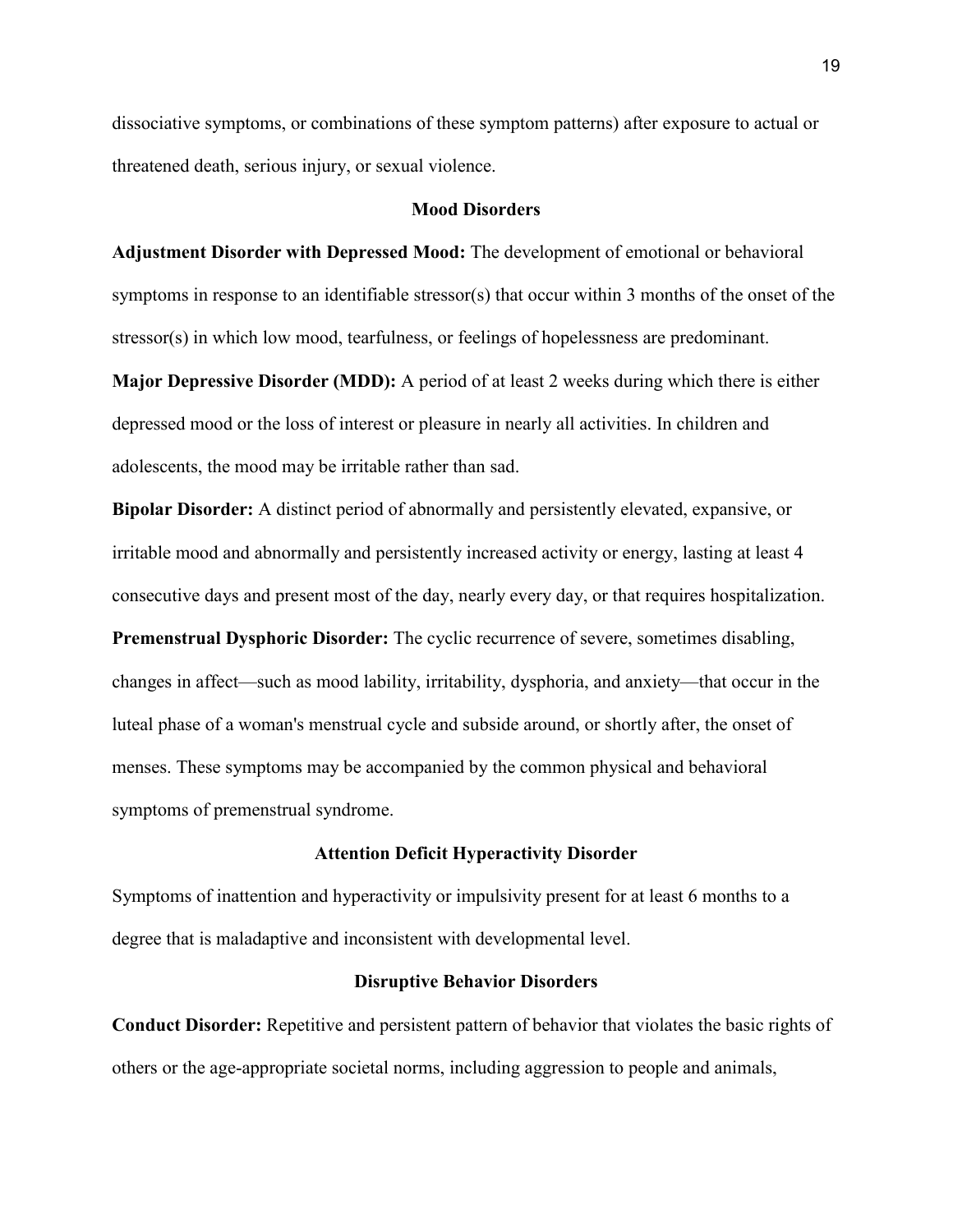dissociative symptoms, or combinations of these symptom patterns) after exposure to actual or threatened death, serious injury, or sexual violence.

## Mood Disorders

**Adjustment Disorder with Depressed Mood:** The development of emotional or behavioral symptoms in response to an identifiable stressor(s) that occur within 3 months of the onset of the stressor(s) in which low mood, tearfulness, or feelings of hopelessness are predominant.

**Major Depressive Disorder (MDD):** A period of at least 2 weeks during which there is either depressed mood or the loss of interest or pleasure in nearly all activities. In children and adolescents, the mood may be irritable rather than sad.

**Bipolar Disorder:** A distinct period of abnormally and persistently elevated, expansive, or irritable mood and abnormally and persistently increased activity or energy, lasting at least 4 consecutive days and present most of the day, nearly every day, or that requires hospitalization.

**Premenstrual Dysphoric Disorder:** The cyclic recurrence of severe, sometimes disabling, changes in affect—such as mood lability, irritability, dysphoria, and anxiety—that occur in the luteal phase of a woman's menstrual cycle and subside around, or shortly after, the onset of menses. These symptoms may be accompanied by the common physical and behavioral symptoms of premenstrual syndrome.

## Attention Deficit Hyperactivity Disorder

Symptoms of inattention and hyperactivity or impulsivity present for at least 6 months to a degree that is maladaptive and inconsistent with developmental level.

## Disruptive Behavior Disorders

**Conduct Disorder:** Repetitive and persistent pattern of behavior that violates the basic rights of others or the age-appropriate societal norms, including aggression to people and animals,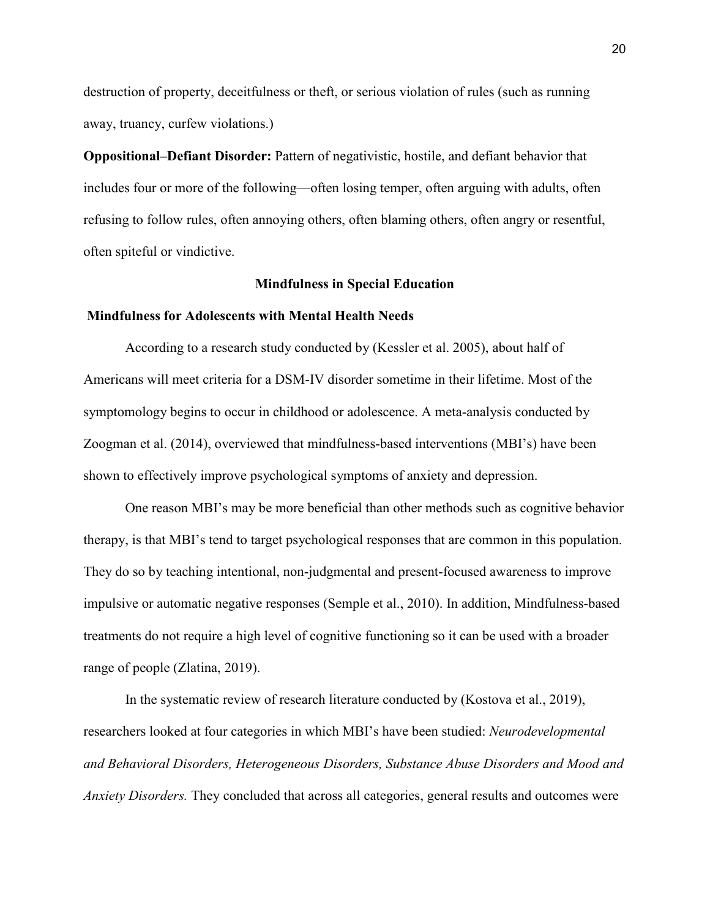destruction of property, deceitfulness or theft, or serious violation of rules (such as running away, truancy, curfew violations.)

**Oppositional–Defiant Disorder:** Pattern of negativistic, hostile, and defiant behavior that includes four or more of the following—often losing temper, often arguing with adults, often refusing to follow rules, often annoying others, often blaming others, often angry or resentful, often spiteful or vindictive.

## Mindfulness in Special Education

### Mindfulness for Adolescents with Mental Health Needs

According to a research study conducted by (Kessler et al. 2005), about half of Americans will meet criteria for a DSM-IV disorder sometime in their lifetime. Most of the symptomology begins to occur in childhood or adolescence. A meta-analysis conducted by Zoogman et al. (2014), overviewed that mindfulness-based interventions (MBI's) have been shown to effectively improve psychological symptoms of anxiety and depression.

One reason MBI's may be more beneficial than other methods such as cognitive behavior therapy, is that MBI's tend to target psychological responses that are common in this population. They do so by teaching intentional, non-judgmental and present-focused awareness to improve impulsive or automatic negative responses (Semple et al., 2010). In addition, Mindfulness-based treatments do not require a high level of cognitive functioning so it can be used with a broader range of people (Zlatina, 2019).

In the systematic review of research literature conducted by (Kostova et al., 2019), researchers looked at four categories in which MBI's have been studied: *Neurodevelopmental and Behavioral Disorders, Heterogeneous Disorders, Substance Abuse Disorders and Mood and Anxiety Disorders.* They concluded that across all categories, general results and outcomes were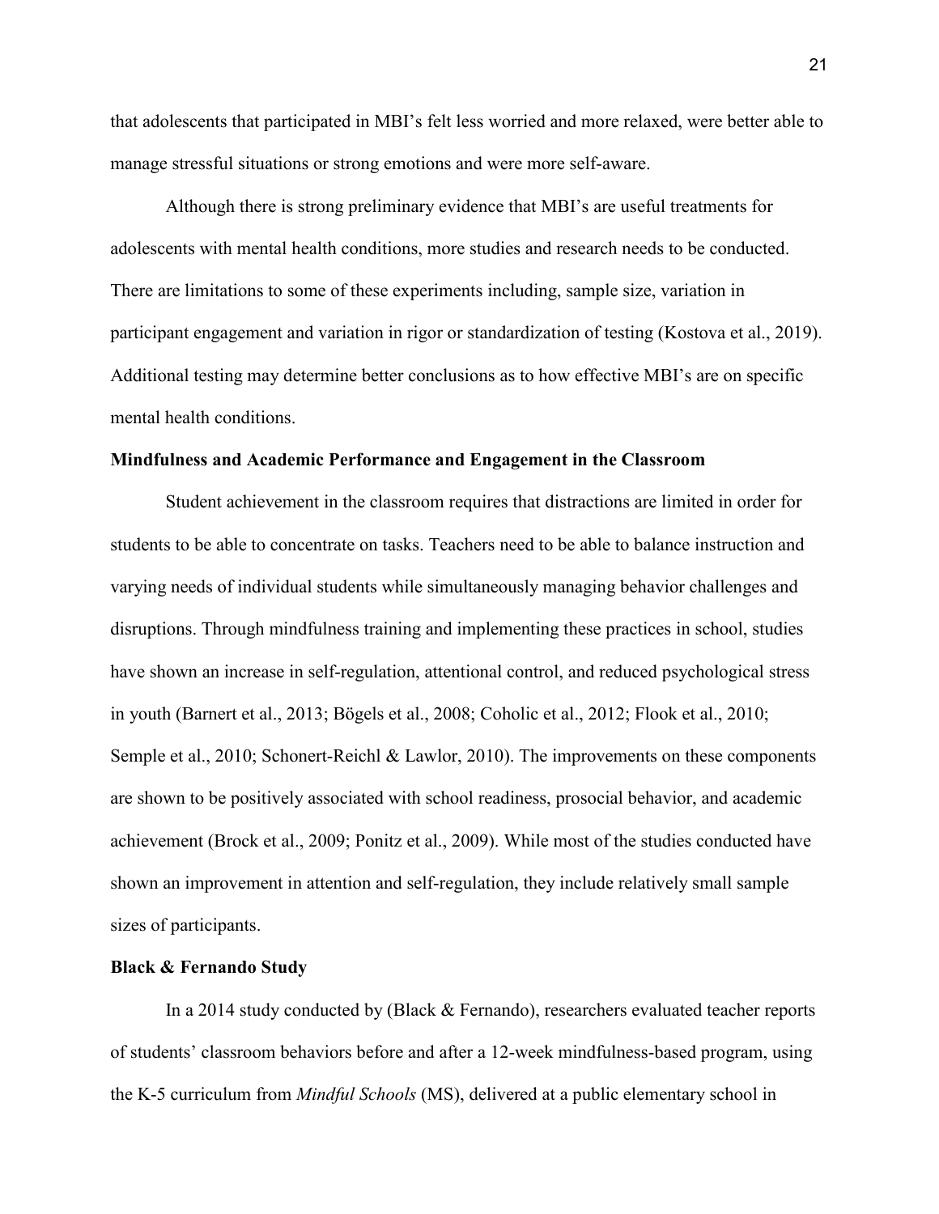that adolescents that participated in MBI's felt less worried and more relaxed, were better able to manage stressful situations or strong emotions and were more self-aware.

Although there is strong preliminary evidence that MBI's are useful treatments for adolescents with mental health conditions, more studies and research needs to be conducted. There are limitations to some of these experiments including, sample size, variation in participant engagement and variation in rigor or standardization of testing (Kostova et al., 2019). Additional testing may determine better conclusions as to how effective MBI's are on specific mental health conditions.

### Mindfulness and Academic Performance and Engagement in the Classroom

Student achievement in the classroom requires that distractions are limited in order for students to be able to concentrate on tasks. Teachers need to be able to balance instruction and varying needs of individual students while simultaneously managing behavior challenges and disruptions. Through mindfulness training and implementing these practices in school, studies have shown an increase in self-regulation, attentional control, and reduced psychological stress in youth (Barnert et al., 2013; Bögels et al., 2008; Coholic et al., 2012; Flook et al., 2010; Semple et al., 2010; Schonert-Reichl & Lawlor, 2010). The improvements on these components are shown to be positively associated with school readiness, prosocial behavior, and academic achievement (Brock et al., 2009; Ponitz et al., 2009). While most of the studies conducted have shown an improvement in attention and self-regulation, they include relatively small sample sizes of participants.

### Black & Fernando Study

In a 2014 study conducted by (Black & Fernando), researchers evaluated teacher reports of students' classroom behaviors before and after a 12-week mindfulness-based program, using the K-5 curriculum from *Mindful Schools* (MS), delivered at a public elementary school in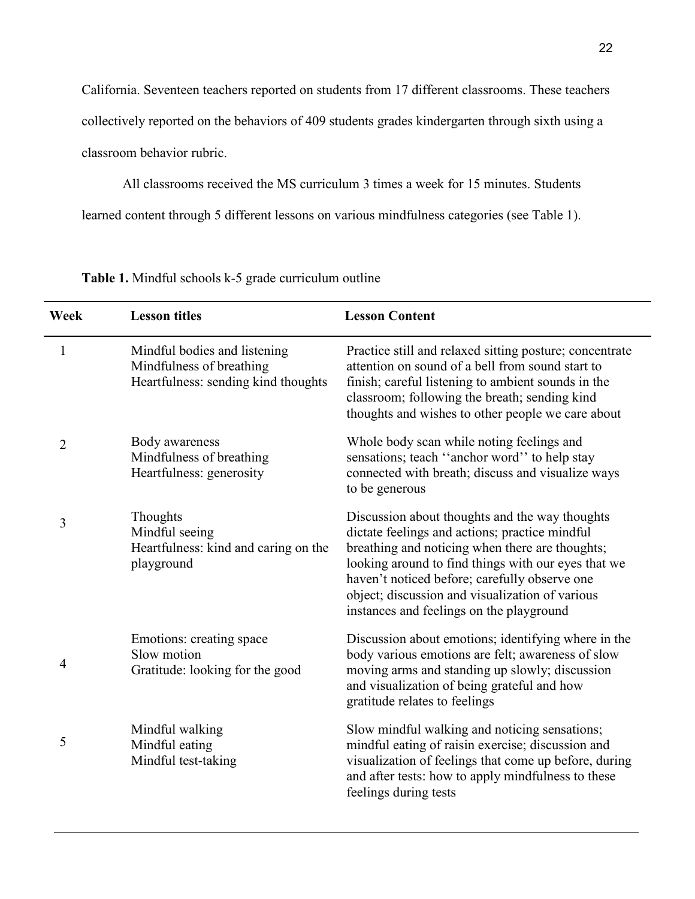California. Seventeen teachers reported on students from 17 different classrooms. These teachers collectively reported on the behaviors of 409 students grades kindergarten through sixth using a classroom behavior rubric.

All classrooms received the MS curriculum 3 times a week for 15 minutes. Students learned content through 5 different lessons on various mindfulness categories (see Table 1).

**Table 1.** Mindful schools k-5 grade curriculum outline

| Week | Lesson titles | Lesson Content |
|---|---|---|
| 1 | Mindful bodies and listening<br>Mindfulness of breathing<br>Heartfulness: sending kind thoughts | Practice still and relaxed sitting posture; concentrate attention on sound of a bell from sound start to finish; careful listening to ambient sounds in the classroom; following the breath; sending kind thoughts and wishes to other people we care about |
| 2 | Body awareness<br>Mindfulness of breathing<br>Heartfulness: generosity | Whole body scan while noting feelings and sensations; teach ''anchor word'' to help stay connected with breath; discuss and visualize ways to be generous |
| 3 | Thoughts<br>Mindful seeing<br>Heartfulness: kind and caring on the playground | Discussion about thoughts and the way thoughts dictate feelings and actions; practice mindful breathing and noticing when there are thoughts; looking around to find things with our eyes that we haven't noticed before; carefully observe one object; discussion and visualization of various instances and feelings on the playground |
| 4 | Emotions: creating space<br>Slow motion<br>Gratitude: looking for the good | Discussion about emotions; identifying where in the body various emotions are felt; awareness of slow moving arms and standing up slowly; discussion and visualization of being grateful and how gratitude relates to feelings |
| 5 | Mindful walking<br>Mindful eating<br>Mindful test-taking | Slow mindful walking and noticing sensations; mindful eating of raisin exercise; discussion and visualization of feelings that come up before, during and after tests: how to apply mindfulness to these feelings during tests |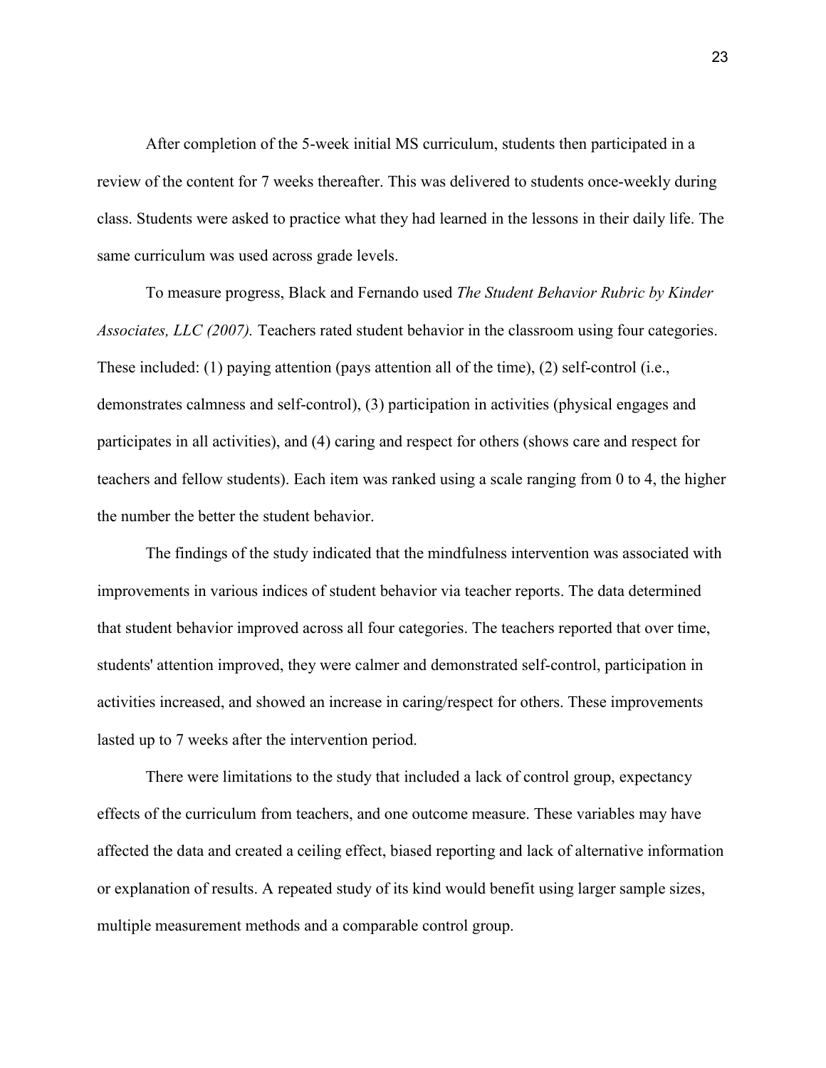After completion of the 5-week initial MS curriculum, students then participated in a review of the content for 7 weeks thereafter. This was delivered to students once-weekly during class. Students were asked to practice what they had learned in the lessons in their daily life. The same curriculum was used across grade levels.

To measure progress, Black and Fernando used *The Student Behavior Rubric by Kinder Associates, LLC (2007).* Teachers rated student behavior in the classroom using four categories. These included: (1) paying attention (pays attention all of the time), (2) self-control (i.e., demonstrates calmness and self-control), (3) participation in activities (physical engages and participates in all activities), and (4) caring and respect for others (shows care and respect for teachers and fellow students). Each item was ranked using a scale ranging from 0 to 4, the higher the number the better the student behavior.

The findings of the study indicated that the mindfulness intervention was associated with improvements in various indices of student behavior via teacher reports. The data determined that student behavior improved across all four categories. The teachers reported that over time, students' attention improved, they were calmer and demonstrated self-control, participation in activities increased, and showed an increase in caring/respect for others. These improvements lasted up to 7 weeks after the intervention period.

There were limitations to the study that included a lack of control group, expectancy effects of the curriculum from teachers, and one outcome measure. These variables may have affected the data and created a ceiling effect, biased reporting and lack of alternative information or explanation of results. A repeated study of its kind would benefit using larger sample sizes, multiple measurement methods and a comparable control group.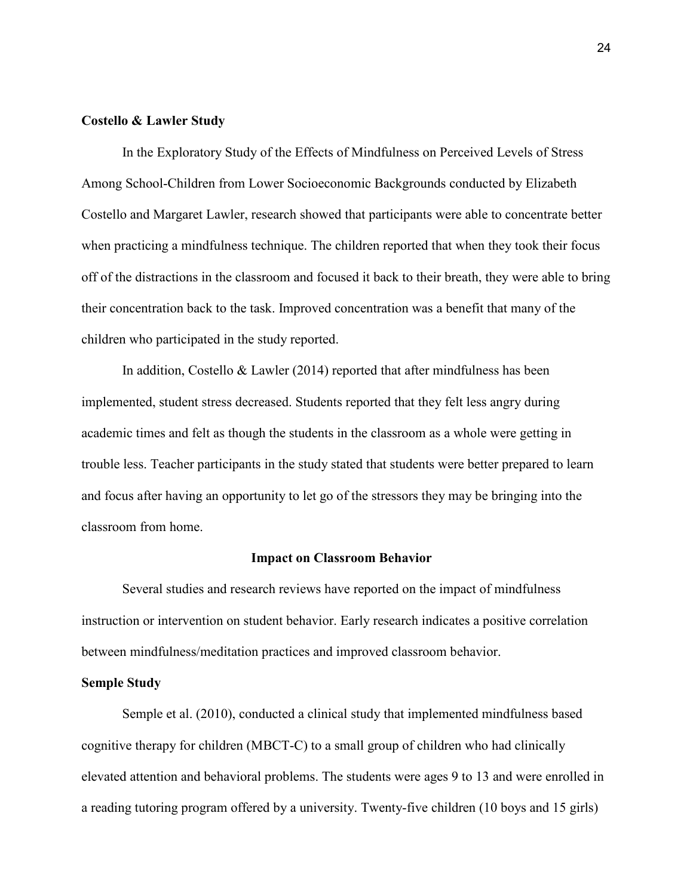### Costello & Lawler Study

In the Exploratory Study of the Effects of Mindfulness on Perceived Levels of Stress Among School-Children from Lower Socioeconomic Backgrounds conducted by Elizabeth Costello and Margaret Lawler, research showed that participants were able to concentrate better when practicing a mindfulness technique. The children reported that when they took their focus off of the distractions in the classroom and focused it back to their breath, they were able to bring their concentration back to the task. Improved concentration was a benefit that many of the children who participated in the study reported.

In addition, Costello & Lawler (2014) reported that after mindfulness has been implemented, student stress decreased. Students reported that they felt less angry during academic times and felt as though the students in the classroom as a whole were getting in trouble less. Teacher participants in the study stated that students were better prepared to learn and focus after having an opportunity to let go of the stressors they may be bringing into the classroom from home.

## Impact on Classroom Behavior

Several studies and research reviews have reported on the impact of mindfulness instruction or intervention on student behavior. Early research indicates a positive correlation between mindfulness/meditation practices and improved classroom behavior.

### Semple Study

Semple et al. (2010), conducted a clinical study that implemented mindfulness based cognitive therapy for children (MBCT-C) to a small group of children who had clinically elevated attention and behavioral problems. The students were ages 9 to 13 and were enrolled in a reading tutoring program offered by a university. Twenty-five children (10 boys and 15 girls)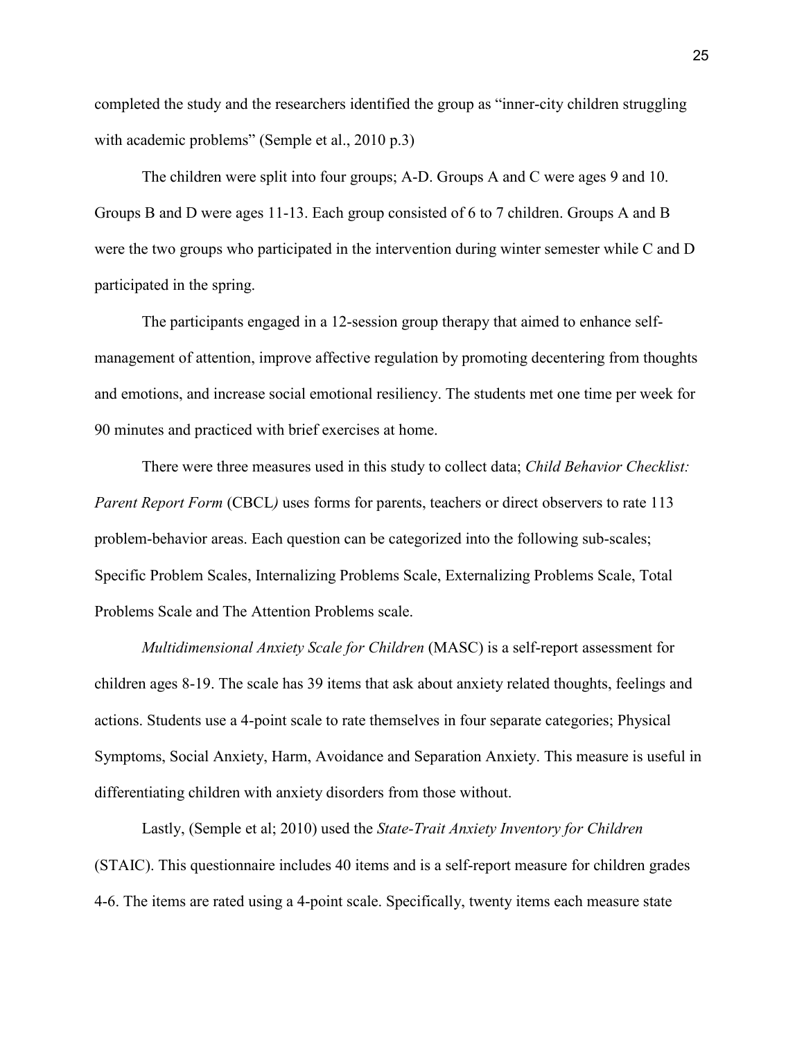completed the study and the researchers identified the group as "inner-city children struggling with academic problems" (Semple et al., 2010 p.3)

The children were split into four groups; A-D. Groups A and C were ages 9 and 10. Groups B and D were ages 11-13. Each group consisted of 6 to 7 children. Groups A and B were the two groups who participated in the intervention during winter semester while C and D participated in the spring.

The participants engaged in a 12-session group therapy that aimed to enhance self-management of attention, improve affective regulation by promoting decentering from thoughts and emotions, and increase social emotional resiliency. The students met one time per week for 90 minutes and practiced with brief exercises at home.

There were three measures used in this study to collect data; *Child Behavior Checklist: Parent Report Form* (CBCL*)* uses forms for parents, teachers or direct observers to rate 113 problem-behavior areas. Each question can be categorized into the following sub-scales; Specific Problem Scales, Internalizing Problems Scale, Externalizing Problems Scale, Total Problems Scale and The Attention Problems scale.

*Multidimensional Anxiety Scale for Children* (MASC) is a self-report assessment for children ages 8-19. The scale has 39 items that ask about anxiety related thoughts, feelings and actions. Students use a 4-point scale to rate themselves in four separate categories; Physical Symptoms, Social Anxiety, Harm, Avoidance and Separation Anxiety. This measure is useful in differentiating children with anxiety disorders from those without.

Lastly, (Semple et al; 2010) used the *State-Trait Anxiety Inventory for Children* (STAIC). This questionnaire includes 40 items and is a self-report measure for children grades 4-6. The items are rated using a 4-point scale. Specifically, twenty items each measure state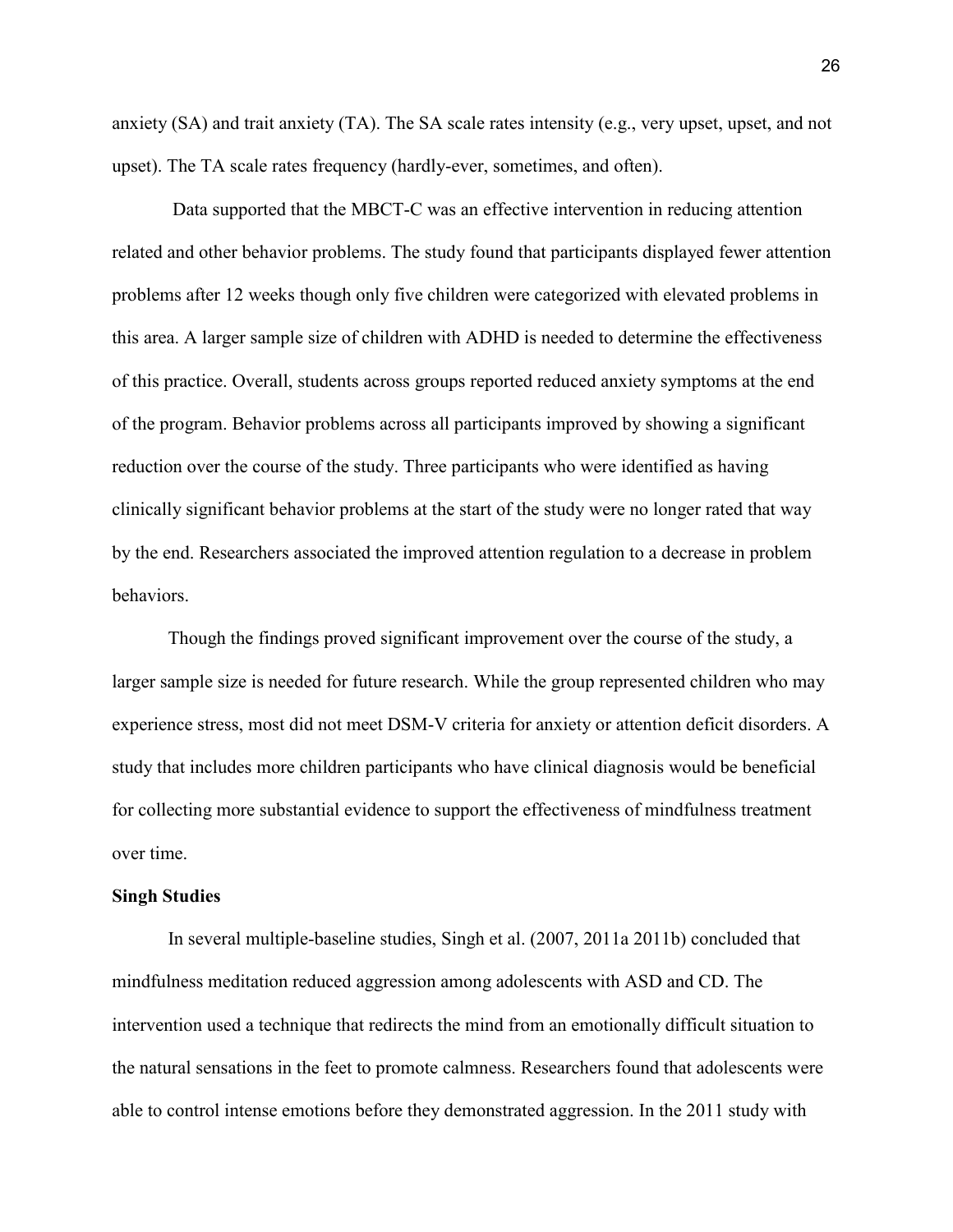anxiety (SA) and trait anxiety (TA). The SA scale rates intensity (e.g., very upset, upset, and not upset). The TA scale rates frequency (hardly-ever, sometimes, and often).

Data supported that the MBCT-C was an effective intervention in reducing attention related and other behavior problems. The study found that participants displayed fewer attention problems after 12 weeks though only five children were categorized with elevated problems in this area. A larger sample size of children with ADHD is needed to determine the effectiveness of this practice. Overall, students across groups reported reduced anxiety symptoms at the end of the program. Behavior problems across all participants improved by showing a significant reduction over the course of the study. Three participants who were identified as having clinically significant behavior problems at the start of the study were no longer rated that way by the end. Researchers associated the improved attention regulation to a decrease in problem behaviors.

Though the findings proved significant improvement over the course of the study, a larger sample size is needed for future research. While the group represented children who may experience stress, most did not meet DSM-V criteria for anxiety or attention deficit disorders. A study that includes more children participants who have clinical diagnosis would be beneficial for collecting more substantial evidence to support the effectiveness of mindfulness treatment over time.

**Singh Studies**

In several multiple-baseline studies, Singh et al. (2007, 2011a 2011b) concluded that mindfulness meditation reduced aggression among adolescents with ASD and CD. The intervention used a technique that redirects the mind from an emotionally difficult situation to the natural sensations in the feet to promote calmness. Researchers found that adolescents were able to control intense emotions before they demonstrated aggression. In the 2011 study with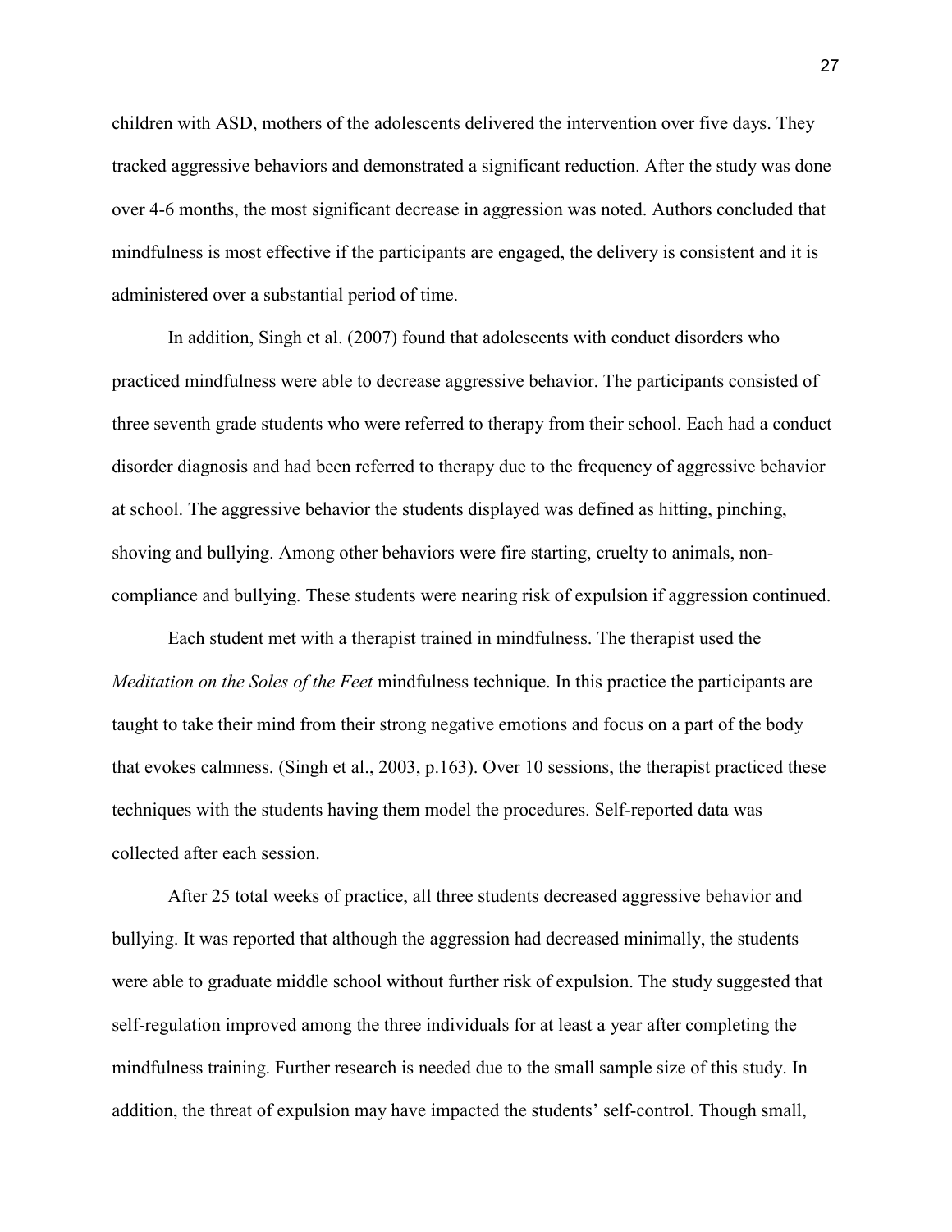children with ASD, mothers of the adolescents delivered the intervention over five days. They tracked aggressive behaviors and demonstrated a significant reduction. After the study was done over 4-6 months, the most significant decrease in aggression was noted. Authors concluded that mindfulness is most effective if the participants are engaged, the delivery is consistent and it is administered over a substantial period of time.

In addition, Singh et al. (2007) found that adolescents with conduct disorders who practiced mindfulness were able to decrease aggressive behavior. The participants consisted of three seventh grade students who were referred to therapy from their school. Each had a conduct disorder diagnosis and had been referred to therapy due to the frequency of aggressive behavior at school. The aggressive behavior the students displayed was defined as hitting, pinching, shoving and bullying. Among other behaviors were fire starting, cruelty to animals, non-compliance and bullying. These students were nearing risk of expulsion if aggression continued.

Each student met with a therapist trained in mindfulness. The therapist used the *Meditation on the Soles of the Feet* mindfulness technique. In this practice the participants are taught to take their mind from their strong negative emotions and focus on a part of the body that evokes calmness. (Singh et al., 2003, p.163). Over 10 sessions, the therapist practiced these techniques with the students having them model the procedures. Self-reported data was collected after each session.

After 25 total weeks of practice, all three students decreased aggressive behavior and bullying. It was reported that although the aggression had decreased minimally, the students were able to graduate middle school without further risk of expulsion. The study suggested that self-regulation improved among the three individuals for at least a year after completing the mindfulness training. Further research is needed due to the small sample size of this study. In addition, the threat of expulsion may have impacted the students' self-control. Though small,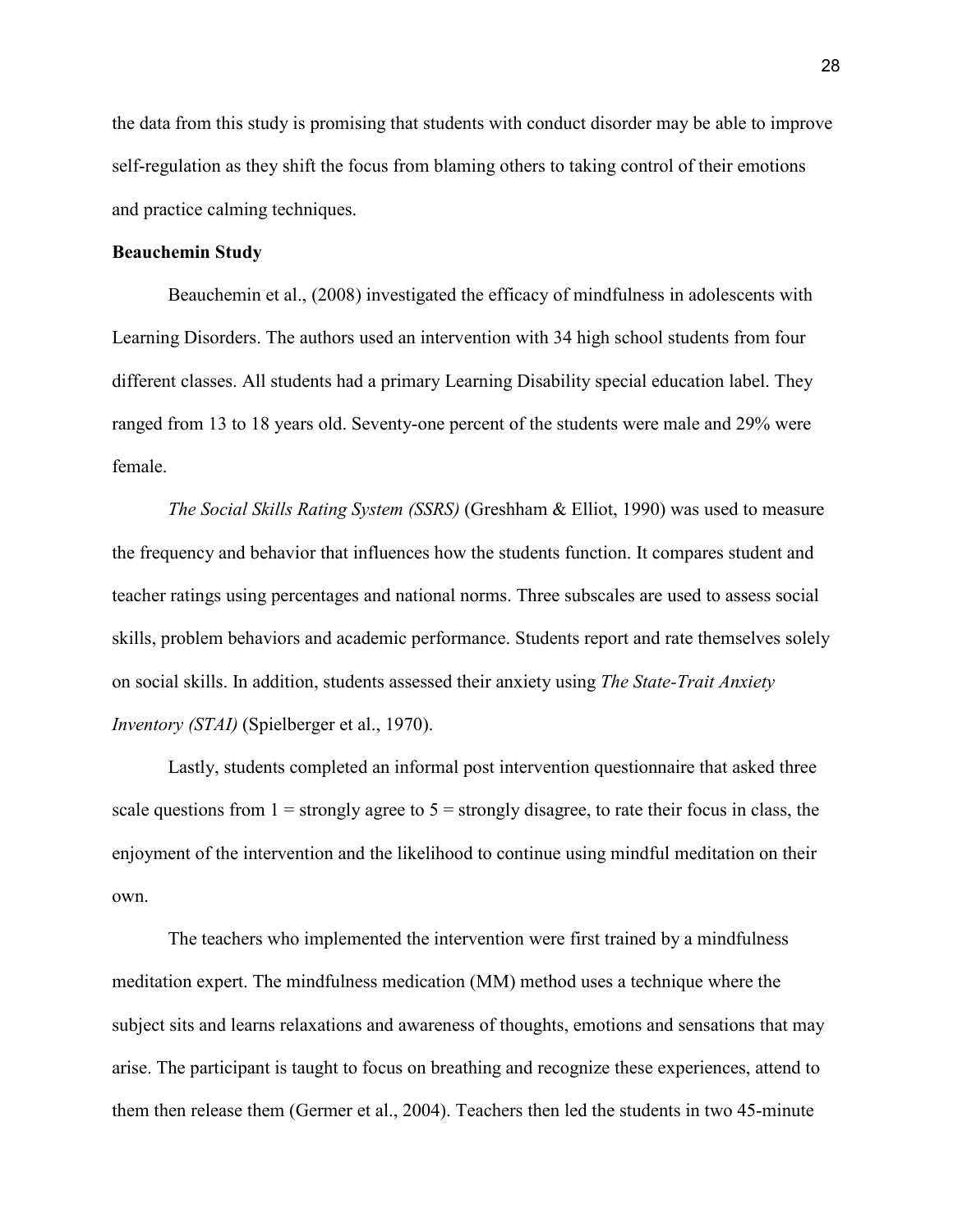the data from this study is promising that students with conduct disorder may be able to improve self-regulation as they shift the focus from blaming others to taking control of their emotions and practice calming techniques.

**Beauchemin Study**

Beauchemin et al., (2008) investigated the efficacy of mindfulness in adolescents with Learning Disorders. The authors used an intervention with 34 high school students from four different classes. All students had a primary Learning Disability special education label. They ranged from 13 to 18 years old. Seventy-one percent of the students were male and 29% were female.

*The Social Skills Rating System (SSRS)* (Greshham & Elliot, 1990) was used to measure the frequency and behavior that influences how the students function. It compares student and teacher ratings using percentages and national norms. Three subscales are used to assess social skills, problem behaviors and academic performance. Students report and rate themselves solely on social skills. In addition, students assessed their anxiety using *The State-Trait Anxiety Inventory (STAI)* (Spielberger et al., 1970).

Lastly, students completed an informal post intervention questionnaire that asked three scale questions from 1 = strongly agree to 5 = strongly disagree, to rate their focus in class, the enjoyment of the intervention and the likelihood to continue using mindful meditation on their own.

The teachers who implemented the intervention were first trained by a mindfulness meditation expert. The mindfulness medication (MM) method uses a technique where the subject sits and learns relaxations and awareness of thoughts, emotions and sensations that may arise. The participant is taught to focus on breathing and recognize these experiences, attend to them then release them (Germer et al., 2004). Teachers then led the students in two 45-minute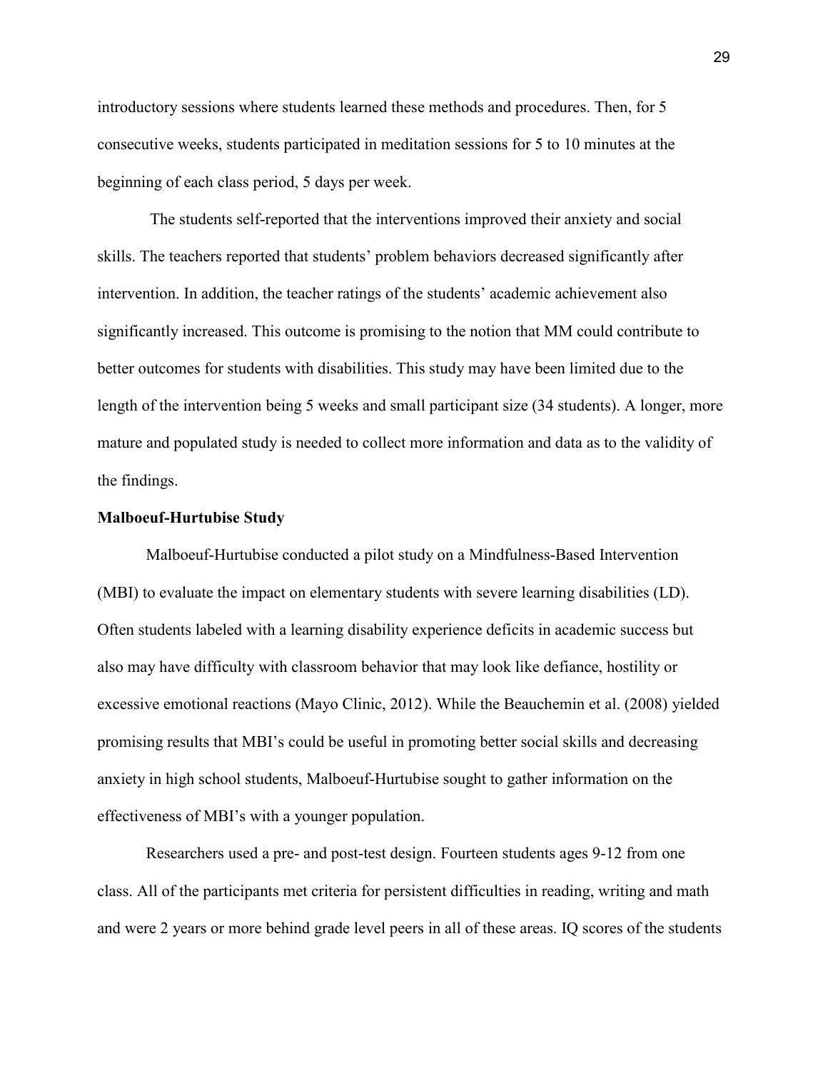introductory sessions where students learned these methods and procedures. Then, for 5 consecutive weeks, students participated in meditation sessions for 5 to 10 minutes at the beginning of each class period, 5 days per week.

The students self-reported that the interventions improved their anxiety and social skills. The teachers reported that students' problem behaviors decreased significantly after intervention. In addition, the teacher ratings of the students' academic achievement also significantly increased. This outcome is promising to the notion that MM could contribute to better outcomes for students with disabilities. This study may have been limited due to the length of the intervention being 5 weeks and small participant size (34 students). A longer, more mature and populated study is needed to collect more information and data as to the validity of the findings.

**Malboeuf-Hurtubise Study**

Malboeuf-Hurtubise conducted a pilot study on a Mindfulness-Based Intervention (MBI) to evaluate the impact on elementary students with severe learning disabilities (LD). Often students labeled with a learning disability experience deficits in academic success but also may have difficulty with classroom behavior that may look like defiance, hostility or excessive emotional reactions (Mayo Clinic, 2012). While the Beauchemin et al. (2008) yielded promising results that MBI's could be useful in promoting better social skills and decreasing anxiety in high school students, Malboeuf-Hurtubise sought to gather information on the effectiveness of MBI's with a younger population.

Researchers used a pre- and post-test design. Fourteen students ages 9-12 from one class. All of the participants met criteria for persistent difficulties in reading, writing and math and were 2 years or more behind grade level peers in all of these areas. IQ scores of the students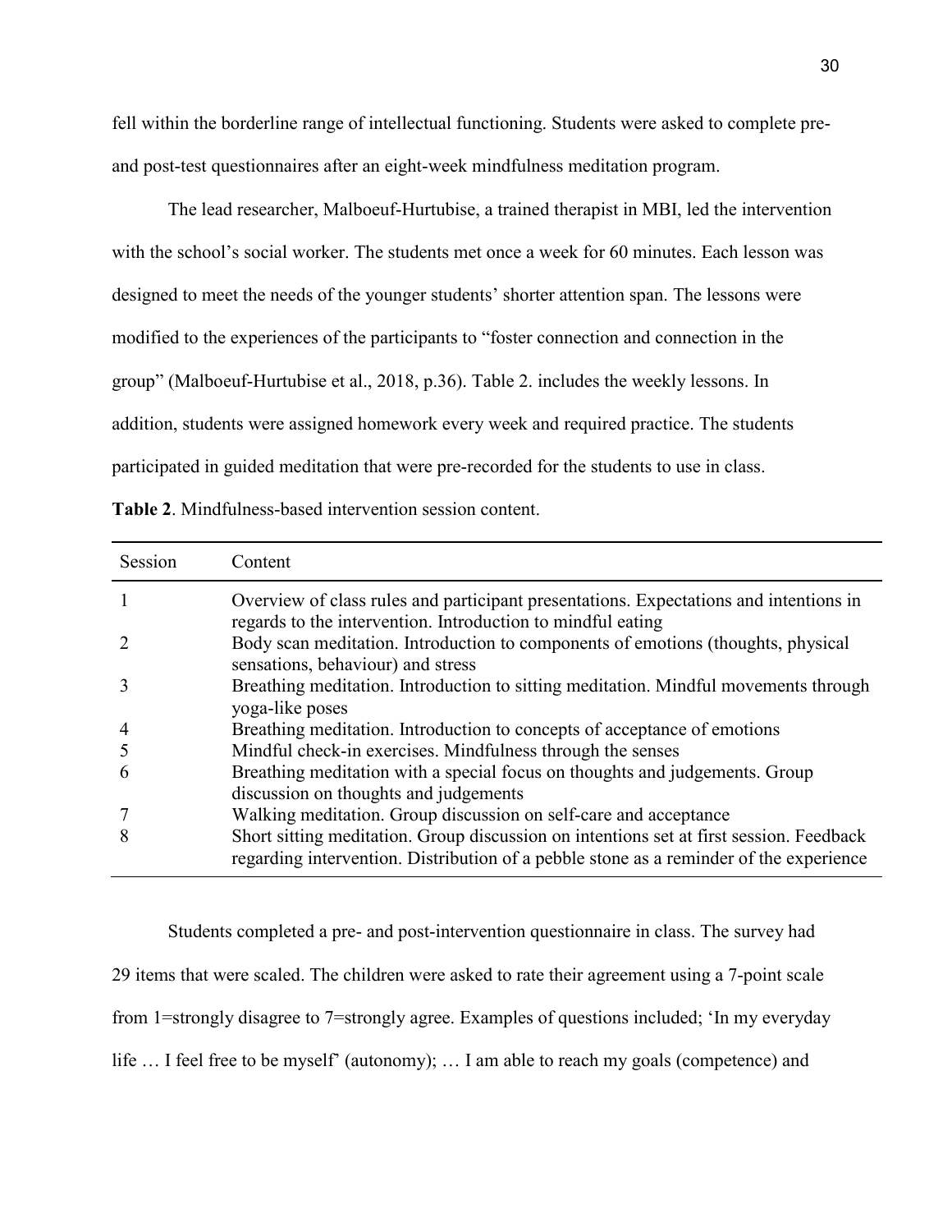fell within the borderline range of intellectual functioning. Students were asked to complete pre- and post-test questionnaires after an eight-week mindfulness meditation program.

The lead researcher, Malboeuf-Hurtubise, a trained therapist in MBI, led the intervention with the school's social worker. The students met once a week for 60 minutes. Each lesson was designed to meet the needs of the younger students' shorter attention span. The lessons were modified to the experiences of the participants to "foster connection and connection in the group" (Malboeuf-Hurtubise et al., 2018, p.36). Table 2. includes the weekly lessons. In addition, students were assigned homework every week and required practice. The students participated in guided meditation that were pre-recorded for the students to use in class.

**Table 2**. Mindfulness-based intervention session content.

| Session | Content |
|---|---|
| 1 | Overview of class rules and participant presentations. Expectations and intentions in regards to the intervention. Introduction to mindful eating |
| 2 | Body scan meditation. Introduction to components of emotions (thoughts, physical sensations, behaviour) and stress |
| 3 | Breathing meditation. Introduction to sitting meditation. Mindful movements through yoga-like poses |
| 4 | Breathing meditation. Introduction to concepts of acceptance of emotions |
| 5 | Mindful check-in exercises. Mindfulness through the senses |
| 6 | Breathing meditation with a special focus on thoughts and judgements. Group discussion on thoughts and judgements |
| 7 | Walking meditation. Group discussion on self-care and acceptance |
| 8 | Short sitting meditation. Group discussion on intentions set at first session. Feedback regarding intervention. Distribution of a pebble stone as a reminder of the experience |

Students completed a pre- and post-intervention questionnaire in class. The survey had 29 items that were scaled. The children were asked to rate their agreement using a 7-point scale from 1=strongly disagree to 7=strongly agree. Examples of questions included; 'In my everyday life … I feel free to be myself' (autonomy); … I am able to reach my goals (competence) and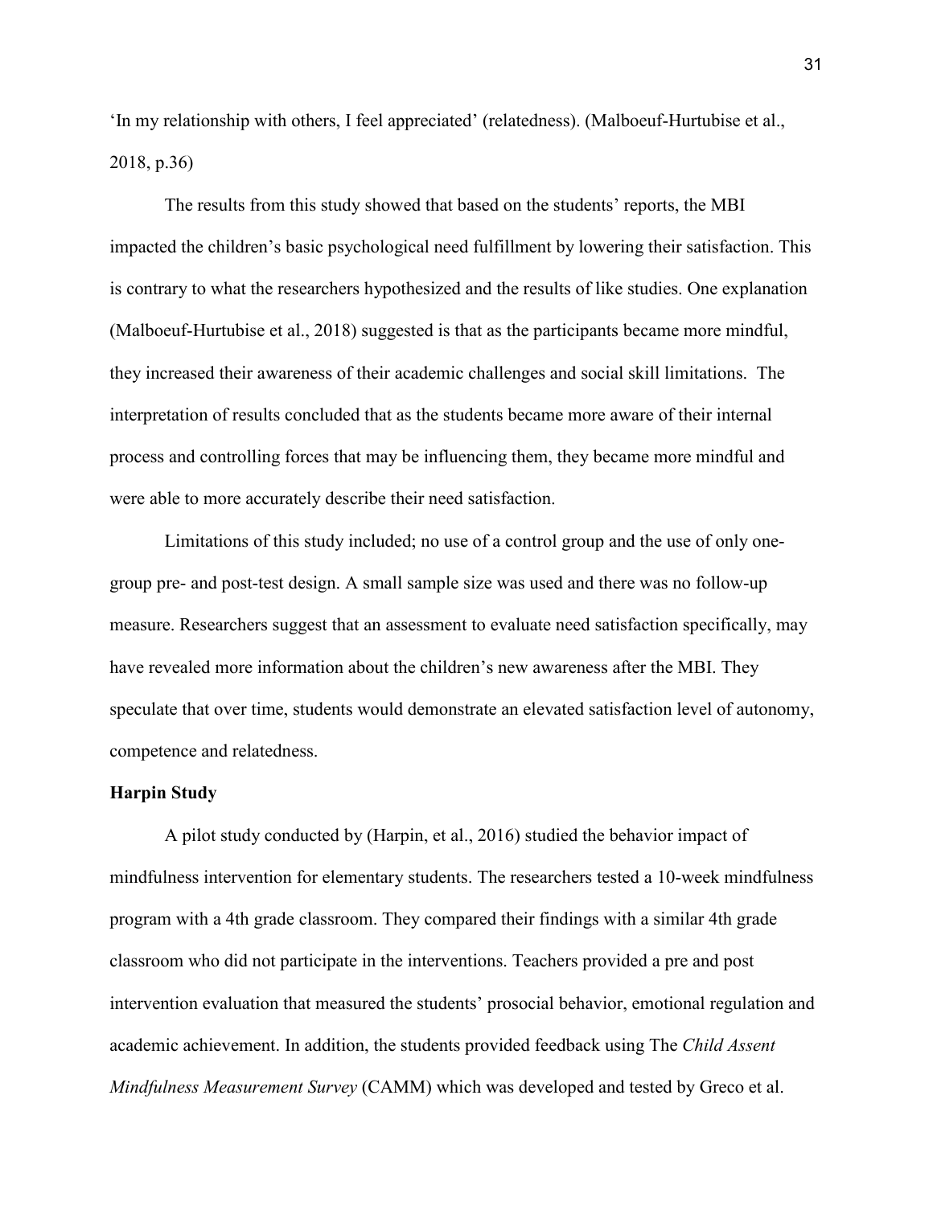'In my relationship with others, I feel appreciated' (relatedness). (Malboeuf-Hurtubise et al., 2018, p.36)

The results from this study showed that based on the students' reports, the MBI impacted the children's basic psychological need fulfillment by lowering their satisfaction. This is contrary to what the researchers hypothesized and the results of like studies. One explanation (Malboeuf-Hurtubise et al., 2018) suggested is that as the participants became more mindful, they increased their awareness of their academic challenges and social skill limitations. The interpretation of results concluded that as the students became more aware of their internal process and controlling forces that may be influencing them, they became more mindful and were able to more accurately describe their need satisfaction.

Limitations of this study included; no use of a control group and the use of only one-group pre- and post-test design. A small sample size was used and there was no follow-up measure. Researchers suggest that an assessment to evaluate need satisfaction specifically, may have revealed more information about the children's new awareness after the MBI. They speculate that over time, students would demonstrate an elevated satisfaction level of autonomy, competence and relatedness.

**Harpin Study**

A pilot study conducted by (Harpin, et al., 2016) studied the behavior impact of mindfulness intervention for elementary students. The researchers tested a 10-week mindfulness program with a 4th grade classroom. They compared their findings with a similar 4th grade classroom who did not participate in the interventions. Teachers provided a pre and post intervention evaluation that measured the students' prosocial behavior, emotional regulation and academic achievement. In addition, the students provided feedback using The *Child Assent Mindfulness Measurement Survey* (CAMM) which was developed and tested by Greco et al.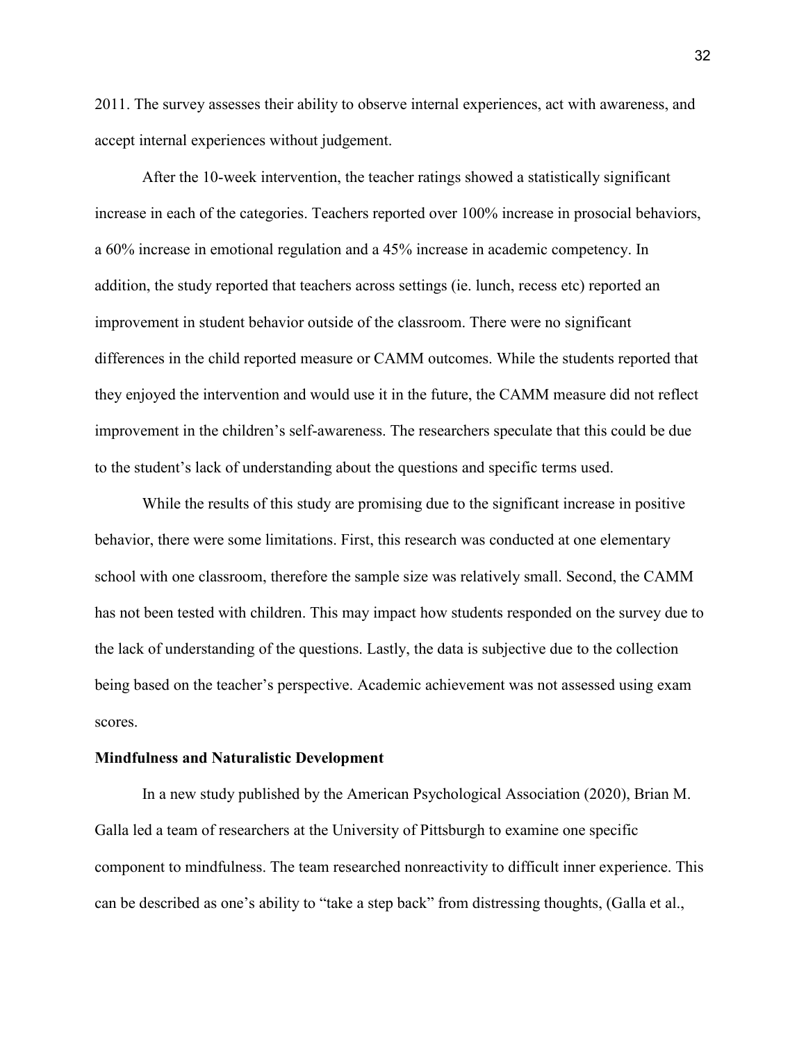2011. The survey assesses their ability to observe internal experiences, act with awareness, and accept internal experiences without judgement.

After the 10-week intervention, the teacher ratings showed a statistically significant increase in each of the categories. Teachers reported over 100% increase in prosocial behaviors, a 60% increase in emotional regulation and a 45% increase in academic competency. In addition, the study reported that teachers across settings (ie. lunch, recess etc) reported an improvement in student behavior outside of the classroom. There were no significant differences in the child reported measure or CAMM outcomes. While the students reported that they enjoyed the intervention and would use it in the future, the CAMM measure did not reflect improvement in the children's self-awareness. The researchers speculate that this could be due to the student's lack of understanding about the questions and specific terms used.

While the results of this study are promising due to the significant increase in positive behavior, there were some limitations. First, this research was conducted at one elementary school with one classroom, therefore the sample size was relatively small. Second, the CAMM has not been tested with children. This may impact how students responded on the survey due to the lack of understanding of the questions. Lastly, the data is subjective due to the collection being based on the teacher's perspective. Academic achievement was not assessed using exam scores.

**Mindfulness and Naturalistic Development**

In a new study published by the American Psychological Association (2020), Brian M. Galla led a team of researchers at the University of Pittsburgh to examine one specific component to mindfulness. The team researched nonreactivity to difficult inner experience. This can be described as one's ability to "take a step back" from distressing thoughts, (Galla et al.,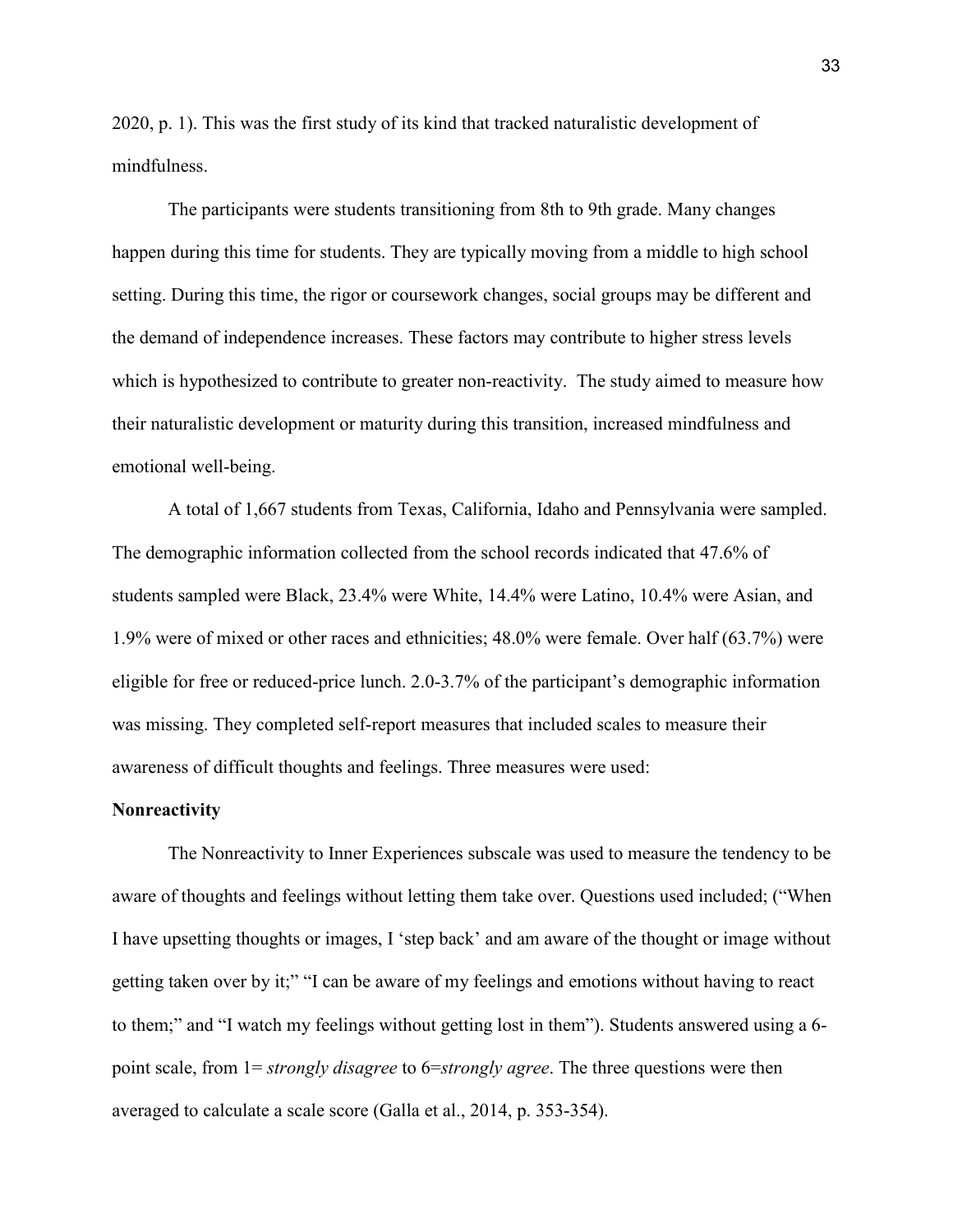2020, p. 1). This was the first study of its kind that tracked naturalistic development of mindfulness.

The participants were students transitioning from 8th to 9th grade. Many changes happen during this time for students. They are typically moving from a middle to high school setting. During this time, the rigor or coursework changes, social groups may be different and the demand of independence increases. These factors may contribute to higher stress levels which is hypothesized to contribute to greater non-reactivity. The study aimed to measure how their naturalistic development or maturity during this transition, increased mindfulness and emotional well-being.

A total of 1,667 students from Texas, California, Idaho and Pennsylvania were sampled. The demographic information collected from the school records indicated that 47.6% of students sampled were Black, 23.4% were White, 14.4% were Latino, 10.4% were Asian, and 1.9% were of mixed or other races and ethnicities; 48.0% were female. Over half (63.7%) were eligible for free or reduced-price lunch. 2.0-3.7% of the participant's demographic information was missing. They completed self-report measures that included scales to measure their awareness of difficult thoughts and feelings. Three measures were used:

**Nonreactivity**

The Nonreactivity to Inner Experiences subscale was used to measure the tendency to be aware of thoughts and feelings without letting them take over. Questions used included; ("When I have upsetting thoughts or images, I 'step back' and am aware of the thought or image without getting taken over by it;" "I can be aware of my feelings and emotions without having to react to them;" and "I watch my feelings without getting lost in them"). Students answered using a 6-point scale, from 1= *strongly disagree* to 6=*strongly agree*. The three questions were then averaged to calculate a scale score (Galla et al., 2014, p. 353-354).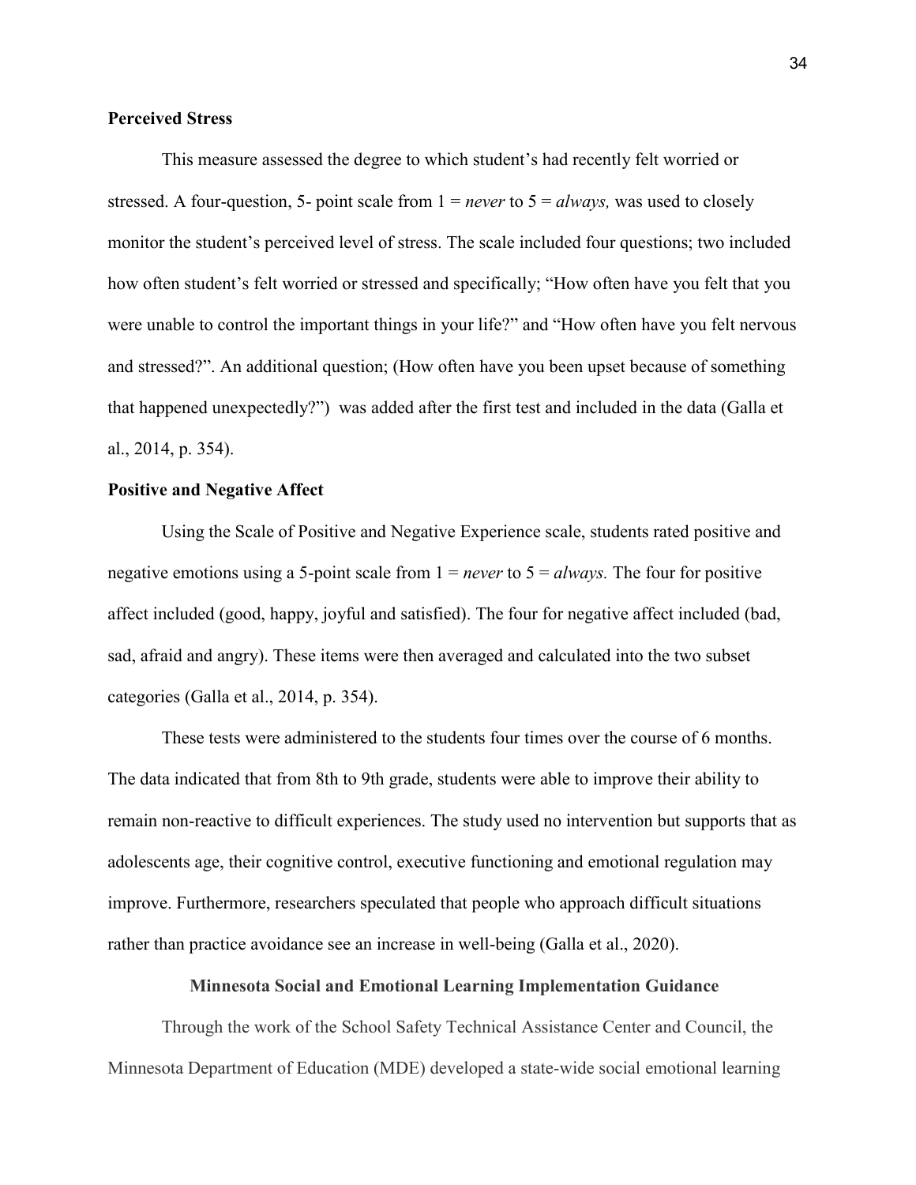**Perceived Stress**

This measure assessed the degree to which student's had recently felt worried or stressed. A four-question, 5- point scale from 1 = *never* to 5 = *always,* was used to closely monitor the student's perceived level of stress. The scale included four questions; two included how often student's felt worried or stressed and specifically; "How often have you felt that you were unable to control the important things in your life?" and "How often have you felt nervous and stressed?". An additional question; (How often have you been upset because of something that happened unexpectedly?") was added after the first test and included in the data (Galla et al., 2014, p. 354).

**Positive and Negative Affect**

Using the Scale of Positive and Negative Experience scale, students rated positive and negative emotions using a 5-point scale from 1 = *never* to 5 = *always.* The four for positive affect included (good, happy, joyful and satisfied). The four for negative affect included (bad, sad, afraid and angry). These items were then averaged and calculated into the two subset categories (Galla et al., 2014, p. 354).

These tests were administered to the students four times over the course of 6 months. The data indicated that from 8th to 9th grade, students were able to improve their ability to remain non-reactive to difficult experiences. The study used no intervention but supports that as adolescents age, their cognitive control, executive functioning and emotional regulation may improve. Furthermore, researchers speculated that people who approach difficult situations rather than practice avoidance see an increase in well-being (Galla et al., 2020).

## Minnesota Social and Emotional Learning Implementation Guidance

Through the work of the School Safety Technical Assistance Center and Council, the Minnesota Department of Education (MDE) developed a state-wide social emotional learning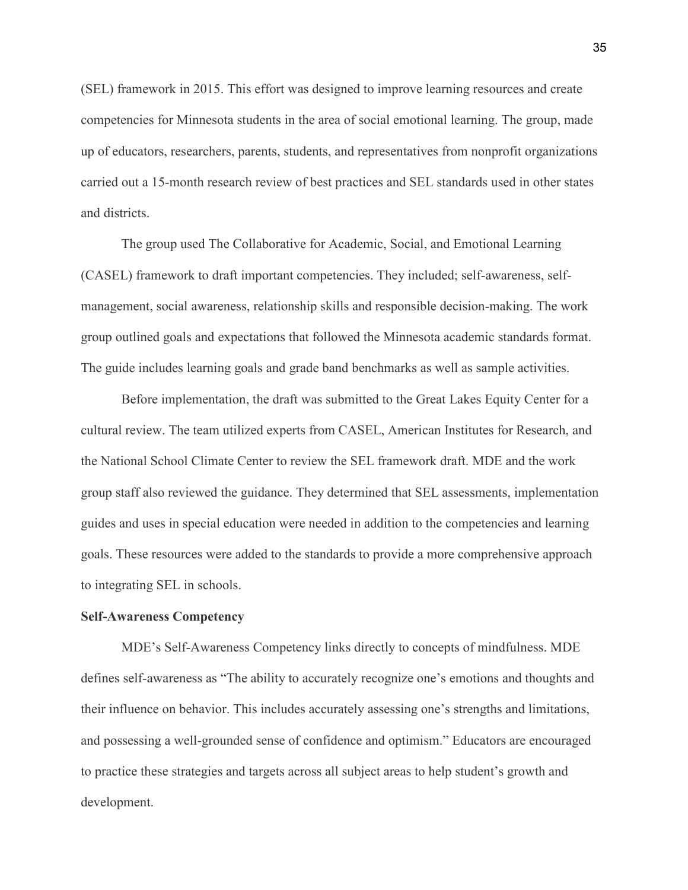(SEL) framework in 2015. This effort was designed to improve learning resources and create competencies for Minnesota students in the area of social emotional learning. The group, made up of educators, researchers, parents, students, and representatives from nonprofit organizations carried out a 15-month research review of best practices and SEL standards used in other states and districts.

The group used The Collaborative for Academic, Social, and Emotional Learning (CASEL) framework to draft important competencies. They included; self-awareness, self-management, social awareness, relationship skills and responsible decision-making. The work group outlined goals and expectations that followed the Minnesota academic standards format. The guide includes learning goals and grade band benchmarks as well as sample activities.

Before implementation, the draft was submitted to the Great Lakes Equity Center for a cultural review. The team utilized experts from CASEL, American Institutes for Research, and the National School Climate Center to review the SEL framework draft. MDE and the work group staff also reviewed the guidance. They determined that SEL assessments, implementation guides and uses in special education were needed in addition to the competencies and learning goals. These resources were added to the standards to provide a more comprehensive approach to integrating SEL in schools.

**Self-Awareness Competency**

MDE's Self-Awareness Competency links directly to concepts of mindfulness. MDE defines self-awareness as "The ability to accurately recognize one's emotions and thoughts and their influence on behavior. This includes accurately assessing one's strengths and limitations, and possessing a well-grounded sense of confidence and optimism." Educators are encouraged to practice these strategies and targets across all subject areas to help student's growth and development.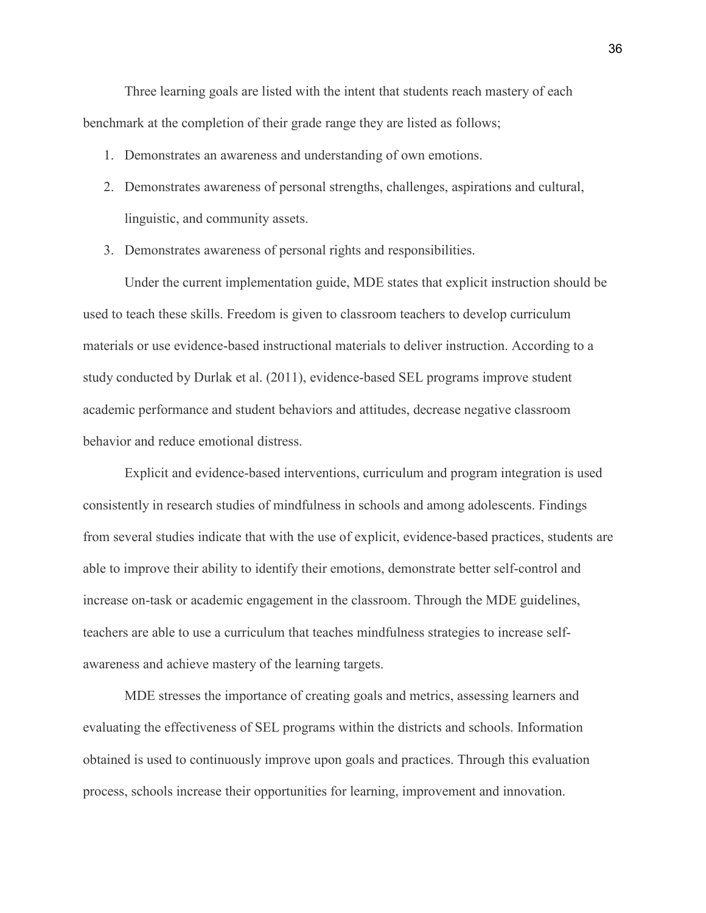Three learning goals are listed with the intent that students reach mastery of each benchmark at the completion of their grade range they are listed as follows;

1. Demonstrates an awareness and understanding of own emotions.
2. Demonstrates awareness of personal strengths, challenges, aspirations and cultural, linguistic, and community assets.
3. Demonstrates awareness of personal rights and responsibilities.

Under the current implementation guide, MDE states that explicit instruction should be used to teach these skills. Freedom is given to classroom teachers to develop curriculum materials or use evidence-based instructional materials to deliver instruction. According to a study conducted by Durlak et al. (2011), evidence-based SEL programs improve student academic performance and student behaviors and attitudes, decrease negative classroom behavior and reduce emotional distress.

Explicit and evidence-based interventions, curriculum and program integration is used consistently in research studies of mindfulness in schools and among adolescents. Findings from several studies indicate that with the use of explicit, evidence-based practices, students are able to improve their ability to identify their emotions, demonstrate better self-control and increase on-task or academic engagement in the classroom. Through the MDE guidelines, teachers are able to use a curriculum that teaches mindfulness strategies to increase self-awareness and achieve mastery of the learning targets.

MDE stresses the importance of creating goals and metrics, assessing learners and evaluating the effectiveness of SEL programs within the districts and schools. Information obtained is used to continuously improve upon goals and practices. Through this evaluation process, schools increase their opportunities for learning, improvement and innovation.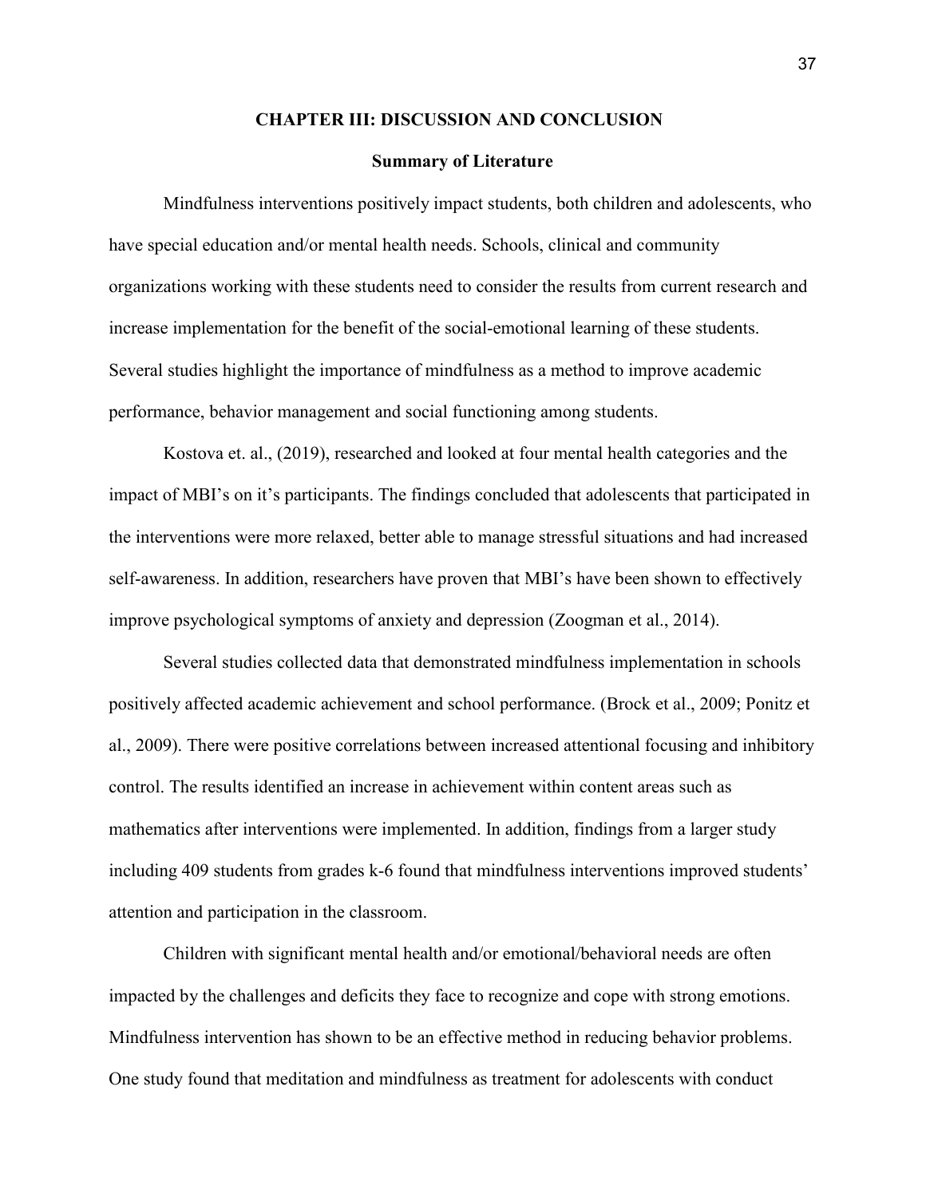# CHAPTER III: DISCUSSION AND CONCLUSION

## Summary of Literature

Mindfulness interventions positively impact students, both children and adolescents, who have special education and/or mental health needs. Schools, clinical and community organizations working with these students need to consider the results from current research and increase implementation for the benefit of the social-emotional learning of these students. Several studies highlight the importance of mindfulness as a method to improve academic performance, behavior management and social functioning among students.

Kostova et. al., (2019), researched and looked at four mental health categories and the impact of MBI's on it's participants. The findings concluded that adolescents that participated in the interventions were more relaxed, better able to manage stressful situations and had increased self-awareness. In addition, researchers have proven that MBI's have been shown to effectively improve psychological symptoms of anxiety and depression (Zoogman et al., 2014).

Several studies collected data that demonstrated mindfulness implementation in schools positively affected academic achievement and school performance. (Brock et al., 2009; Ponitz et al., 2009). There were positive correlations between increased attentional focusing and inhibitory control. The results identified an increase in achievement within content areas such as mathematics after interventions were implemented. In addition, findings from a larger study including 409 students from grades k-6 found that mindfulness interventions improved students' attention and participation in the classroom.

Children with significant mental health and/or emotional/behavioral needs are often impacted by the challenges and deficits they face to recognize and cope with strong emotions. Mindfulness intervention has shown to be an effective method in reducing behavior problems. One study found that meditation and mindfulness as treatment for adolescents with conduct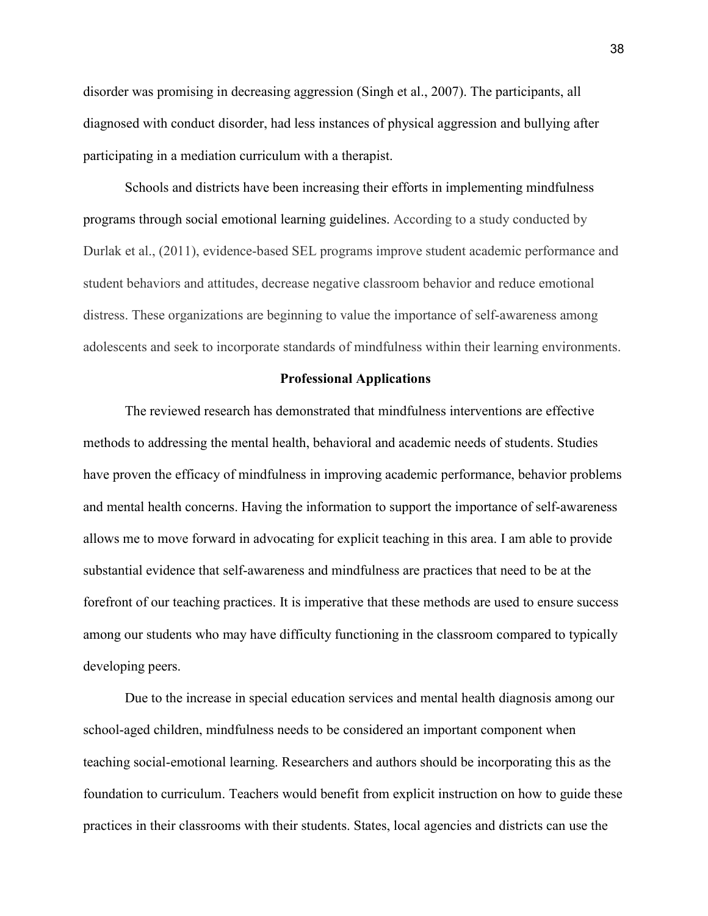disorder was promising in decreasing aggression (Singh et al., 2007). The participants, all diagnosed with conduct disorder, had less instances of physical aggression and bullying after participating in a mediation curriculum with a therapist.

Schools and districts have been increasing their efforts in implementing mindfulness programs through social emotional learning guidelines. According to a study conducted by Durlak et al., (2011), evidence-based SEL programs improve student academic performance and student behaviors and attitudes, decrease negative classroom behavior and reduce emotional distress. These organizations are beginning to value the importance of self-awareness among adolescents and seek to incorporate standards of mindfulness within their learning environments.

## Professional Applications

The reviewed research has demonstrated that mindfulness interventions are effective methods to addressing the mental health, behavioral and academic needs of students. Studies have proven the efficacy of mindfulness in improving academic performance, behavior problems and mental health concerns. Having the information to support the importance of self-awareness allows me to move forward in advocating for explicit teaching in this area. I am able to provide substantial evidence that self-awareness and mindfulness are practices that need to be at the forefront of our teaching practices. It is imperative that these methods are used to ensure success among our students who may have difficulty functioning in the classroom compared to typically developing peers.

Due to the increase in special education services and mental health diagnosis among our school-aged children, mindfulness needs to be considered an important component when teaching social-emotional learning. Researchers and authors should be incorporating this as the foundation to curriculum. Teachers would benefit from explicit instruction on how to guide these practices in their classrooms with their students. States, local agencies and districts can use the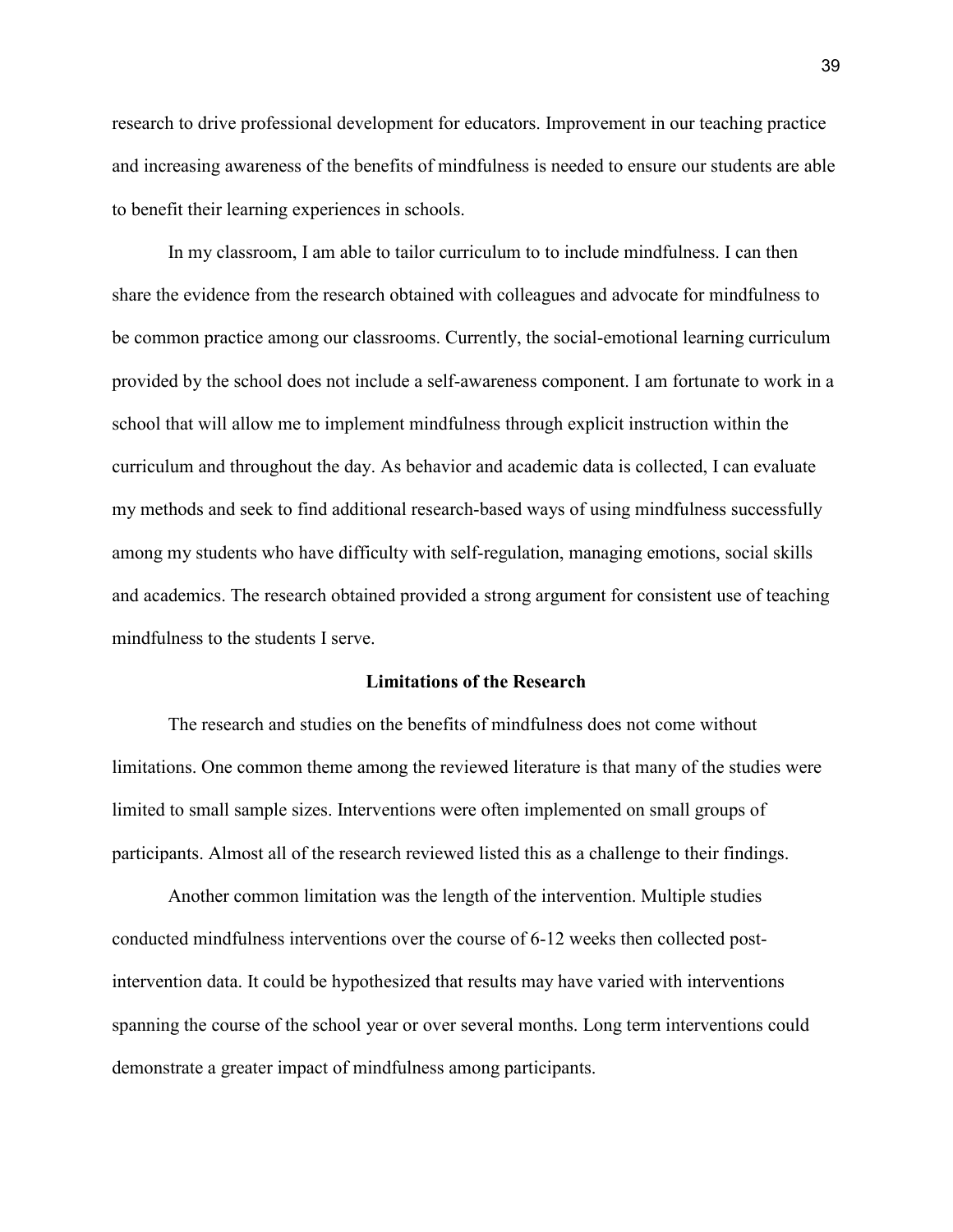research to drive professional development for educators. Improvement in our teaching practice and increasing awareness of the benefits of mindfulness is needed to ensure our students are able to benefit their learning experiences in schools.

In my classroom, I am able to tailor curriculum to to include mindfulness. I can then share the evidence from the research obtained with colleagues and advocate for mindfulness to be common practice among our classrooms. Currently, the social-emotional learning curriculum provided by the school does not include a self-awareness component. I am fortunate to work in a school that will allow me to implement mindfulness through explicit instruction within the curriculum and throughout the day. As behavior and academic data is collected, I can evaluate my methods and seek to find additional research-based ways of using mindfulness successfully among my students who have difficulty with self-regulation, managing emotions, social skills and academics. The research obtained provided a strong argument for consistent use of teaching mindfulness to the students I serve.

## Limitations of the Research

The research and studies on the benefits of mindfulness does not come without limitations. One common theme among the reviewed literature is that many of the studies were limited to small sample sizes. Interventions were often implemented on small groups of participants. Almost all of the research reviewed listed this as a challenge to their findings.

Another common limitation was the length of the intervention. Multiple studies conducted mindfulness interventions over the course of 6-12 weeks then collected post-intervention data. It could be hypothesized that results may have varied with interventions spanning the course of the school year or over several months. Long term interventions could demonstrate a greater impact of mindfulness among participants.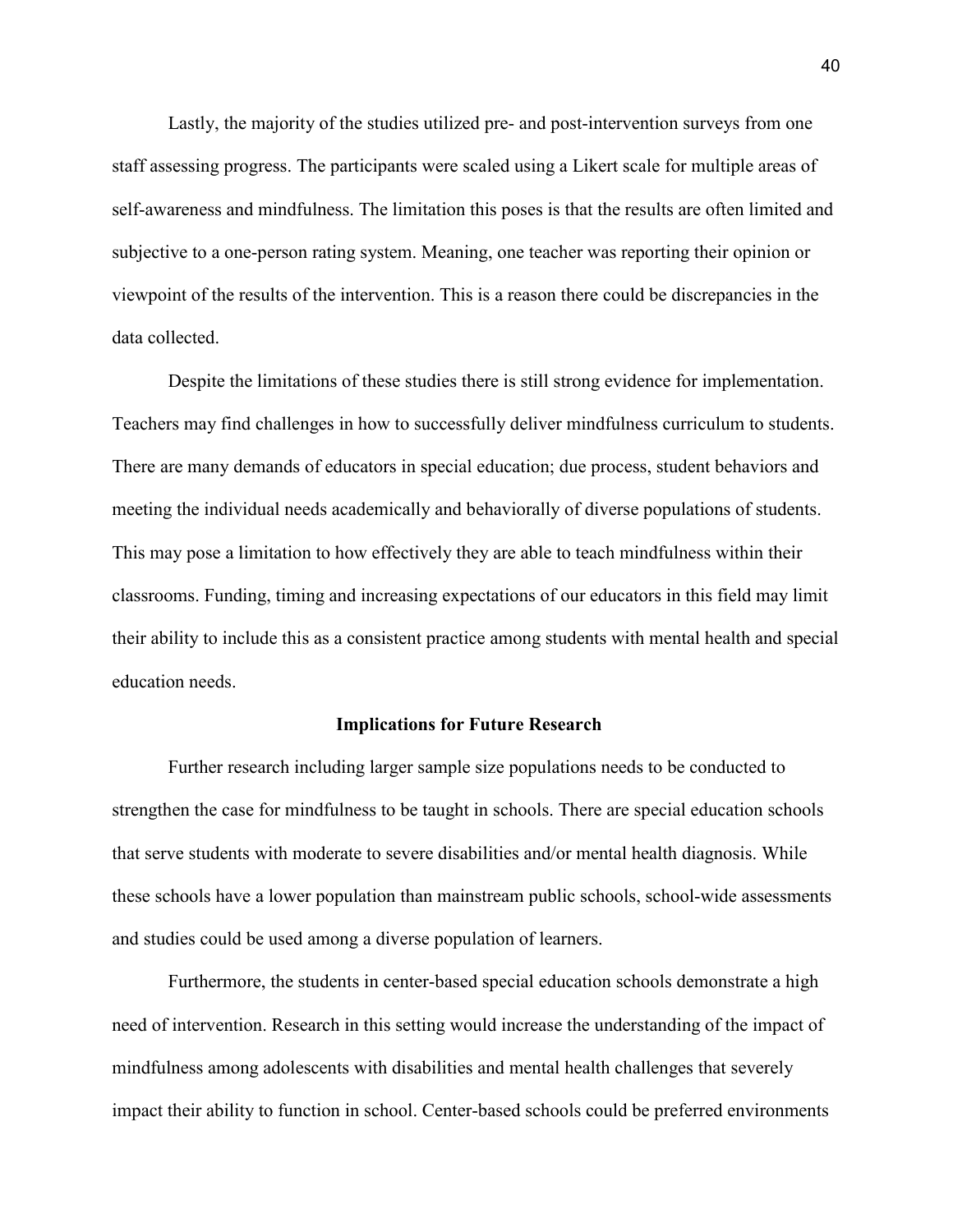Lastly, the majority of the studies utilized pre- and post-intervention surveys from one staff assessing progress. The participants were scaled using a Likert scale for multiple areas of self-awareness and mindfulness. The limitation this poses is that the results are often limited and subjective to a one-person rating system. Meaning, one teacher was reporting their opinion or viewpoint of the results of the intervention. This is a reason there could be discrepancies in the data collected.

Despite the limitations of these studies there is still strong evidence for implementation. Teachers may find challenges in how to successfully deliver mindfulness curriculum to students. There are many demands of educators in special education; due process, student behaviors and meeting the individual needs academically and behaviorally of diverse populations of students. This may pose a limitation to how effectively they are able to teach mindfulness within their classrooms. Funding, timing and increasing expectations of our educators in this field may limit their ability to include this as a consistent practice among students with mental health and special education needs.

## Implications for Future Research

Further research including larger sample size populations needs to be conducted to strengthen the case for mindfulness to be taught in schools. There are special education schools that serve students with moderate to severe disabilities and/or mental health diagnosis. While these schools have a lower population than mainstream public schools, school-wide assessments and studies could be used among a diverse population of learners.

Furthermore, the students in center-based special education schools demonstrate a high need of intervention. Research in this setting would increase the understanding of the impact of mindfulness among adolescents with disabilities and mental health challenges that severely impact their ability to function in school. Center-based schools could be preferred environments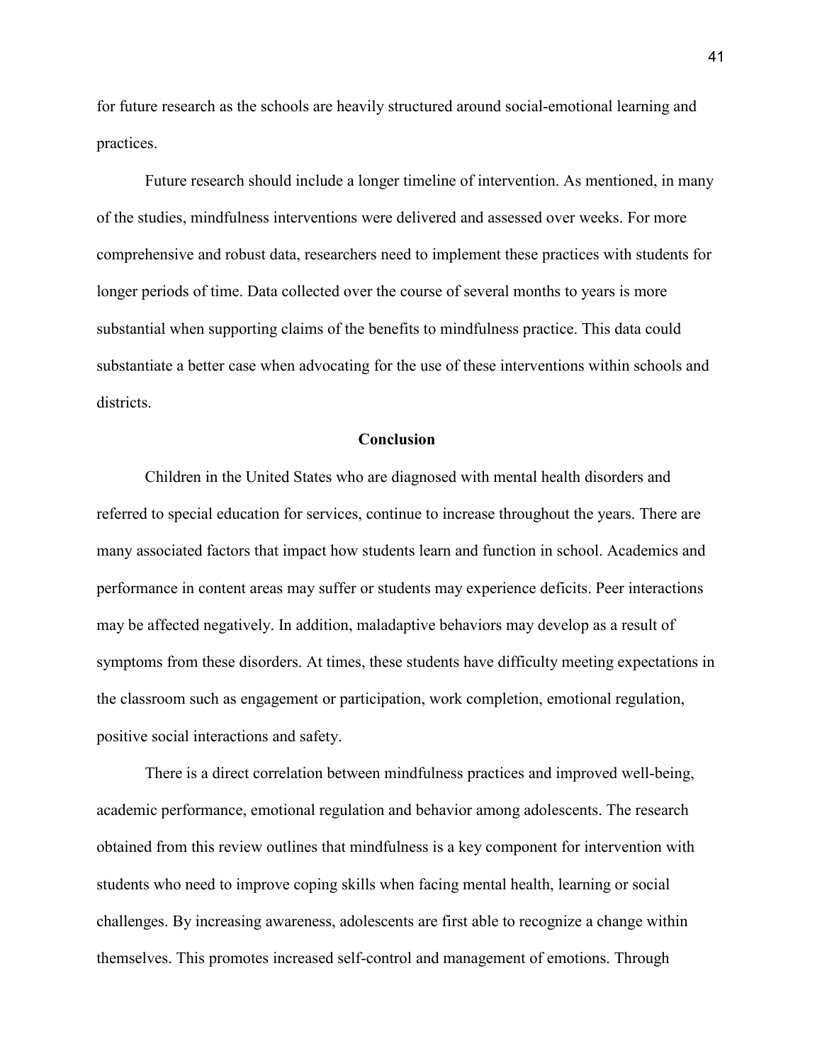for future research as the schools are heavily structured around social-emotional learning and practices.

Future research should include a longer timeline of intervention. As mentioned, in many of the studies, mindfulness interventions were delivered and assessed over weeks. For more comprehensive and robust data, researchers need to implement these practices with students for longer periods of time. Data collected over the course of several months to years is more substantial when supporting claims of the benefits to mindfulness practice. This data could substantiate a better case when advocating for the use of these interventions within schools and districts.

## Conclusion

Children in the United States who are diagnosed with mental health disorders and referred to special education for services, continue to increase throughout the years. There are many associated factors that impact how students learn and function in school. Academics and performance in content areas may suffer or students may experience deficits. Peer interactions may be affected negatively. In addition, maladaptive behaviors may develop as a result of symptoms from these disorders. At times, these students have difficulty meeting expectations in the classroom such as engagement or participation, work completion, emotional regulation, positive social interactions and safety.

There is a direct correlation between mindfulness practices and improved well-being, academic performance, emotional regulation and behavior among adolescents. The research obtained from this review outlines that mindfulness is a key component for intervention with students who need to improve coping skills when facing mental health, learning or social challenges. By increasing awareness, adolescents are first able to recognize a change within themselves. This promotes increased self-control and management of emotions. Through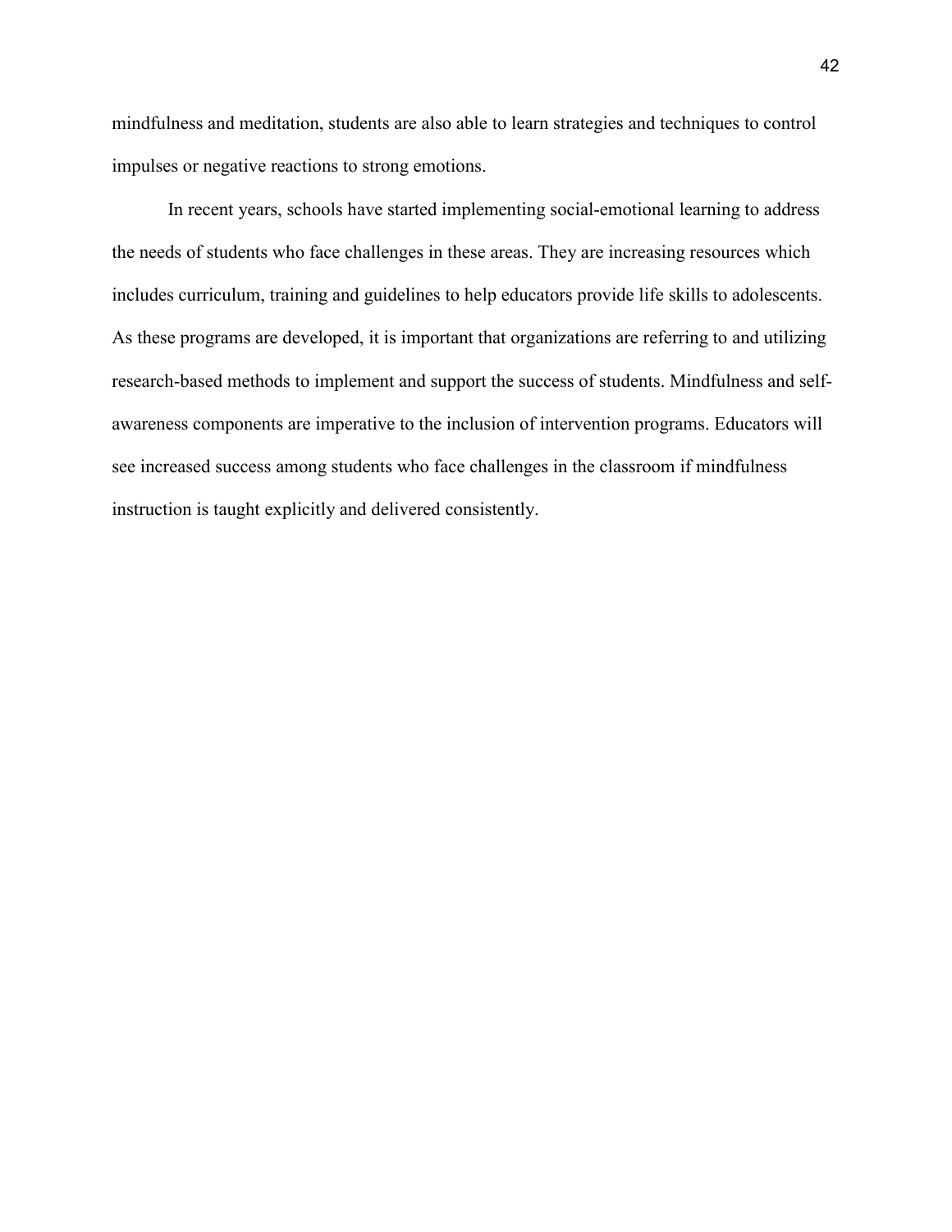mindfulness and meditation, students are also able to learn strategies and techniques to control impulses or negative reactions to strong emotions.

In recent years, schools have started implementing social-emotional learning to address the needs of students who face challenges in these areas. They are increasing resources which includes curriculum, training and guidelines to help educators provide life skills to adolescents. As these programs are developed, it is important that organizations are referring to and utilizing research-based methods to implement and support the success of students. Mindfulness and self-awareness components are imperative to the inclusion of intervention programs. Educators will see increased success among students who face challenges in the classroom if mindfulness instruction is taught explicitly and delivered consistently.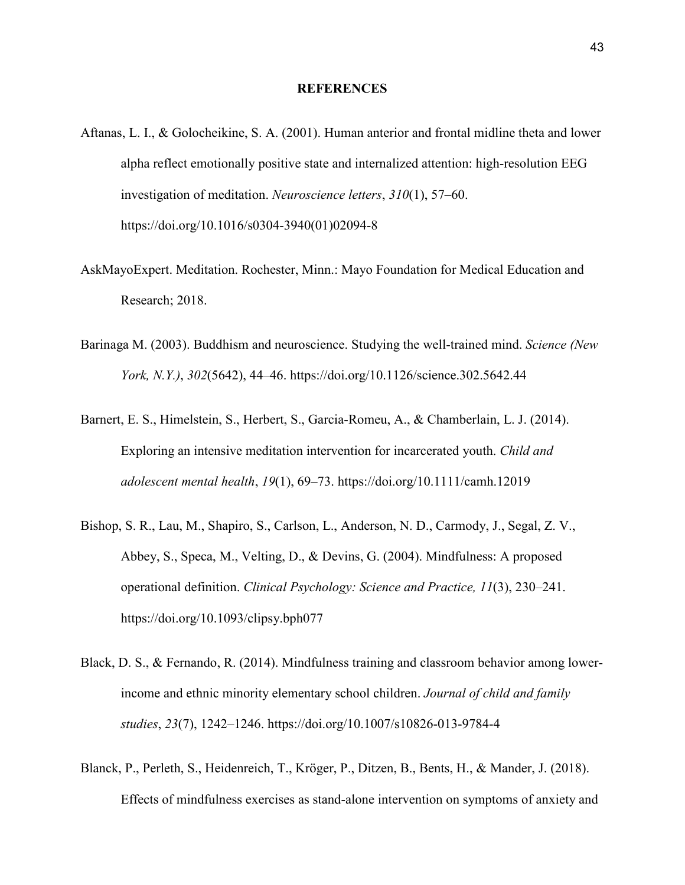# REFERENCES

Aftanas, L. I., & Golocheikine, S. A. (2001). Human anterior and frontal midline theta and lower alpha reflect emotionally positive state and internalized attention: high-resolution EEG investigation of meditation. *Neuroscience letters*, *310*(1), 57–60. https://doi.org/10.1016/s0304-3940(01)02094-8

AskMayoExpert. Meditation. Rochester, Minn.: Mayo Foundation for Medical Education and Research; 2018.

Barinaga M. (2003). Buddhism and neuroscience. Studying the well-trained mind. *Science (New York, N.Y.)*, *302*(5642), 44–46. https://doi.org/10.1126/science.302.5642.44

Barnert, E. S., Himelstein, S., Herbert, S., Garcia-Romeu, A., & Chamberlain, L. J. (2014). Exploring an intensive meditation intervention for incarcerated youth. *Child and adolescent mental health*, *19*(1), 69–73. https://doi.org/10.1111/camh.12019

Bishop, S. R., Lau, M., Shapiro, S., Carlson, L., Anderson, N. D., Carmody, J., Segal, Z. V., Abbey, S., Speca, M., Velting, D., & Devins, G. (2004). Mindfulness: A proposed operational definition. *Clinical Psychology: Science and Practice, 11*(3), 230–241. https://doi.org/10.1093/clipsy.bph077

Black, D. S., & Fernando, R. (2014). Mindfulness training and classroom behavior among lower-income and ethnic minority elementary school children. *Journal of child and family studies*, *23*(7), 1242–1246. https://doi.org/10.1007/s10826-013-9784-4

Blanck, P., Perleth, S., Heidenreich, T., Kröger, P., Ditzen, B., Bents, H., & Mander, J. (2018). Effects of mindfulness exercises as stand-alone intervention on symptoms of anxiety and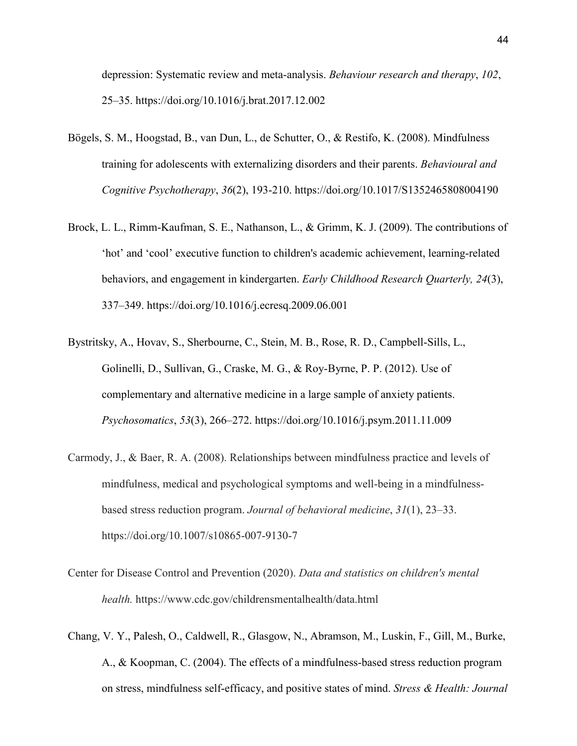depression: Systematic review and meta-analysis. *Behaviour research and therapy*, *102*, 25–35. https://doi.org/10.1016/j.brat.2017.12.002

Bögels, S. M., Hoogstad, B., van Dun, L., de Schutter, O., & Restifo, K. (2008). Mindfulness training for adolescents with externalizing disorders and their parents. *Behavioural and Cognitive Psychotherapy*, *36*(2), 193-210. https://doi.org/10.1017/S1352465808004190

Brock, L. L., Rimm-Kaufman, S. E., Nathanson, L., & Grimm, K. J. (2009). The contributions of 'hot' and 'cool' executive function to children's academic achievement, learning-related behaviors, and engagement in kindergarten. *Early Childhood Research Quarterly, 24*(3), 337–349. https://doi.org/10.1016/j.ecresq.2009.06.001

Bystritsky, A., Hovav, S., Sherbourne, C., Stein, M. B., Rose, R. D., Campbell-Sills, L., Golinelli, D., Sullivan, G., Craske, M. G., & Roy-Byrne, P. P. (2012). Use of complementary and alternative medicine in a large sample of anxiety patients. *Psychosomatics*, *53*(3), 266–272. https://doi.org/10.1016/j.psym.2011.11.009

Carmody, J., & Baer, R. A. (2008). Relationships between mindfulness practice and levels of mindfulness, medical and psychological symptoms and well-being in a mindfulness-based stress reduction program. *Journal of behavioral medicine*, *31*(1), 23–33. https://doi.org/10.1007/s10865-007-9130-7

Center for Disease Control and Prevention (2020). *Data and statistics on children's mental health.* https://www.cdc.gov/childrensmentalhealth/data.html

Chang, V. Y., Palesh, O., Caldwell, R., Glasgow, N., Abramson, M., Luskin, F., Gill, M., Burke, A., & Koopman, C. (2004). The effects of a mindfulness-based stress reduction program on stress, mindfulness self-efficacy, and positive states of mind. *Stress & Health: Journal*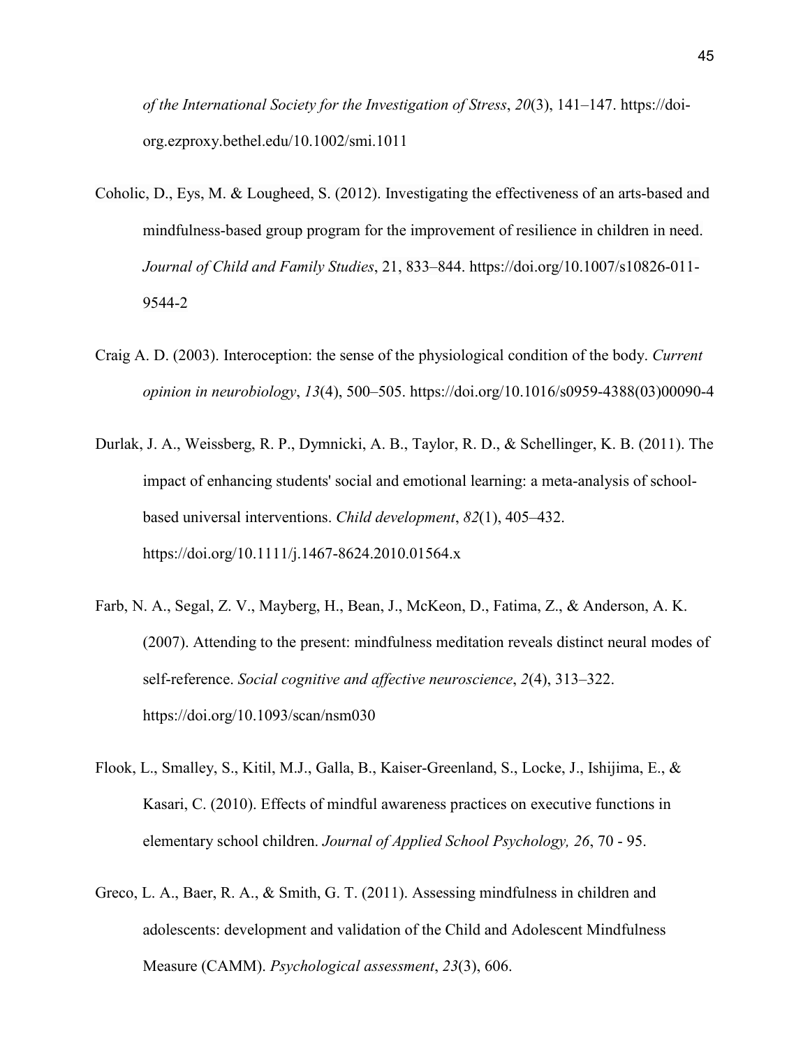*of the International Society for the Investigation of Stress*, *20*(3), 141–147. https://doi-org.ezproxy.bethel.edu/10.1002/smi.1011

Coholic, D., Eys, M. & Lougheed, S. (2012). Investigating the effectiveness of an arts-based and mindfulness-based group program for the improvement of resilience in children in need. *Journal of Child and Family Studies*, 21, 833–844. https://doi.org/10.1007/s10826-011-9544-2

Craig A. D. (2003). Interoception: the sense of the physiological condition of the body. *Current opinion in neurobiology*, *13*(4), 500–505. https://doi.org/10.1016/s0959-4388(03)00090-4

Durlak, J. A., Weissberg, R. P., Dymnicki, A. B., Taylor, R. D., & Schellinger, K. B. (2011). The impact of enhancing students' social and emotional learning: a meta-analysis of school-based universal interventions. *Child development*, *82*(1), 405–432. https://doi.org/10.1111/j.1467-8624.2010.01564.x

Farb, N. A., Segal, Z. V., Mayberg, H., Bean, J., McKeon, D., Fatima, Z., & Anderson, A. K. (2007). Attending to the present: mindfulness meditation reveals distinct neural modes of self-reference. *Social cognitive and affective neuroscience*, *2*(4), 313–322. https://doi.org/10.1093/scan/nsm030

Flook, L., Smalley, S., Kitil, M.J., Galla, B., Kaiser-Greenland, S., Locke, J., Ishijima, E., & Kasari, C. (2010). Effects of mindful awareness practices on executive functions in elementary school children. *Journal of Applied School Psychology, 26*, 70 - 95.

Greco, L. A., Baer, R. A., & Smith, G. T. (2011). Assessing mindfulness in children and adolescents: development and validation of the Child and Adolescent Mindfulness Measure (CAMM). *Psychological assessment*, *23*(3), 606.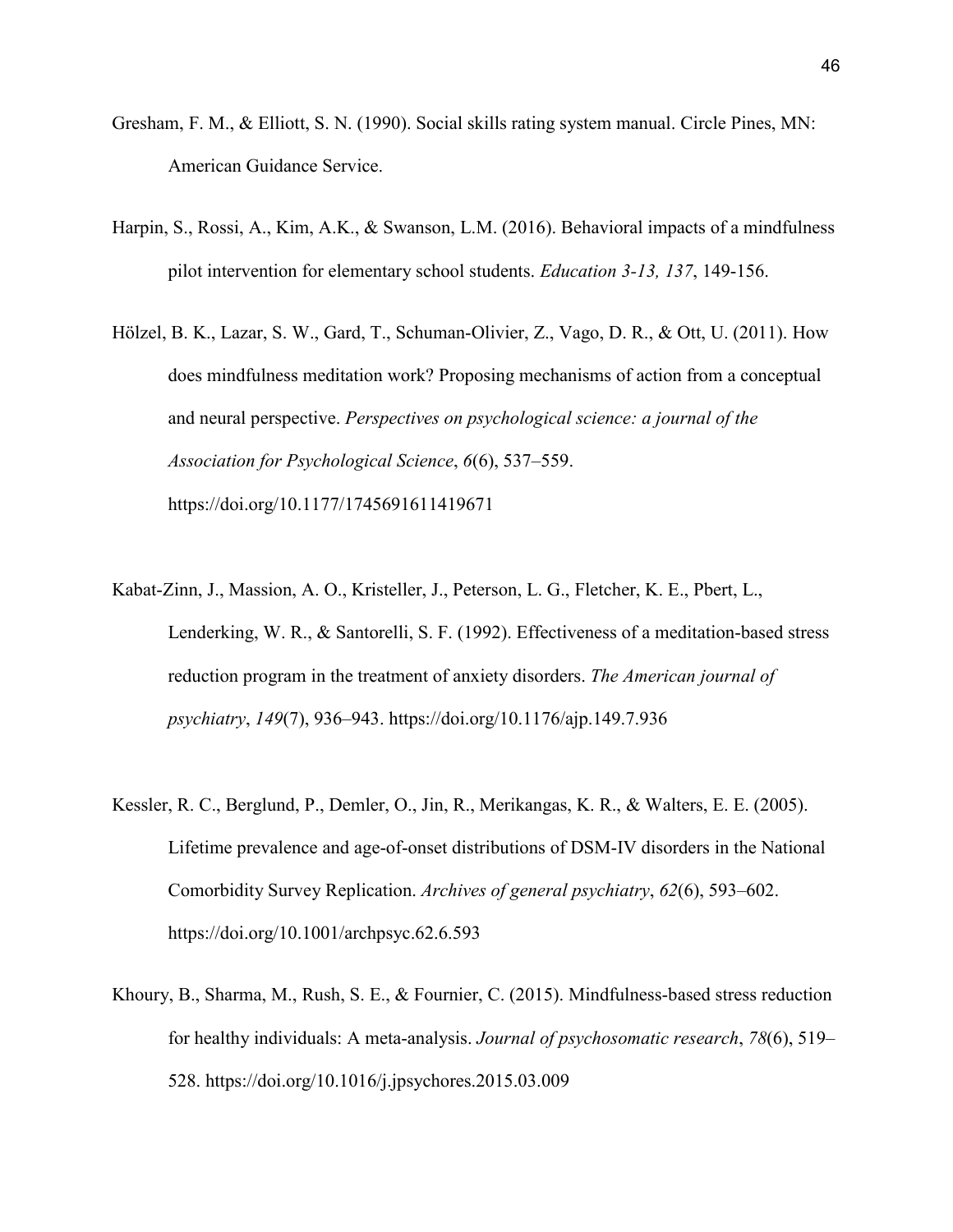Gresham, F. M., & Elliott, S. N. (1990). Social skills rating system manual. Circle Pines, MN: American Guidance Service.

Harpin, S., Rossi, A., Kim, A.K., & Swanson, L.M. (2016). Behavioral impacts of a mindfulness pilot intervention for elementary school students. *Education 3-13, 137*, 149-156.

Hölzel, B. K., Lazar, S. W., Gard, T., Schuman-Olivier, Z., Vago, D. R., & Ott, U. (2011). How does mindfulness meditation work? Proposing mechanisms of action from a conceptual and neural perspective. *Perspectives on psychological science: a journal of the Association for Psychological Science*, *6*(6), 537–559. https://doi.org/10.1177/1745691611419671

Kabat-Zinn, J., Massion, A. O., Kristeller, J., Peterson, L. G., Fletcher, K. E., Pbert, L., Lenderking, W. R., & Santorelli, S. F. (1992). Effectiveness of a meditation-based stress reduction program in the treatment of anxiety disorders. *The American journal of psychiatry*, *149*(7), 936–943. https://doi.org/10.1176/ajp.149.7.936

Kessler, R. C., Berglund, P., Demler, O., Jin, R., Merikangas, K. R., & Walters, E. E. (2005). Lifetime prevalence and age-of-onset distributions of DSM-IV disorders in the National Comorbidity Survey Replication. *Archives of general psychiatry*, *62*(6), 593–602. https://doi.org/10.1001/archpsyc.62.6.593

Khoury, B., Sharma, M., Rush, S. E., & Fournier, C. (2015). Mindfulness-based stress reduction for healthy individuals: A meta-analysis. *Journal of psychosomatic research*, *78*(6), 519–528. https://doi.org/10.1016/j.jpsychores.2015.03.009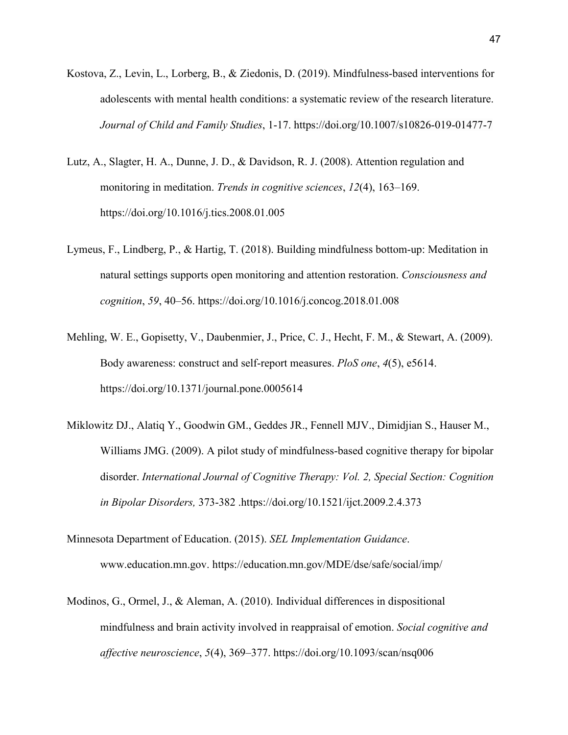Kostova, Z., Levin, L., Lorberg, B., & Ziedonis, D. (2019). Mindfulness-based interventions for adolescents with mental health conditions: a systematic review of the research literature. *Journal of Child and Family Studies*, 1-17. https://doi.org/10.1007/s10826-019-01477-7

Lutz, A., Slagter, H. A., Dunne, J. D., & Davidson, R. J. (2008). Attention regulation and monitoring in meditation. *Trends in cognitive sciences*, *12*(4), 163–169. https://doi.org/10.1016/j.tics.2008.01.005

Lymeus, F., Lindberg, P., & Hartig, T. (2018). Building mindfulness bottom-up: Meditation in natural settings supports open monitoring and attention restoration. *Consciousness and cognition*, *59*, 40–56. https://doi.org/10.1016/j.concog.2018.01.008

Mehling, W. E., Gopisetty, V., Daubenmier, J., Price, C. J., Hecht, F. M., & Stewart, A. (2009). Body awareness: construct and self-report measures. *PloS one*, *4*(5), e5614. https://doi.org/10.1371/journal.pone.0005614

Miklowitz DJ., Alatiq Y., Goodwin GM., Geddes JR., Fennell MJV., Dimidjian S., Hauser M., Williams JMG. (2009). A pilot study of mindfulness-based cognitive therapy for bipolar disorder. *International Journal of Cognitive Therapy: Vol. 2, Special Section: Cognition in Bipolar Disorders,* 373-382 .https://doi.org/10.1521/ijct.2009.2.4.373

Minnesota Department of Education. (2015). *SEL Implementation Guidance*. www.education.mn.gov. https://education.mn.gov/MDE/dse/safe/social/imp/

Modinos, G., Ormel, J., & Aleman, A. (2010). Individual differences in dispositional mindfulness and brain activity involved in reappraisal of emotion. *Social cognitive and affective neuroscience*, *5*(4), 369–377. https://doi.org/10.1093/scan/nsq006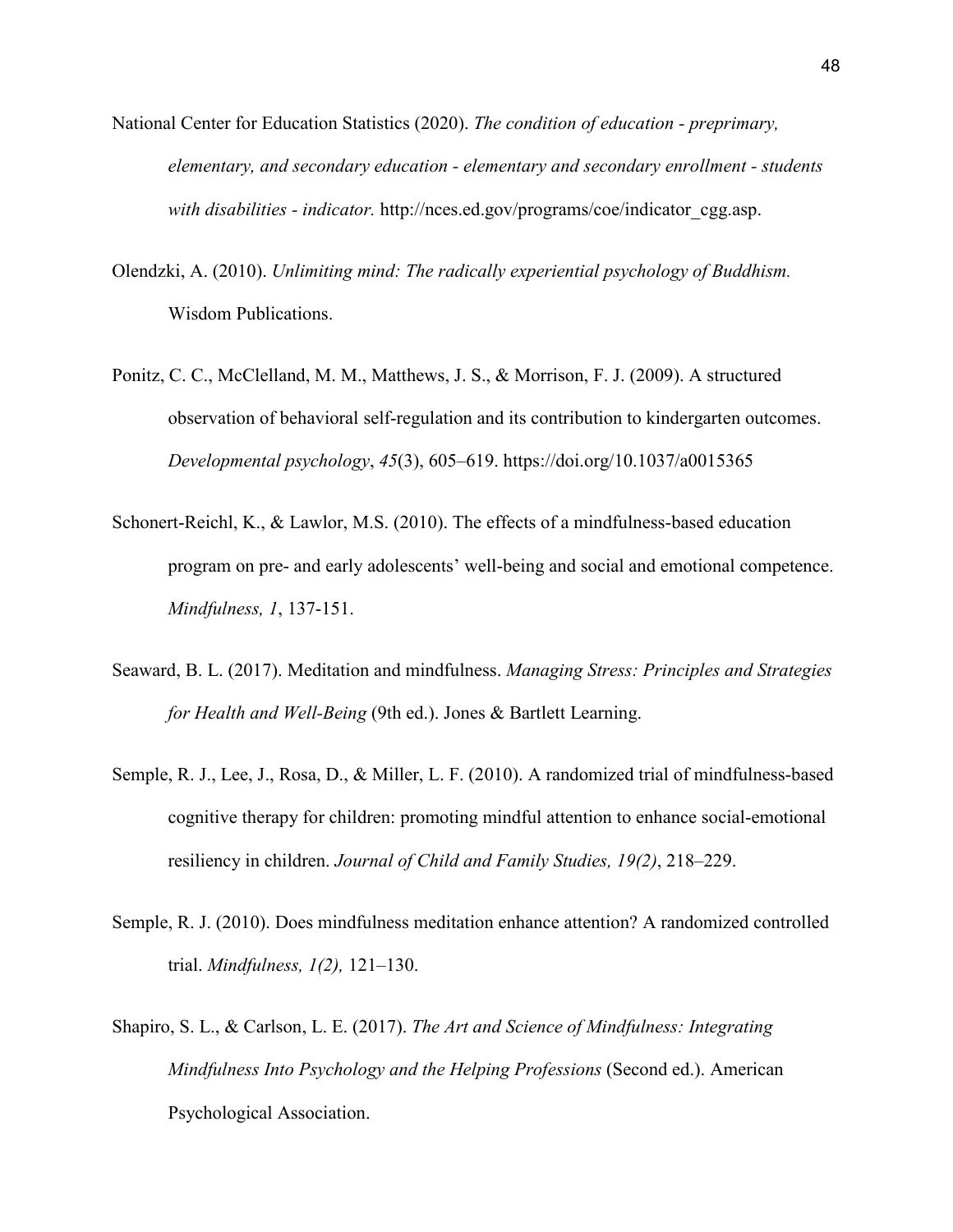National Center for Education Statistics (2020). *The condition of education - preprimary, elementary, and secondary education - elementary and secondary enrollment - students with disabilities - indicator.* http://nces.ed.gov/programs/coe/indicator_cgg.asp.

Olendzki, A. (2010). *Unlimiting mind: The radically experiential psychology of Buddhism.* Wisdom Publications.

Ponitz, C. C., McClelland, M. M., Matthews, J. S., & Morrison, F. J. (2009). A structured observation of behavioral self-regulation and its contribution to kindergarten outcomes. *Developmental psychology*, *45*(3), 605–619. https://doi.org/10.1037/a0015365

Schonert-Reichl, K., & Lawlor, M.S. (2010). The effects of a mindfulness-based education program on pre- and early adolescents' well-being and social and emotional competence. *Mindfulness, 1*, 137-151.

Seaward, B. L. (2017). Meditation and mindfulness. *Managing Stress: Principles and Strategies for Health and Well-Being* (9th ed.). Jones & Bartlett Learning.

Semple, R. J., Lee, J., Rosa, D., & Miller, L. F. (2010). A randomized trial of mindfulness-based cognitive therapy for children: promoting mindful attention to enhance social-emotional resiliency in children. *Journal of Child and Family Studies, 19(2)*, 218–229.

Semple, R. J. (2010). Does mindfulness meditation enhance attention? A randomized controlled trial. *Mindfulness, 1(2),* 121–130.

Shapiro, S. L., & Carlson, L. E. (2017). *The Art and Science of Mindfulness: Integrating Mindfulness Into Psychology and the Helping Professions* (Second ed.). American Psychological Association.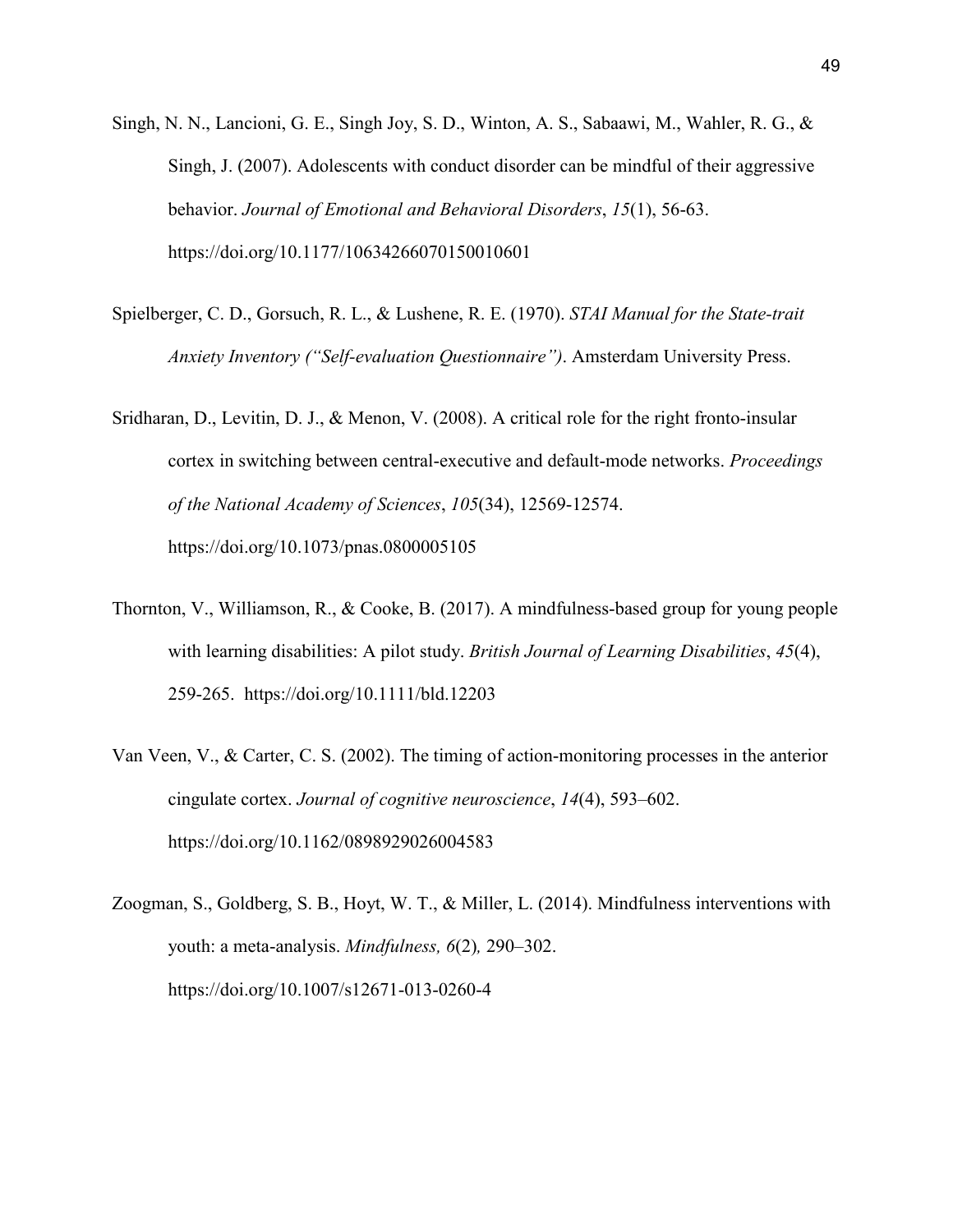Singh, N. N., Lancioni, G. E., Singh Joy, S. D., Winton, A. S., Sabaawi, M., Wahler, R. G., & Singh, J. (2007). Adolescents with conduct disorder can be mindful of their aggressive behavior. *Journal of Emotional and Behavioral Disorders*, *15*(1), 56-63. https://doi.org/10.1177/10634266070150010601

Spielberger, C. D., Gorsuch, R. L., & Lushene, R. E. (1970). *STAI Manual for the State-trait Anxiety Inventory ("Self-evaluation Questionnaire")*. Amsterdam University Press.

Sridharan, D., Levitin, D. J., & Menon, V. (2008). A critical role for the right fronto-insular cortex in switching between central-executive and default-mode networks. *Proceedings of the National Academy of Sciences*, *105*(34), 12569-12574. https://doi.org/10.1073/pnas.0800005105

Thornton, V., Williamson, R., & Cooke, B. (2017). A mindfulness-based group for young people with learning disabilities: A pilot study. *British Journal of Learning Disabilities*, *45*(4), 259-265. https://doi.org/10.1111/bld.12203

Van Veen, V., & Carter, C. S. (2002). The timing of action-monitoring processes in the anterior cingulate cortex. *Journal of cognitive neuroscience*, *14*(4), 593–602. https://doi.org/10.1162/0898929026004583

Zoogman, S., Goldberg, S. B., Hoyt, W. T., & Miller, L. (2014). Mindfulness interventions with youth: a meta-analysis. *Mindfulness, 6*(2)*,* 290–302. https://doi.org/10.1007/s12671-013-0260-4